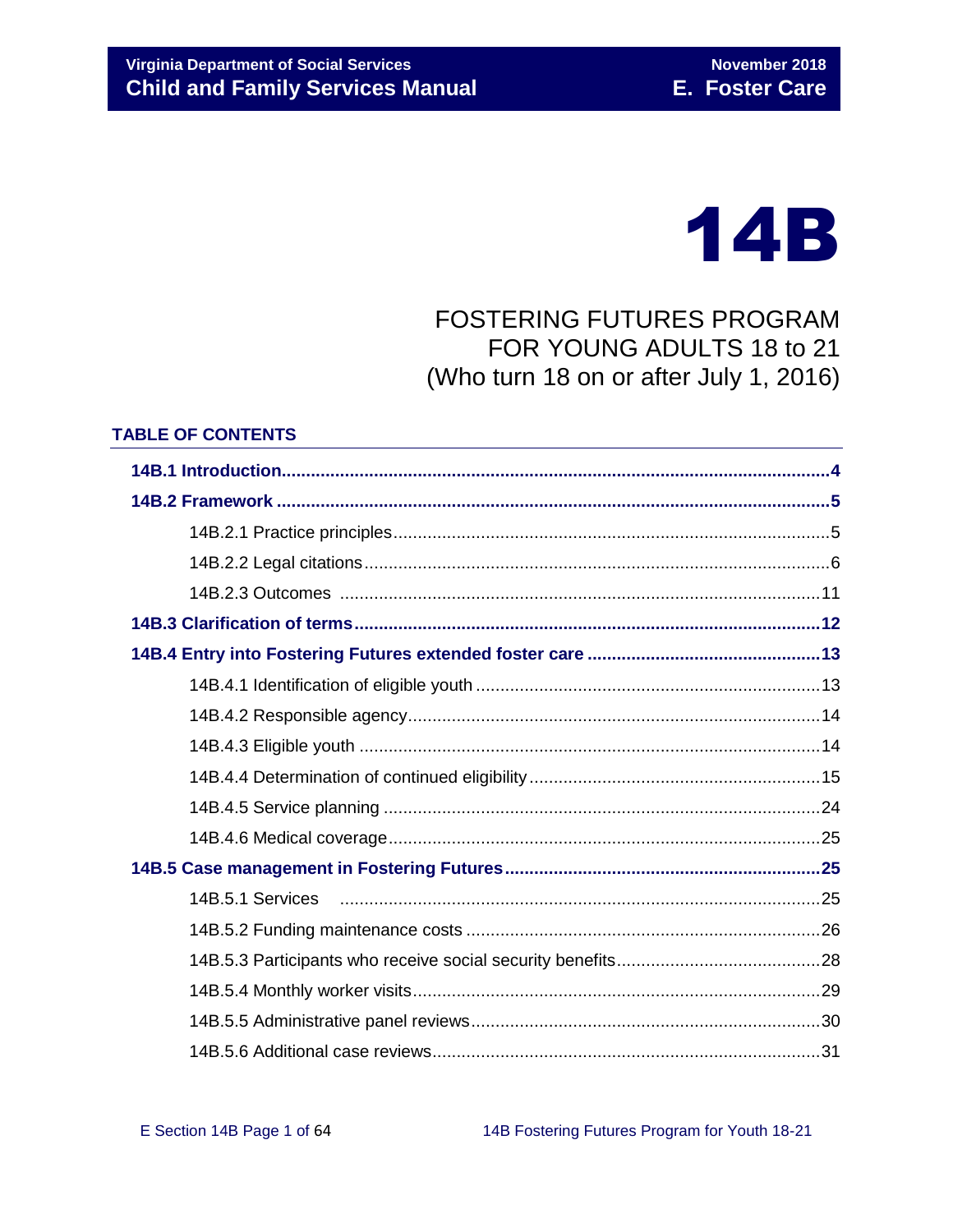# 14B

## FOSTERING FUTURES PROGRAM FOR YOUNG ADULTS 18 to 21 (Who turn 18 on or after July 1, 2016)

### TABLE OF CONTENTS

**14B.1 Introduction** ..... 4

**14B.2 Framework** ..... 5

- 14B.2.1 Practice principles ..... 5
- 14B.2.2 Legal citations ..... 6
- 14B.2.3 Outcomes ..... 11

**14B.3 Clarification of terms** ..... 12

**14B.4 Entry into Fostering Futures extended foster care** ..... 13

- 14B.4.1 Identification of eligible youth ..... 13
- 14B.4.2 Responsible agency ..... 14
- 14B.4.3 Eligible youth ..... 14
- 14B.4.4 Determination of continued eligibility ..... 15
- 14B.4.5 Service planning ..... 24
- 14B.4.6 Medical coverage ..... 25

**14B.5 Case management in Fostering Futures** ..... 25

- 14B.5.1 Services ..... 25
- 14B.5.2 Funding maintenance costs ..... 26
- 14B.5.3 Participants who receive social security benefits ..... 28
- 14B.5.4 Monthly worker visits ..... 29
- 14B.5.5 Administrative panel reviews ..... 30
- 14B.5.6 Additional case reviews ..... 31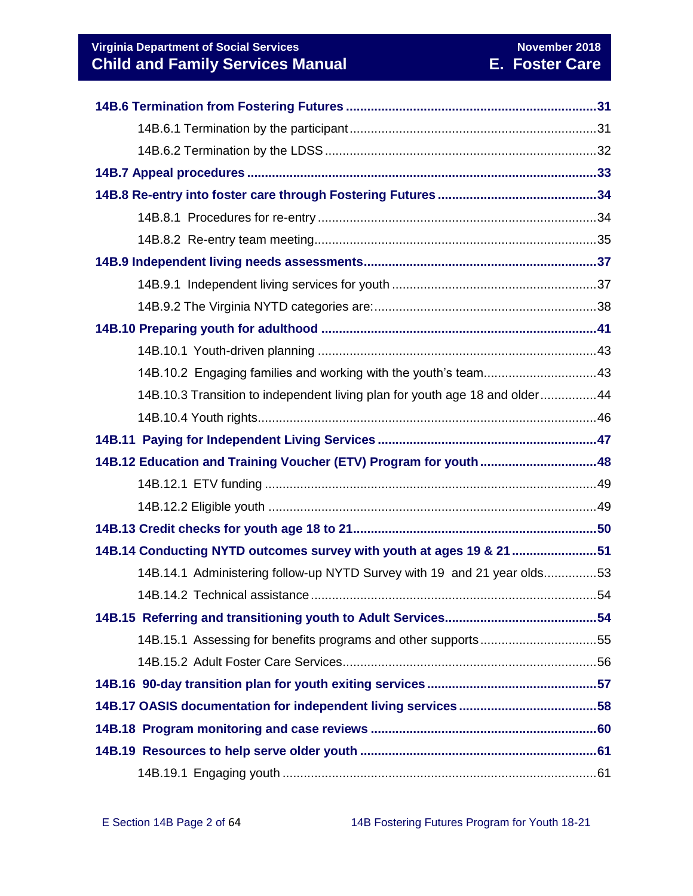**14B.6 Termination from Fostering Futures** ..... 31

- 14B.6.1 Termination by the participant ..... 31
- 14B.6.2 Termination by the LDSS ..... 32

**14B.7 Appeal procedures** ..... 33

**14B.8 Re-entry into foster care through Fostering Futures** ..... 34

- 14B.8.1 Procedures for re-entry ..... 34
- 14B.8.2 Re-entry team meeting ..... 35

**14B.9 Independent living needs assessments** ..... 37

- 14B.9.1 Independent living services for youth ..... 37
- 14B.9.2 The Virginia NYTD categories are: ..... 38

**14B.10 Preparing youth for adulthood** ..... 41

- 14B.10.1 Youth-driven planning ..... 43
- 14B.10.2 Engaging families and working with the youth's team ..... 43
- 14B.10.3 Transition to independent living plan for youth age 18 and older ..... 44
- 14B.10.4 Youth rights ..... 46

**14B.11 Paying for Independent Living Services** ..... 47

**14B.12 Education and Training Voucher (ETV) Program for youth** ..... 48

- 14B.12.1 ETV funding ..... 49
- 14B.12.2 Eligible youth ..... 49

**14B.13 Credit checks for youth age 18 to 21** ..... 50

**14B.14 Conducting NYTD outcomes survey with youth at ages 19 & 21** ..... 51

- 14B.14.1 Administering follow-up NYTD Survey with 19 and 21 year olds ..... 53
- 14B.14.2 Technical assistance ..... 54

**14B.15 Referring and transitioning youth to Adult Services** ..... 54

- 14B.15.1 Assessing for benefits programs and other supports ..... 55
- 14B.15.2 Adult Foster Care Services ..... 56

**14B.16 90-day transition plan for youth exiting services** ..... 57

**14B.17 OASIS documentation for independent living services** ..... 58

**14B.18 Program monitoring and case reviews** ..... 60

**14B.19 Resources to help serve older youth** ..... 61

- 14B.19.1 Engaging youth ..... 61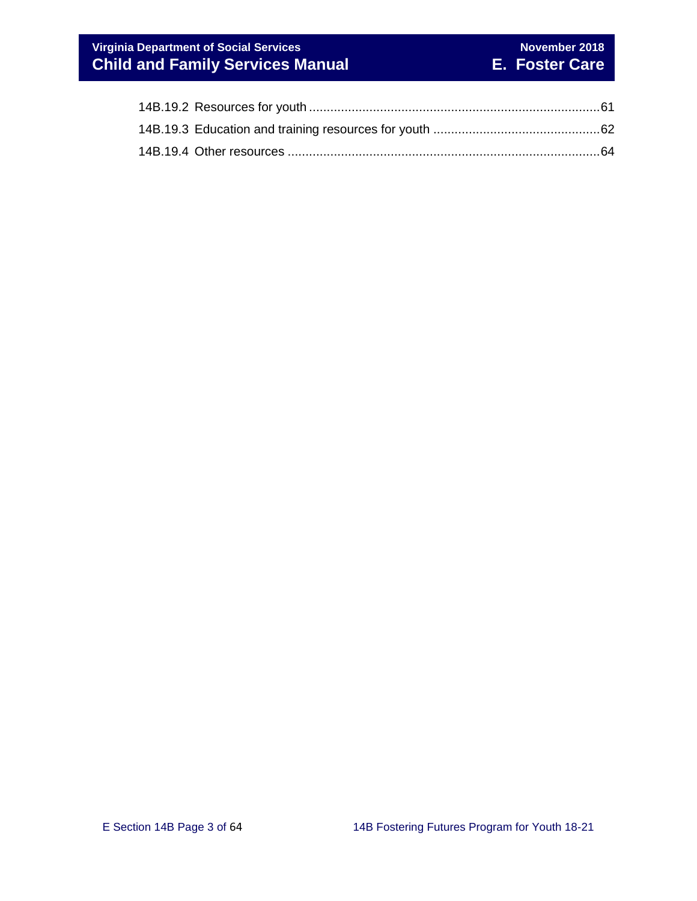14B.19.2 Resources for youth ....................................................................................61

14B.19.3 Education and training resources for youth ...............................................62

14B.19.4 Other resources .........................................................................................64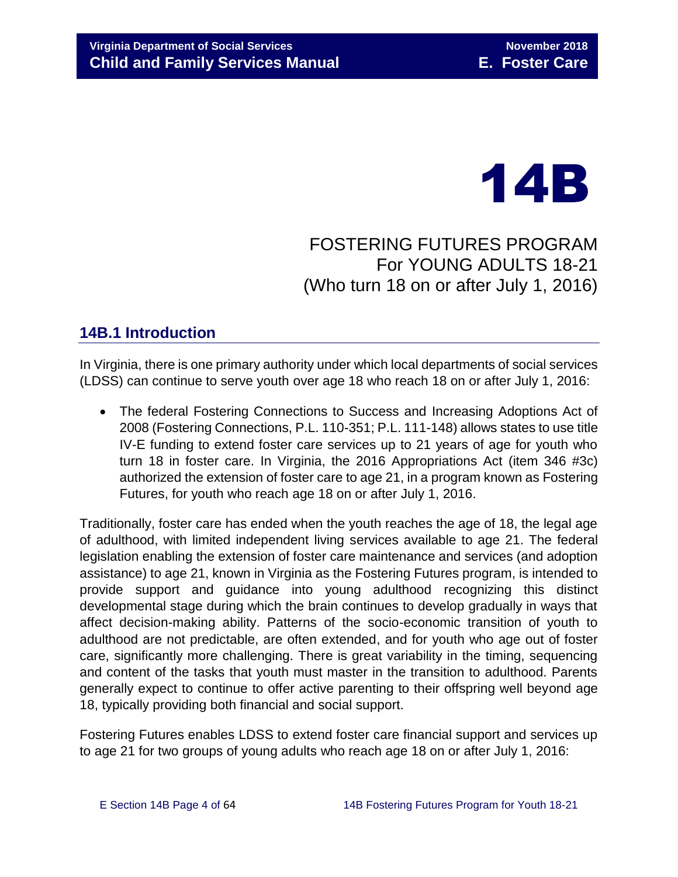# 14B

## FOSTERING FUTURES PROGRAM For YOUNG ADULTS 18-21 (Who turn 18 on or after July 1, 2016)

## 14B.1 Introduction

In Virginia, there is one primary authority under which local departments of social services (LDSS) can continue to serve youth over age 18 who reach 18 on or after July 1, 2016:

- The federal Fostering Connections to Success and Increasing Adoptions Act of 2008 (Fostering Connections, P.L. 110-351; P.L. 111-148) allows states to use title IV-E funding to extend foster care services up to 21 years of age for youth who turn 18 in foster care. In Virginia, the 2016 Appropriations Act (item 346 #3c) authorized the extension of foster care to age 21, in a program known as Fostering Futures, for youth who reach age 18 on or after July 1, 2016.

Traditionally, foster care has ended when the youth reaches the age of 18, the legal age of adulthood, with limited independent living services available to age 21. The federal legislation enabling the extension of foster care maintenance and services (and adoption assistance) to age 21, known in Virginia as the Fostering Futures program, is intended to provide support and guidance into young adulthood recognizing this distinct developmental stage during which the brain continues to develop gradually in ways that affect decision-making ability. Patterns of the socio-economic transition of youth to adulthood are not predictable, are often extended, and for youth who age out of foster care, significantly more challenging. There is great variability in the timing, sequencing and content of the tasks that youth must master in the transition to adulthood. Parents generally expect to continue to offer active parenting to their offspring well beyond age 18, typically providing both financial and social support.

Fostering Futures enables LDSS to extend foster care financial support and services up to age 21 for two groups of young adults who reach age 18 on or after July 1, 2016: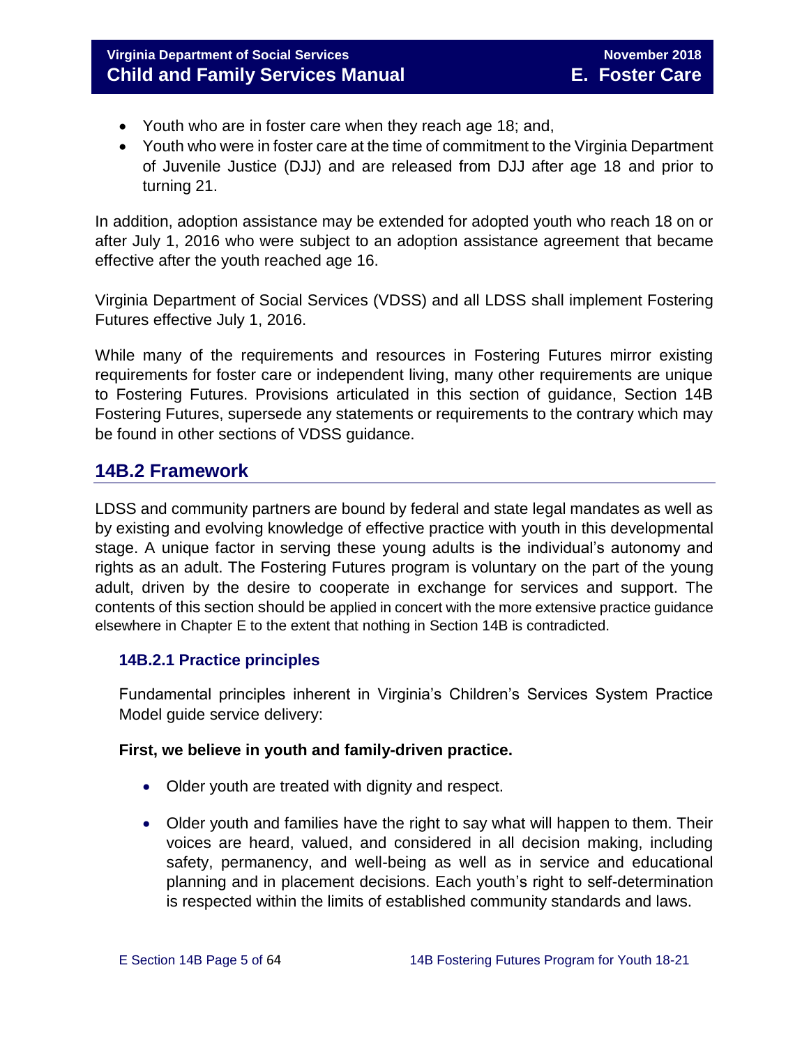- Youth who are in foster care when they reach age 18; and,
- Youth who were in foster care at the time of commitment to the Virginia Department of Juvenile Justice (DJJ) and are released from DJJ after age 18 and prior to turning 21.

In addition, adoption assistance may be extended for adopted youth who reach 18 on or after July 1, 2016 who were subject to an adoption assistance agreement that became effective after the youth reached age 16.

Virginia Department of Social Services (VDSS) and all LDSS shall implement Fostering Futures effective July 1, 2016.

While many of the requirements and resources in Fostering Futures mirror existing requirements for foster care or independent living, many other requirements are unique to Fostering Futures. Provisions articulated in this section of guidance, Section 14B Fostering Futures, supersede any statements or requirements to the contrary which may be found in other sections of VDSS guidance.

## 14B.2 Framework

LDSS and community partners are bound by federal and state legal mandates as well as by existing and evolving knowledge of effective practice with youth in this developmental stage. A unique factor in serving these young adults is the individual's autonomy and rights as an adult. The Fostering Futures program is voluntary on the part of the young adult, driven by the desire to cooperate in exchange for services and support. The contents of this section should be applied in concert with the more extensive practice guidance elsewhere in Chapter E to the extent that nothing in Section 14B is contradicted.

### 14B.2.1 Practice principles

Fundamental principles inherent in Virginia's Children's Services System Practice Model guide service delivery:

**First, we believe in youth and family-driven practice.**

- Older youth are treated with dignity and respect.
- Older youth and families have the right to say what will happen to them. Their voices are heard, valued, and considered in all decision making, including safety, permanency, and well-being as well as in service and educational planning and in placement decisions. Each youth's right to self-determination is respected within the limits of established community standards and laws.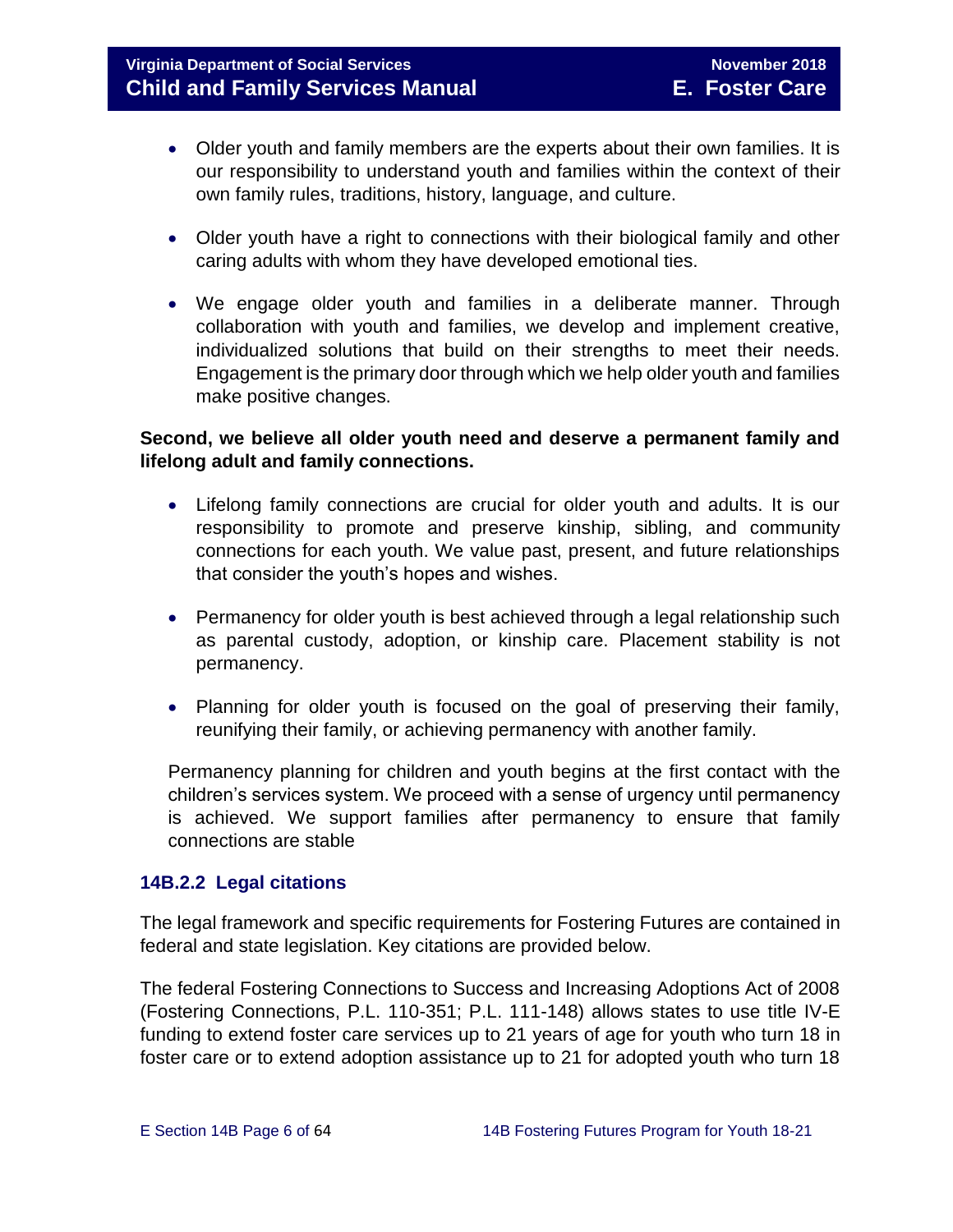- Older youth and family members are the experts about their own families. It is our responsibility to understand youth and families within the context of their own family rules, traditions, history, language, and culture.

- Older youth have a right to connections with their biological family and other caring adults with whom they have developed emotional ties.

- We engage older youth and families in a deliberate manner. Through collaboration with youth and families, we develop and implement creative, individualized solutions that build on their strengths to meet their needs. Engagement is the primary door through which we help older youth and families make positive changes.

**Second, we believe all older youth need and deserve a permanent family and lifelong adult and family connections.**

- Lifelong family connections are crucial for older youth and adults. It is our responsibility to promote and preserve kinship, sibling, and community connections for each youth. We value past, present, and future relationships that consider the youth's hopes and wishes.

- Permanency for older youth is best achieved through a legal relationship such as parental custody, adoption, or kinship care. Placement stability is not permanency.

- Planning for older youth is focused on the goal of preserving their family, reunifying their family, or achieving permanency with another family.

Permanency planning for children and youth begins at the first contact with the children's services system. We proceed with a sense of urgency until permanency is achieved. We support families after permanency to ensure that family connections are stable

### 14B.2.2 Legal citations

The legal framework and specific requirements for Fostering Futures are contained in federal and state legislation. Key citations are provided below.

The federal Fostering Connections to Success and Increasing Adoptions Act of 2008 (Fostering Connections, P.L. 110-351; P.L. 111-148) allows states to use title IV-E funding to extend foster care services up to 21 years of age for youth who turn 18 in foster care or to extend adoption assistance up to 21 for adopted youth who turn 18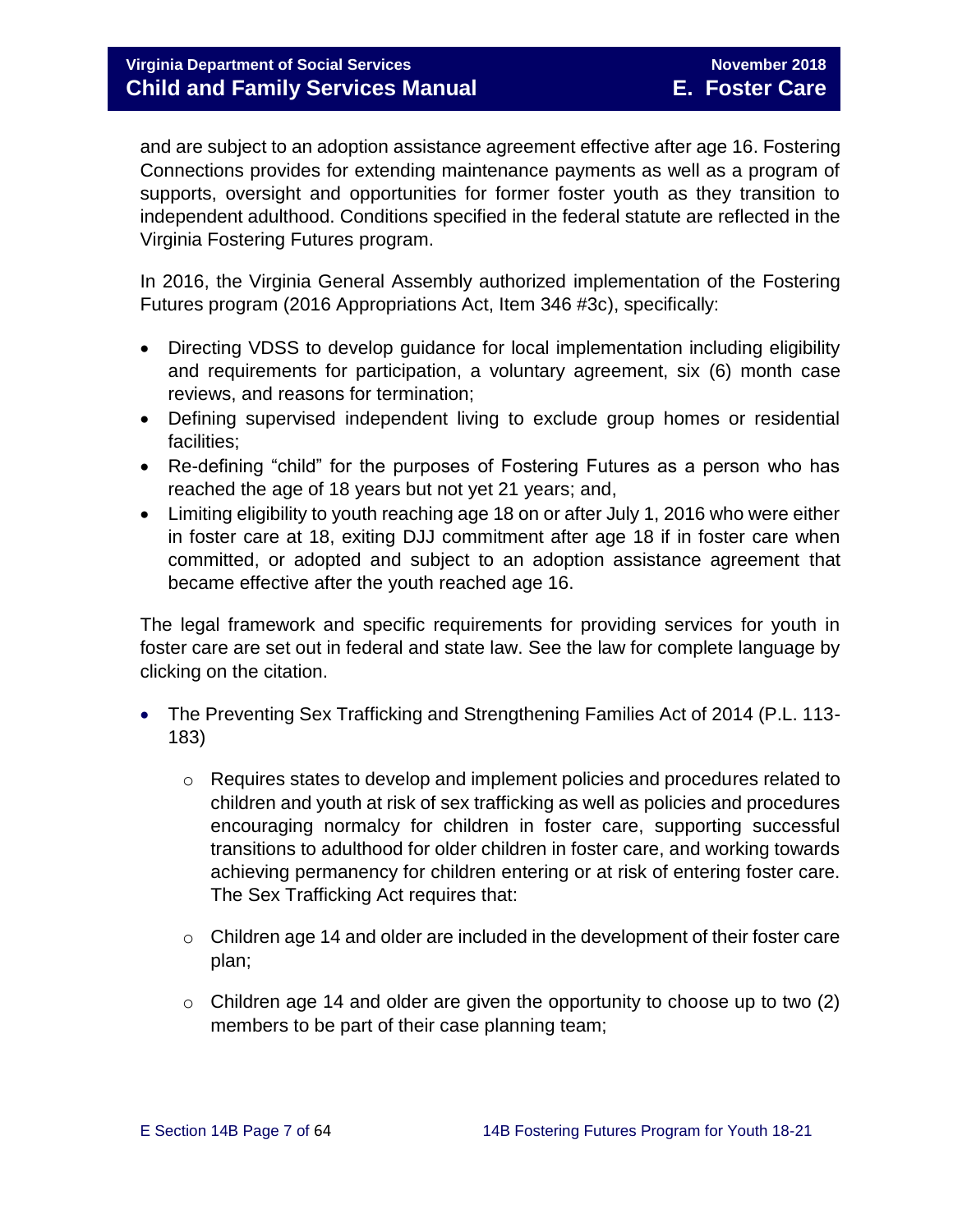and are subject to an adoption assistance agreement effective after age 16. Fostering Connections provides for extending maintenance payments as well as a program of supports, oversight and opportunities for former foster youth as they transition to independent adulthood. Conditions specified in the federal statute are reflected in the Virginia Fostering Futures program.

In 2016, the Virginia General Assembly authorized implementation of the Fostering Futures program (2016 Appropriations Act, Item 346 #3c), specifically:

- Directing VDSS to develop guidance for local implementation including eligibility and requirements for participation, a voluntary agreement, six (6) month case reviews, and reasons for termination;
- Defining supervised independent living to exclude group homes or residential facilities;
- Re-defining "child" for the purposes of Fostering Futures as a person who has reached the age of 18 years but not yet 21 years; and,
- Limiting eligibility to youth reaching age 18 on or after July 1, 2016 who were either in foster care at 18, exiting DJJ commitment after age 18 if in foster care when committed, or adopted and subject to an adoption assistance agreement that became effective after the youth reached age 16.

The legal framework and specific requirements for providing services for youth in foster care are set out in federal and state law. See the law for complete language by clicking on the citation.

- The Preventing Sex Trafficking and Strengthening Families Act of 2014 (P.L. 113-183)
  - Requires states to develop and implement policies and procedures related to children and youth at risk of sex trafficking as well as policies and procedures encouraging normalcy for children in foster care, supporting successful transitions to adulthood for older children in foster care, and working towards achieving permanency for children entering or at risk of entering foster care. The Sex Trafficking Act requires that:
  - Children age 14 and older are included in the development of their foster care plan;
  - Children age 14 and older are given the opportunity to choose up to two (2) members to be part of their case planning team;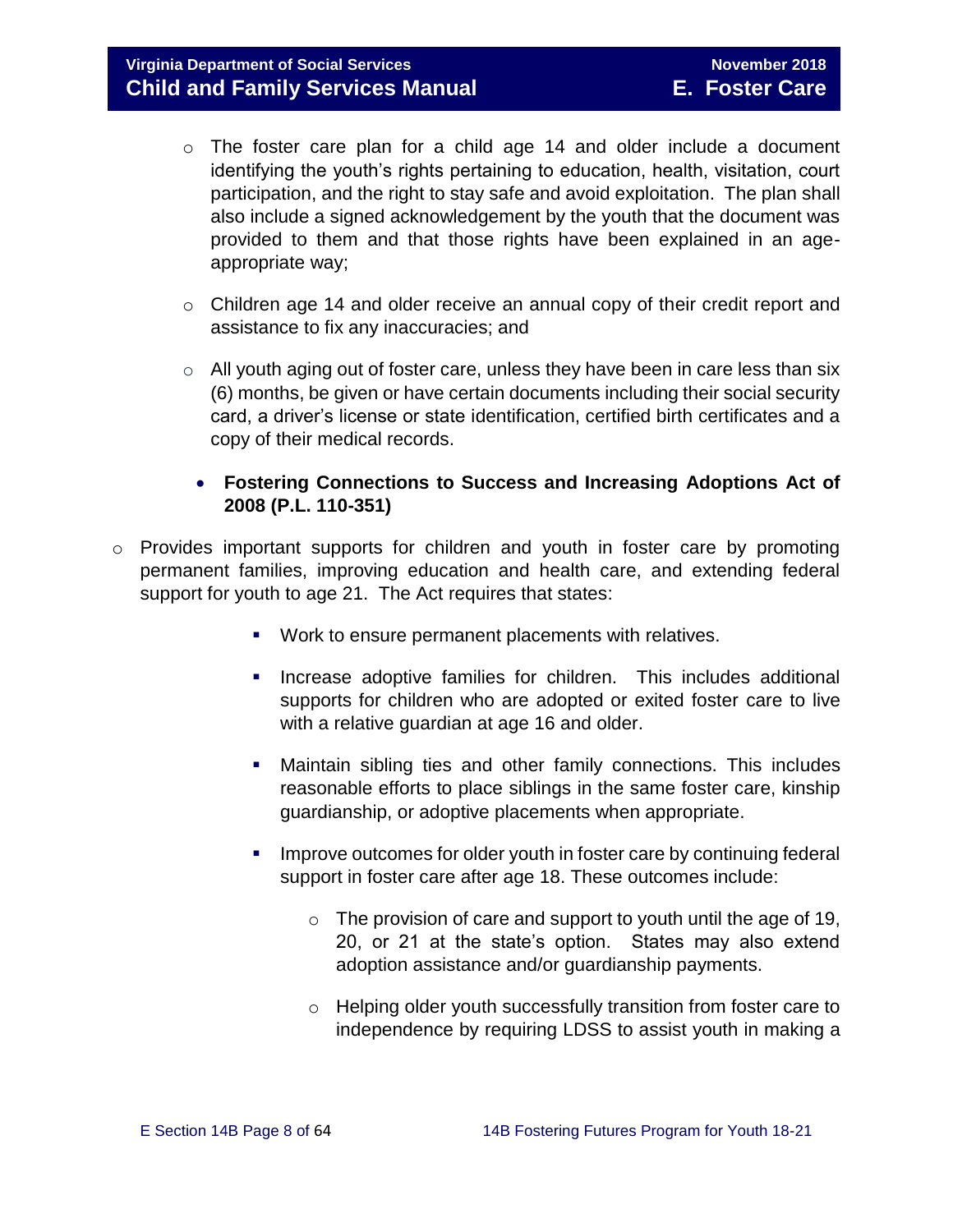- The foster care plan for a child age 14 and older include a document identifying the youth's rights pertaining to education, health, visitation, court participation, and the right to stay safe and avoid exploitation. The plan shall also include a signed acknowledgement by the youth that the document was provided to them and that those rights have been explained in an age-appropriate way;

- Children age 14 and older receive an annual copy of their credit report and assistance to fix any inaccuracies; and

- All youth aging out of foster care, unless they have been in care less than six (6) months, be given or have certain documents including their social security card, a driver's license or state identification, certified birth certificates and a copy of their medical records.

- **Fostering Connections to Success and Increasing Adoptions Act of 2008 (P.L. 110-351)**

- Provides important supports for children and youth in foster care by promoting permanent families, improving education and health care, and extending federal support for youth to age 21. The Act requires that states:

  - Work to ensure permanent placements with relatives.

  - Increase adoptive families for children. This includes additional supports for children who are adopted or exited foster care to live with a relative guardian at age 16 and older.

  - Maintain sibling ties and other family connections. This includes reasonable efforts to place siblings in the same foster care, kinship guardianship, or adoptive placements when appropriate.

  - Improve outcomes for older youth in foster care by continuing federal support in foster care after age 18. These outcomes include:

    - The provision of care and support to youth until the age of 19, 20, or 21 at the state's option. States may also extend adoption assistance and/or guardianship payments.

    - Helping older youth successfully transition from foster care to independence by requiring LDSS to assist youth in making a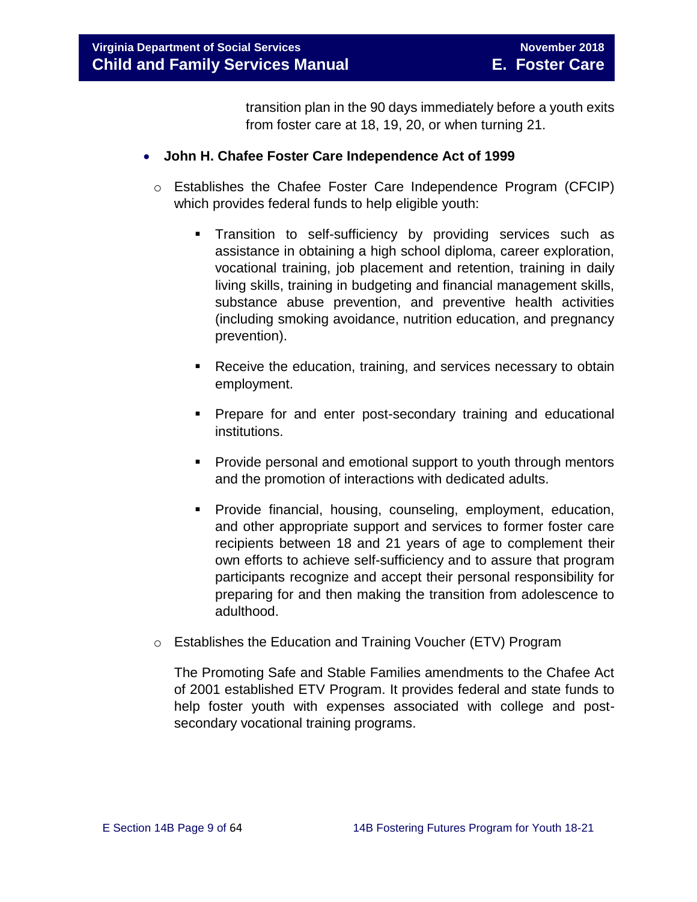transition plan in the 90 days immediately before a youth exits from foster care at 18, 19, 20, or when turning 21.

- **John H. Chafee Foster Care Independence Act of 1999**
  - Establishes the Chafee Foster Care Independence Program (CFCIP) which provides federal funds to help eligible youth:
    - Transition to self-sufficiency by providing services such as assistance in obtaining a high school diploma, career exploration, vocational training, job placement and retention, training in daily living skills, training in budgeting and financial management skills, substance abuse prevention, and preventive health activities (including smoking avoidance, nutrition education, and pregnancy prevention).
    - Receive the education, training, and services necessary to obtain employment.
    - Prepare for and enter post-secondary training and educational institutions.
    - Provide personal and emotional support to youth through mentors and the promotion of interactions with dedicated adults.
    - Provide financial, housing, counseling, employment, education, and other appropriate support and services to former foster care recipients between 18 and 21 years of age to complement their own efforts to achieve self-sufficiency and to assure that program participants recognize and accept their personal responsibility for preparing for and then making the transition from adolescence to adulthood.
  - Establishes the Education and Training Voucher (ETV) Program

    The Promoting Safe and Stable Families amendments to the Chafee Act of 2001 established ETV Program. It provides federal and state funds to help foster youth with expenses associated with college and post-secondary vocational training programs.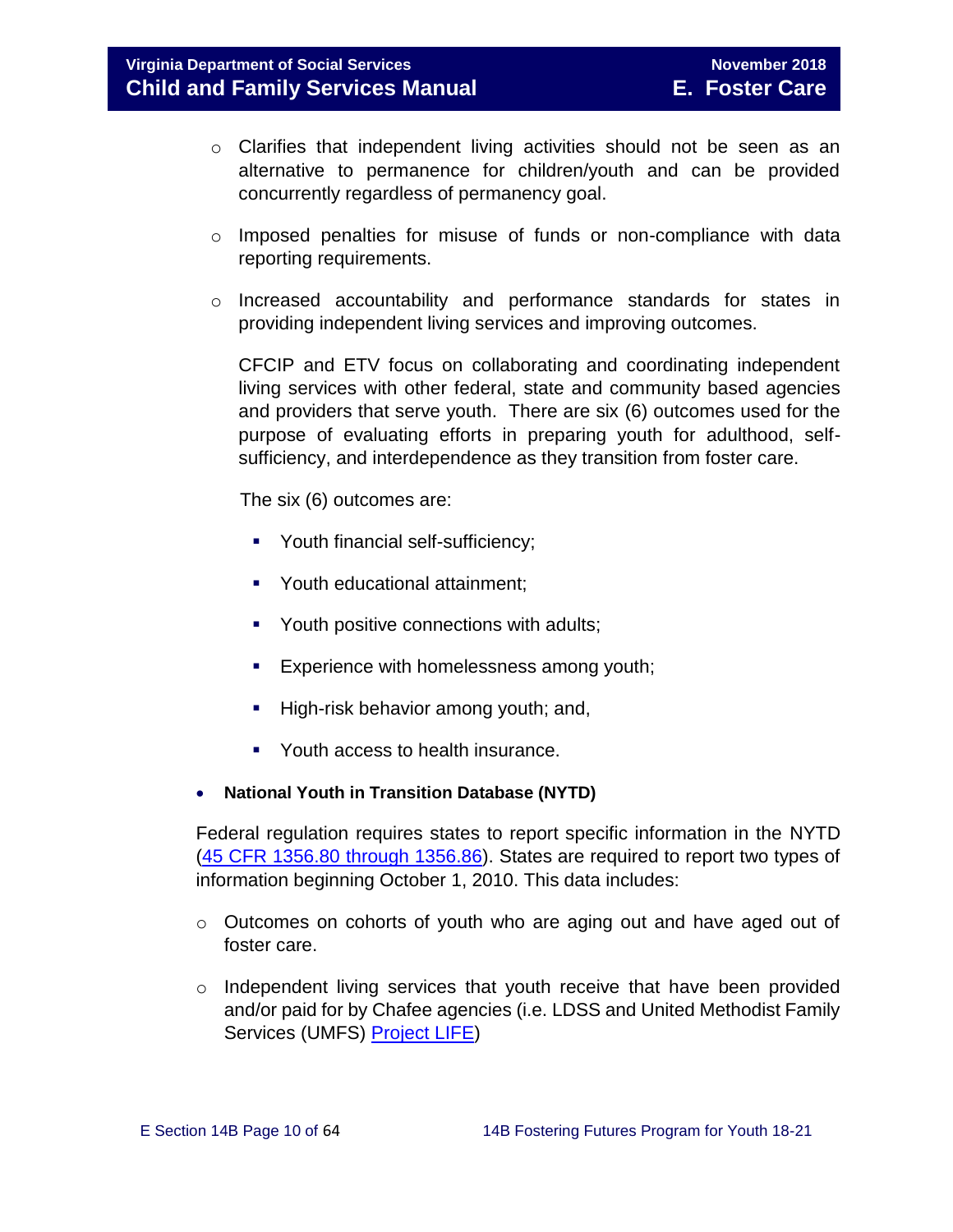- Clarifies that independent living activities should not be seen as an alternative to permanence for children/youth and can be provided concurrently regardless of permanency goal.

- Imposed penalties for misuse of funds or non-compliance with data reporting requirements.

- Increased accountability and performance standards for states in providing independent living services and improving outcomes.

  CFCIP and ETV focus on collaborating and coordinating independent living services with other federal, state and community based agencies and providers that serve youth. There are six (6) outcomes used for the purpose of evaluating efforts in preparing youth for adulthood, self-sufficiency, and interdependence as they transition from foster care.

  The six (6) outcomes are:

  - Youth financial self-sufficiency;
  - Youth educational attainment;
  - Youth positive connections with adults;
  - Experience with homelessness among youth;
  - High-risk behavior among youth; and,
  - Youth access to health insurance.

- **National Youth in Transition Database (NYTD)**

Federal regulation requires states to report specific information in the NYTD ([45 CFR 1356.80 through 1356.86]). States are required to report two types of information beginning October 1, 2010. This data includes:

- Outcomes on cohorts of youth who are aging out and have aged out of foster care.

- Independent living services that youth receive that have been provided and/or paid for by Chafee agencies (i.e. LDSS and United Methodist Family Services (UMFS) [Project LIFE])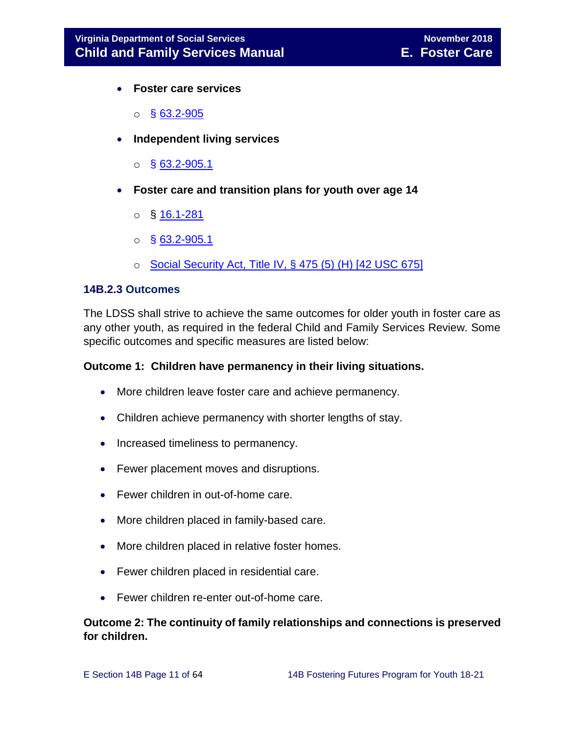- **Foster care services**
  - § 63.2-905
- **Independent living services**
  - § 63.2-905.1
- **Foster care and transition plans for youth over age 14**
  - § 16.1-281
  - § 63.2-905.1
  - Social Security Act, Title IV, § 475 (5) (H) [42 USC 675]

### 14B.2.3 Outcomes

The LDSS shall strive to achieve the same outcomes for older youth in foster care as any other youth, as required in the federal Child and Family Services Review. Some specific outcomes and specific measures are listed below:

**Outcome 1: Children have permanency in their living situations.**

- More children leave foster care and achieve permanency.
- Children achieve permanency with shorter lengths of stay.
- Increased timeliness to permanency.
- Fewer placement moves and disruptions.
- Fewer children in out-of-home care.
- More children placed in family-based care.
- More children placed in relative foster homes.
- Fewer children placed in residential care.
- Fewer children re-enter out-of-home care.

**Outcome 2: The continuity of family relationships and connections is preserved for children.**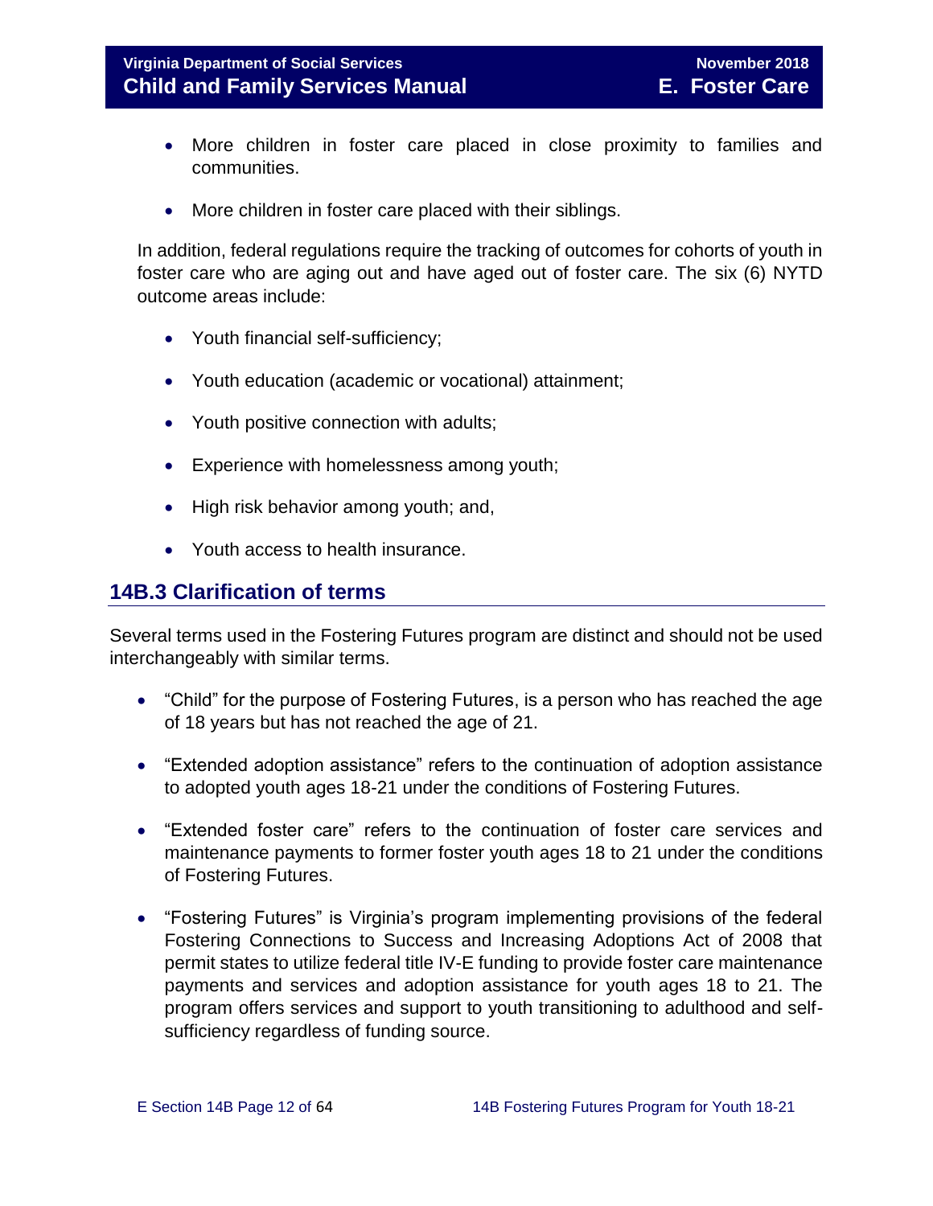- More children in foster care placed in close proximity to families and communities.
- More children in foster care placed with their siblings.

In addition, federal regulations require the tracking of outcomes for cohorts of youth in foster care who are aging out and have aged out of foster care. The six (6) NYTD outcome areas include:

- Youth financial self-sufficiency;
- Youth education (academic or vocational) attainment;
- Youth positive connection with adults;
- Experience with homelessness among youth;
- High risk behavior among youth; and,
- Youth access to health insurance.

## 14B.3 Clarification of terms

Several terms used in the Fostering Futures program are distinct and should not be used interchangeably with similar terms.

- "Child" for the purpose of Fostering Futures, is a person who has reached the age of 18 years but has not reached the age of 21.
- "Extended adoption assistance" refers to the continuation of adoption assistance to adopted youth ages 18-21 under the conditions of Fostering Futures.
- "Extended foster care" refers to the continuation of foster care services and maintenance payments to former foster youth ages 18 to 21 under the conditions of Fostering Futures.
- "Fostering Futures" is Virginia's program implementing provisions of the federal Fostering Connections to Success and Increasing Adoptions Act of 2008 that permit states to utilize federal title IV-E funding to provide foster care maintenance payments and services and adoption assistance for youth ages 18 to 21. The program offers services and support to youth transitioning to adulthood and self-sufficiency regardless of funding source.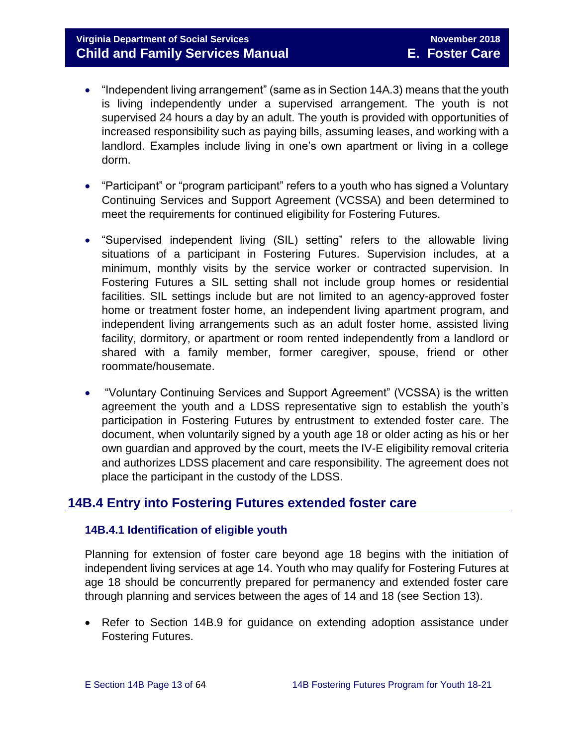- "Independent living arrangement" (same as in Section 14A.3) means that the youth is living independently under a supervised arrangement. The youth is not supervised 24 hours a day by an adult. The youth is provided with opportunities of increased responsibility such as paying bills, assuming leases, and working with a landlord. Examples include living in one's own apartment or living in a college dorm.

- "Participant" or "program participant" refers to a youth who has signed a Voluntary Continuing Services and Support Agreement (VCSSA) and been determined to meet the requirements for continued eligibility for Fostering Futures.

- "Supervised independent living (SIL) setting" refers to the allowable living situations of a participant in Fostering Futures. Supervision includes, at a minimum, monthly visits by the service worker or contracted supervision. In Fostering Futures a SIL setting shall not include group homes or residential facilities. SIL settings include but are not limited to an agency-approved foster home or treatment foster home, an independent living apartment program, and independent living arrangements such as an adult foster home, assisted living facility, dormitory, or apartment or room rented independently from a landlord or shared with a family member, former caregiver, spouse, friend or other roommate/housemate.

- "Voluntary Continuing Services and Support Agreement" (VCSSA) is the written agreement the youth and a LDSS representative sign to establish the youth's participation in Fostering Futures by entrustment to extended foster care. The document, when voluntarily signed by a youth age 18 or older acting as his or her own guardian and approved by the court, meets the IV-E eligibility removal criteria and authorizes LDSS placement and care responsibility. The agreement does not place the participant in the custody of the LDSS.

## 14B.4 Entry into Fostering Futures extended foster care

### 14B.4.1 Identification of eligible youth

Planning for extension of foster care beyond age 18 begins with the initiation of independent living services at age 14. Youth who may qualify for Fostering Futures at age 18 should be concurrently prepared for permanency and extended foster care through planning and services between the ages of 14 and 18 (see Section 13).

- Refer to Section 14B.9 for guidance on extending adoption assistance under Fostering Futures.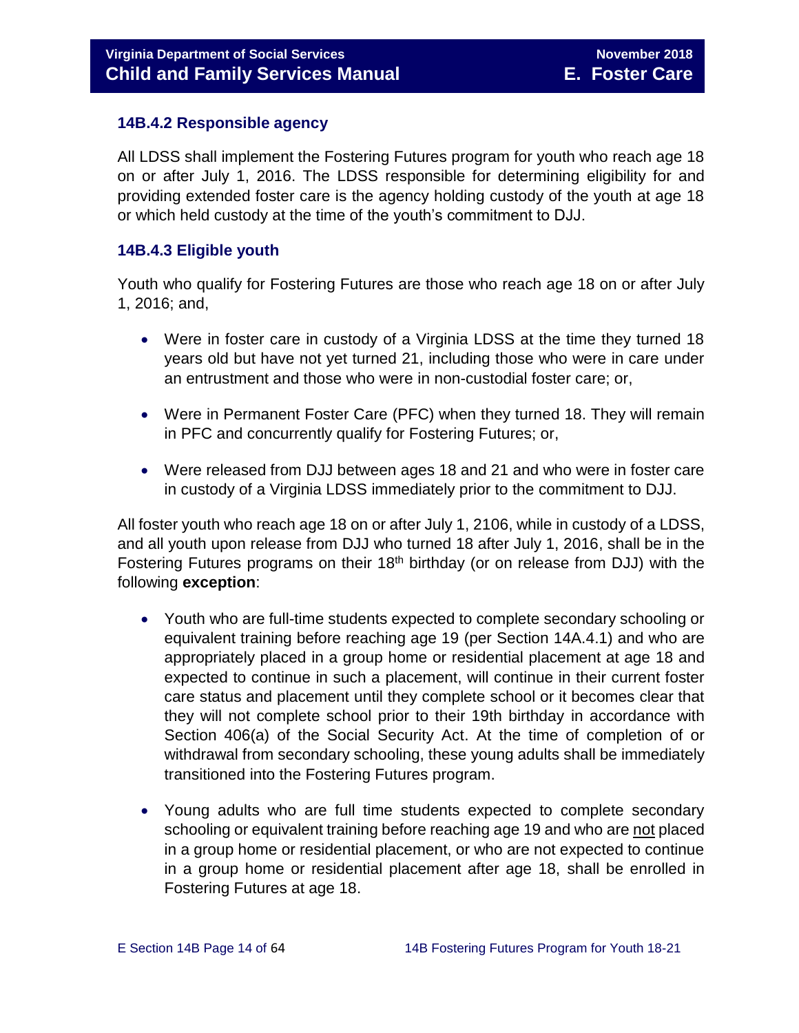### 14B.4.2 Responsible agency

All LDSS shall implement the Fostering Futures program for youth who reach age 18 on or after July 1, 2016. The LDSS responsible for determining eligibility for and providing extended foster care is the agency holding custody of the youth at age 18 or which held custody at the time of the youth's commitment to DJJ.

### 14B.4.3 Eligible youth

Youth who qualify for Fostering Futures are those who reach age 18 on or after July 1, 2016; and,

- Were in foster care in custody of a Virginia LDSS at the time they turned 18 years old but have not yet turned 21, including those who were in care under an entrustment and those who were in non-custodial foster care; or,
- Were in Permanent Foster Care (PFC) when they turned 18. They will remain in PFC and concurrently qualify for Fostering Futures; or,
- Were released from DJJ between ages 18 and 21 and who were in foster care in custody of a Virginia LDSS immediately prior to the commitment to DJJ.

All foster youth who reach age 18 on or after July 1, 2106, while in custody of a LDSS, and all youth upon release from DJJ who turned 18 after July 1, 2016, shall be in the Fostering Futures programs on their 18th birthday (or on release from DJJ) with the following **exception**:

- Youth who are full-time students expected to complete secondary schooling or equivalent training before reaching age 19 (per Section 14A.4.1) and who are appropriately placed in a group home or residential placement at age 18 and expected to continue in such a placement, will continue in their current foster care status and placement until they complete school or it becomes clear that they will not complete school prior to their 19th birthday in accordance with Section 406(a) of the Social Security Act. At the time of completion of or withdrawal from secondary schooling, these young adults shall be immediately transitioned into the Fostering Futures program.
- Young adults who are full time students expected to complete secondary schooling or equivalent training before reaching age 19 and who are not placed in a group home or residential placement, or who are not expected to continue in a group home or residential placement after age 18, shall be enrolled in Fostering Futures at age 18.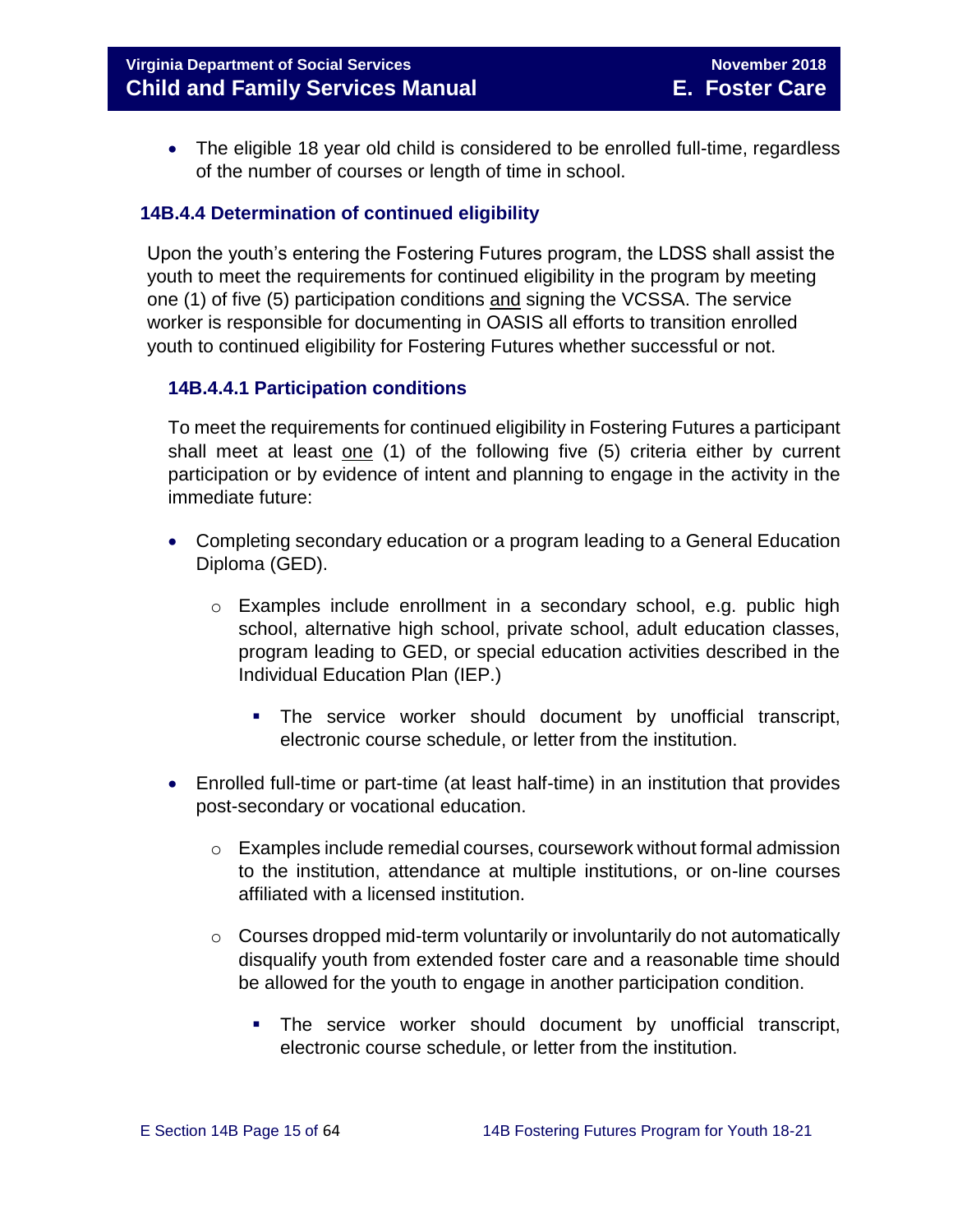- The eligible 18 year old child is considered to be enrolled full-time, regardless of the number of courses or length of time in school.

### 14B.4.4 Determination of continued eligibility

Upon the youth's entering the Fostering Futures program, the LDSS shall assist the youth to meet the requirements for continued eligibility in the program by meeting one (1) of five (5) participation conditions <u>and</u> signing the VCSSA. The service worker is responsible for documenting in OASIS all efforts to transition enrolled youth to continued eligibility for Fostering Futures whether successful or not.

#### 14B.4.4.1 Participation conditions

To meet the requirements for continued eligibility in Fostering Futures a participant shall meet at least <u>one</u> (1) of the following five (5) criteria either by current participation or by evidence of intent and planning to engage in the activity in the immediate future:

- Completing secondary education or a program leading to a General Education Diploma (GED).
  - Examples include enrollment in a secondary school, e.g. public high school, alternative high school, private school, adult education classes, program leading to GED, or special education activities described in the Individual Education Plan (IEP.)
    - The service worker should document by unofficial transcript, electronic course schedule, or letter from the institution.
- Enrolled full-time or part-time (at least half-time) in an institution that provides post-secondary or vocational education.
  - Examples include remedial courses, coursework without formal admission to the institution, attendance at multiple institutions, or on-line courses affiliated with a licensed institution.
  - Courses dropped mid-term voluntarily or involuntarily do not automatically disqualify youth from extended foster care and a reasonable time should be allowed for the youth to engage in another participation condition.
    - The service worker should document by unofficial transcript, electronic course schedule, or letter from the institution.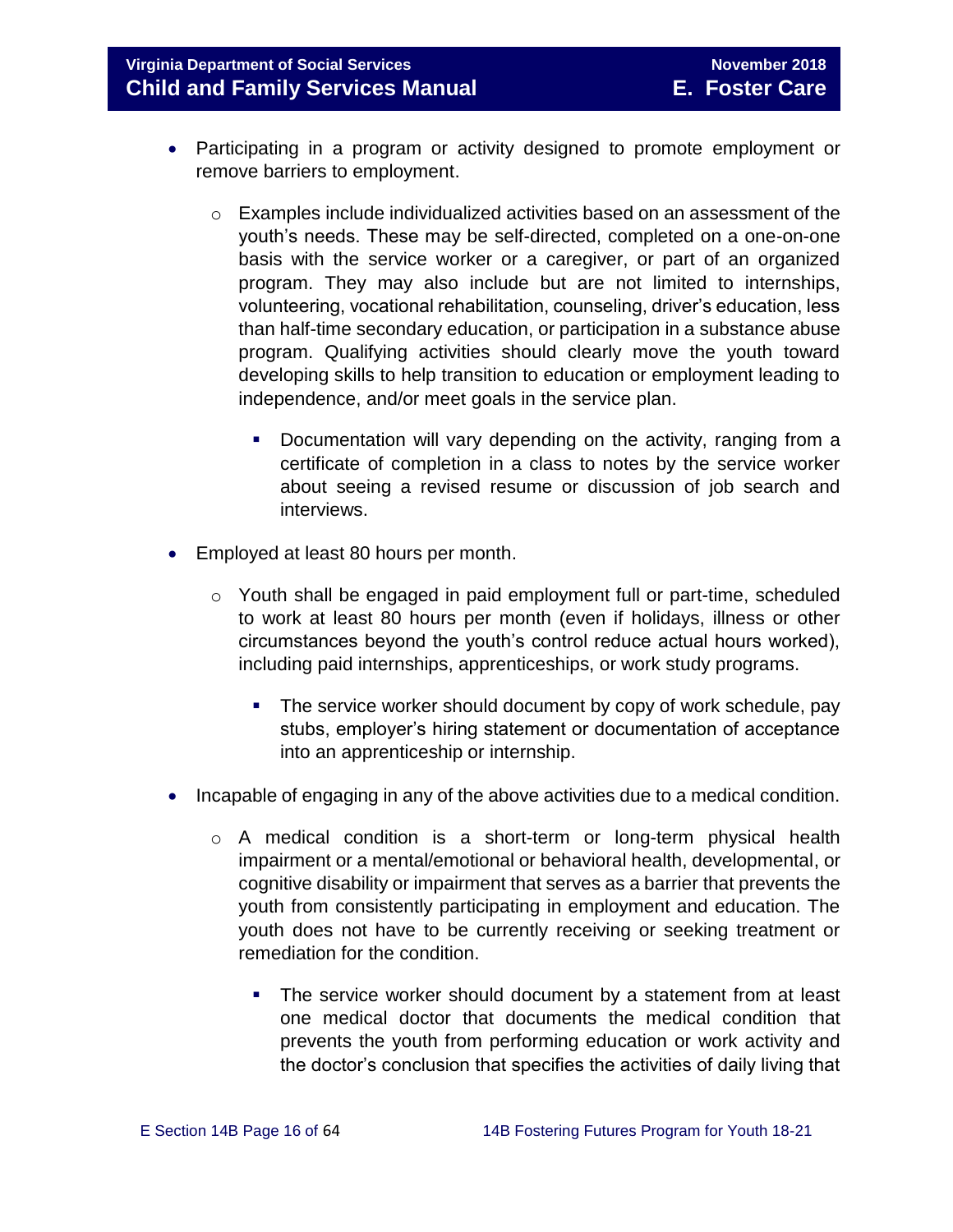- Participating in a program or activity designed to promote employment or remove barriers to employment.
    - Examples include individualized activities based on an assessment of the youth's needs. These may be self-directed, completed on a one-on-one basis with the service worker or a caregiver, or part of an organized program. They may also include but are not limited to internships, volunteering, vocational rehabilitation, counseling, driver's education, less than half-time secondary education, or participation in a substance abuse program. Qualifying activities should clearly move the youth toward developing skills to help transition to education or employment leading to independence, and/or meet goals in the service plan.
        - Documentation will vary depending on the activity, ranging from a certificate of completion in a class to notes by the service worker about seeing a revised resume or discussion of job search and interviews.
- Employed at least 80 hours per month.
    - Youth shall be engaged in paid employment full or part-time, scheduled to work at least 80 hours per month (even if holidays, illness or other circumstances beyond the youth's control reduce actual hours worked), including paid internships, apprenticeships, or work study programs.
        - The service worker should document by copy of work schedule, pay stubs, employer's hiring statement or documentation of acceptance into an apprenticeship or internship.
- Incapable of engaging in any of the above activities due to a medical condition.
    - A medical condition is a short-term or long-term physical health impairment or a mental/emotional or behavioral health, developmental, or cognitive disability or impairment that serves as a barrier that prevents the youth from consistently participating in employment and education. The youth does not have to be currently receiving or seeking treatment or remediation for the condition.
        - The service worker should document by a statement from at least one medical doctor that documents the medical condition that prevents the youth from performing education or work activity and the doctor's conclusion that specifies the activities of daily living that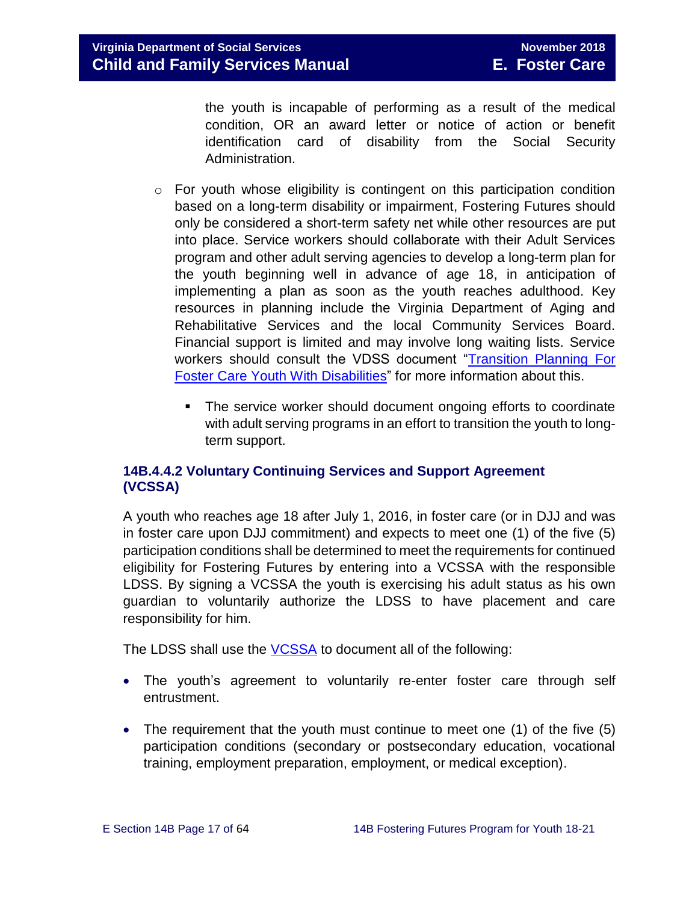the youth is incapable of performing as a result of the medical condition, OR an award letter or notice of action or benefit identification card of disability from the Social Security Administration.

- For youth whose eligibility is contingent on this participation condition based on a long-term disability or impairment, Fostering Futures should only be considered a short-term safety net while other resources are put into place. Service workers should collaborate with their Adult Services program and other adult serving agencies to develop a long-term plan for the youth beginning well in advance of age 18, in anticipation of implementing a plan as soon as the youth reaches adulthood. Key resources in planning include the Virginia Department of Aging and Rehabilitative Services and the local Community Services Board. Financial support is limited and may involve long waiting lists. Service workers should consult the VDSS document "Transition Planning For Foster Care Youth With Disabilities" for more information about this.
  - The service worker should document ongoing efforts to coordinate with adult serving programs in an effort to transition the youth to long-term support.

### 14B.4.4.2 Voluntary Continuing Services and Support Agreement (VCSSA)

A youth who reaches age 18 after July 1, 2016, in foster care (or in DJJ and was in foster care upon DJJ commitment) and expects to meet one (1) of the five (5) participation conditions shall be determined to meet the requirements for continued eligibility for Fostering Futures by entering into a VCSSA with the responsible LDSS. By signing a VCSSA the youth is exercising his adult status as his own guardian to voluntarily authorize the LDSS to have placement and care responsibility for him.

The LDSS shall use the VCSSA to document all of the following:

- The youth's agreement to voluntarily re-enter foster care through self entrustment.
- The requirement that the youth must continue to meet one (1) of the five (5) participation conditions (secondary or postsecondary education, vocational training, employment preparation, employment, or medical exception).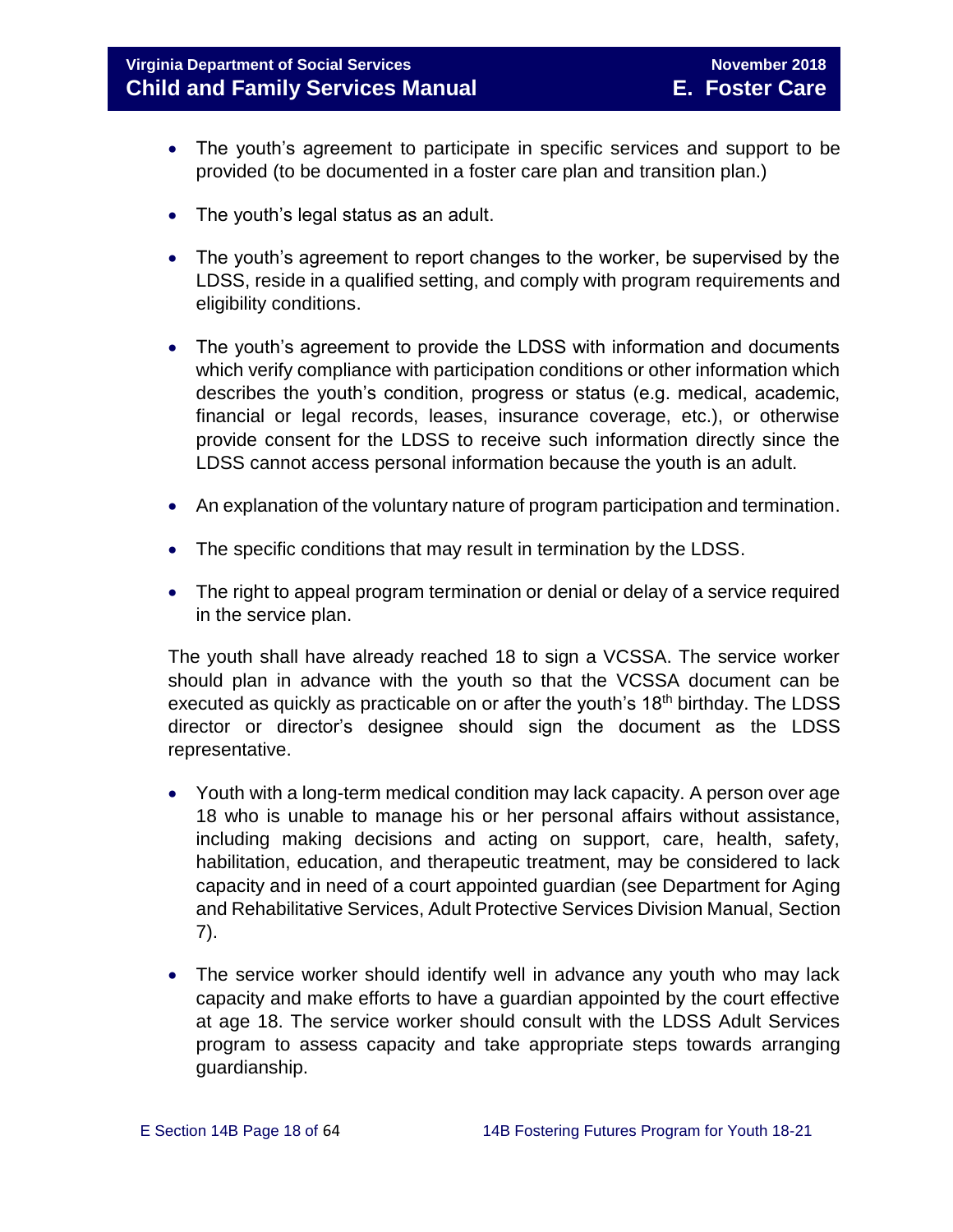- The youth's agreement to participate in specific services and support to be provided (to be documented in a foster care plan and transition plan.)

- The youth's legal status as an adult.

- The youth's agreement to report changes to the worker, be supervised by the LDSS, reside in a qualified setting, and comply with program requirements and eligibility conditions.

- The youth's agreement to provide the LDSS with information and documents which verify compliance with participation conditions or other information which describes the youth's condition, progress or status (e.g. medical, academic, financial or legal records, leases, insurance coverage, etc.), or otherwise provide consent for the LDSS to receive such information directly since the LDSS cannot access personal information because the youth is an adult.

- An explanation of the voluntary nature of program participation and termination.

- The specific conditions that may result in termination by the LDSS.

- The right to appeal program termination or denial or delay of a service required in the service plan.

The youth shall have already reached 18 to sign a VCSSA. The service worker should plan in advance with the youth so that the VCSSA document can be executed as quickly as practicable on or after the youth's 18th birthday. The LDSS director or director's designee should sign the document as the LDSS representative.

- Youth with a long-term medical condition may lack capacity. A person over age 18 who is unable to manage his or her personal affairs without assistance, including making decisions and acting on support, care, health, safety, habilitation, education, and therapeutic treatment, may be considered to lack capacity and in need of a court appointed guardian (see Department for Aging and Rehabilitative Services, Adult Protective Services Division Manual, Section 7).

- The service worker should identify well in advance any youth who may lack capacity and make efforts to have a guardian appointed by the court effective at age 18. The service worker should consult with the LDSS Adult Services program to assess capacity and take appropriate steps towards arranging guardianship.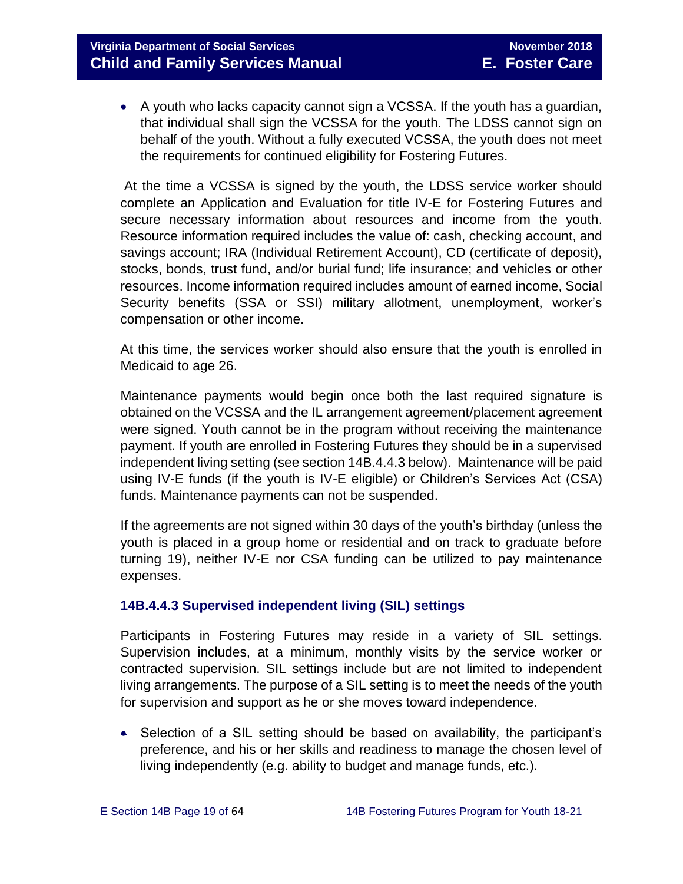- A youth who lacks capacity cannot sign a VCSSA. If the youth has a guardian, that individual shall sign the VCSSA for the youth. The LDSS cannot sign on behalf of the youth. Without a fully executed VCSSA, the youth does not meet the requirements for continued eligibility for Fostering Futures.

At the time a VCSSA is signed by the youth, the LDSS service worker should complete an Application and Evaluation for title IV-E for Fostering Futures and secure necessary information about resources and income from the youth. Resource information required includes the value of: cash, checking account, and savings account; IRA (Individual Retirement Account), CD (certificate of deposit), stocks, bonds, trust fund, and/or burial fund; life insurance; and vehicles or other resources. Income information required includes amount of earned income, Social Security benefits (SSA or SSI) military allotment, unemployment, worker's compensation or other income.

At this time, the services worker should also ensure that the youth is enrolled in Medicaid to age 26.

Maintenance payments would begin once both the last required signature is obtained on the VCSSA and the IL arrangement agreement/placement agreement were signed. Youth cannot be in the program without receiving the maintenance payment. If youth are enrolled in Fostering Futures they should be in a supervised independent living setting (see section 14B.4.4.3 below). Maintenance will be paid using IV-E funds (if the youth is IV-E eligible) or Children's Services Act (CSA) funds. Maintenance payments can not be suspended.

If the agreements are not signed within 30 days of the youth's birthday (unless the youth is placed in a group home or residential and on track to graduate before turning 19), neither IV-E nor CSA funding can be utilized to pay maintenance expenses.

### 14B.4.4.3 Supervised independent living (SIL) settings

Participants in Fostering Futures may reside in a variety of SIL settings. Supervision includes, at a minimum, monthly visits by the service worker or contracted supervision. SIL settings include but are not limited to independent living arrangements. The purpose of a SIL setting is to meet the needs of the youth for supervision and support as he or she moves toward independence.

- Selection of a SIL setting should be based on availability, the participant's preference, and his or her skills and readiness to manage the chosen level of living independently (e.g. ability to budget and manage funds, etc.).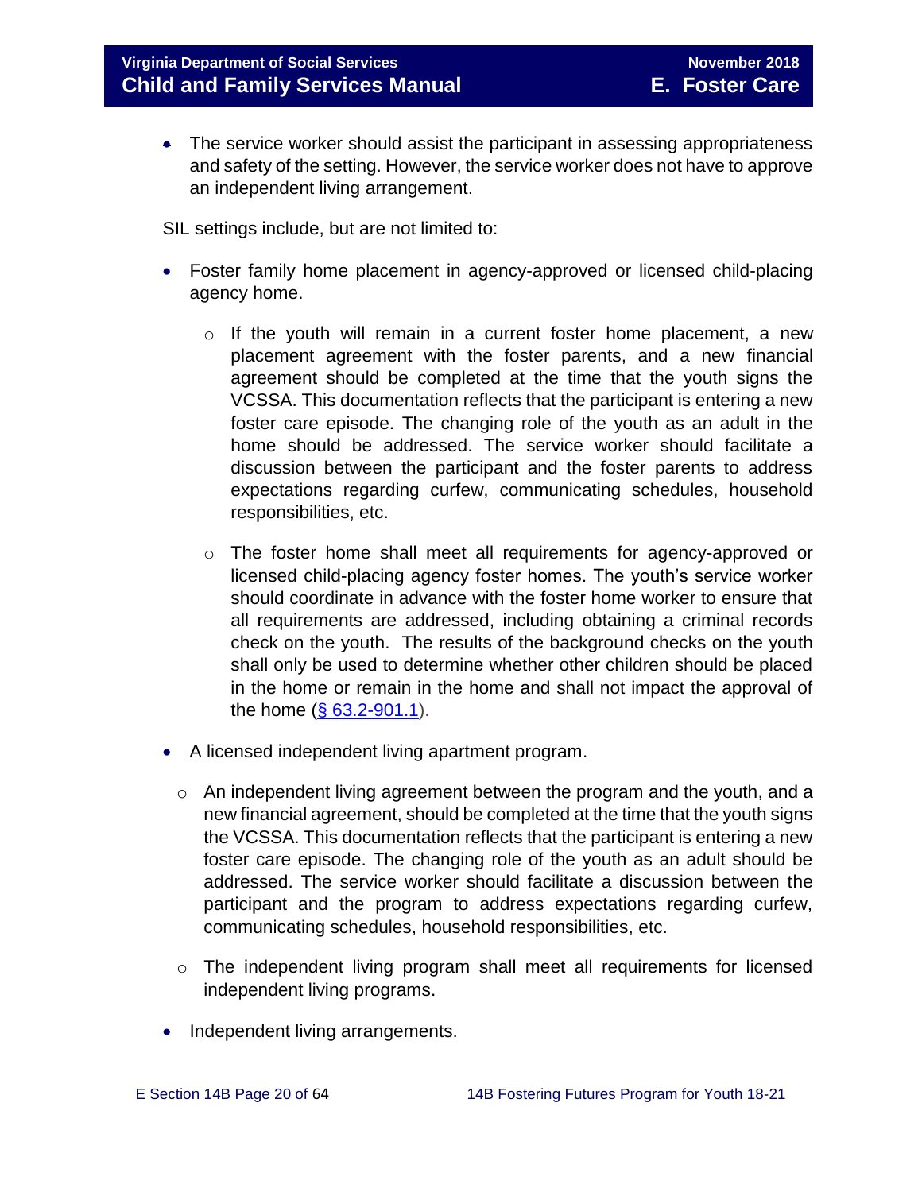- The service worker should assist the participant in assessing appropriateness and safety of the setting. However, the service worker does not have to approve an independent living arrangement.

SIL settings include, but are not limited to:

- Foster family home placement in agency-approved or licensed child-placing agency home.
  - If the youth will remain in a current foster home placement, a new placement agreement with the foster parents, and a new financial agreement should be completed at the time that the youth signs the VCSSA. This documentation reflects that the participant is entering a new foster care episode. The changing role of the youth as an adult in the home should be addressed. The service worker should facilitate a discussion between the participant and the foster parents to address expectations regarding curfew, communicating schedules, household responsibilities, etc.
  - The foster home shall meet all requirements for agency-approved or licensed child-placing agency foster homes. The youth's service worker should coordinate in advance with the foster home worker to ensure that all requirements are addressed, including obtaining a criminal records check on the youth. The results of the background checks on the youth shall only be used to determine whether other children should be placed in the home or remain in the home and shall not impact the approval of the home (§ 63.2-901.1).
- A licensed independent living apartment program.
  - An independent living agreement between the program and the youth, and a new financial agreement, should be completed at the time that the youth signs the VCSSA. This documentation reflects that the participant is entering a new foster care episode. The changing role of the youth as an adult should be addressed. The service worker should facilitate a discussion between the participant and the program to address expectations regarding curfew, communicating schedules, household responsibilities, etc.
  - The independent living program shall meet all requirements for licensed independent living programs.
- Independent living arrangements.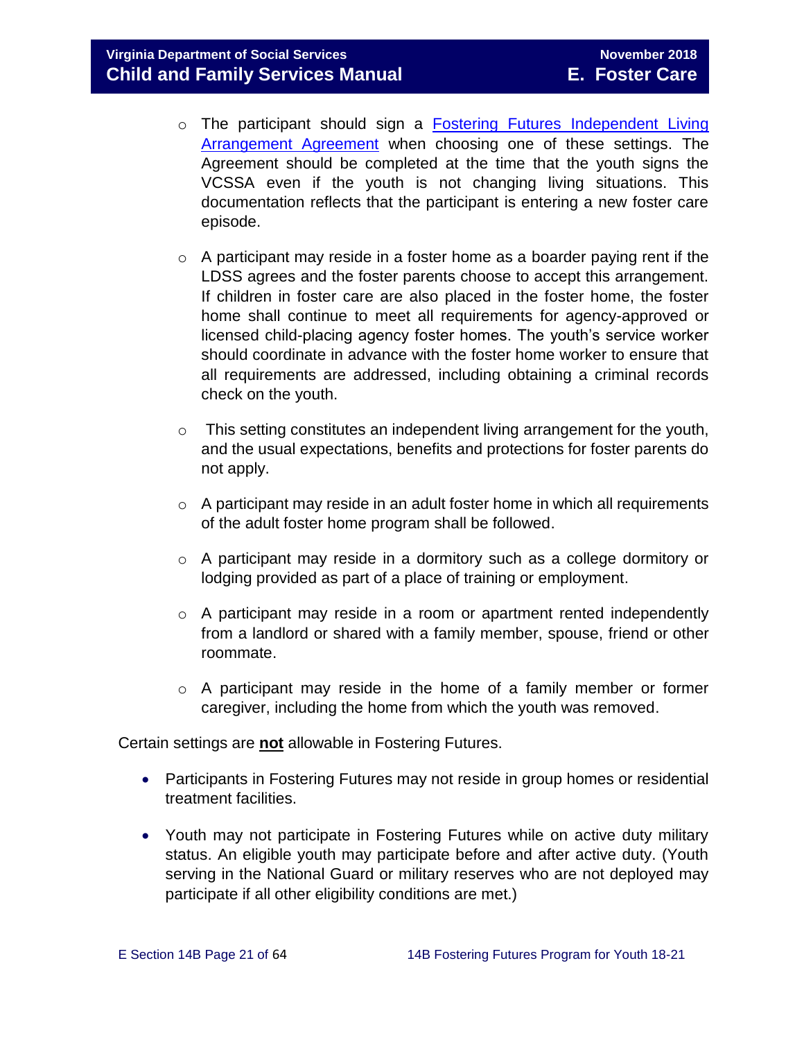- The participant should sign a [Fostering Futures Independent Living Arrangement Agreement]() when choosing one of these settings. The Agreement should be completed at the time that the youth signs the VCSSA even if the youth is not changing living situations. This documentation reflects that the participant is entering a new foster care episode.

- A participant may reside in a foster home as a boarder paying rent if the LDSS agrees and the foster parents choose to accept this arrangement. If children in foster care are also placed in the foster home, the foster home shall continue to meet all requirements for agency-approved or licensed child-placing agency foster homes. The youth's service worker should coordinate in advance with the foster home worker to ensure that all requirements are addressed, including obtaining a criminal records check on the youth.

- This setting constitutes an independent living arrangement for the youth, and the usual expectations, benefits and protections for foster parents do not apply.

- A participant may reside in an adult foster home in which all requirements of the adult foster home program shall be followed.

- A participant may reside in a dormitory such as a college dormitory or lodging provided as part of a place of training or employment.

- A participant may reside in a room or apartment rented independently from a landlord or shared with a family member, spouse, friend or other roommate.

- A participant may reside in the home of a family member or former caregiver, including the home from which the youth was removed.

Certain settings are **not** allowable in Fostering Futures.

- Participants in Fostering Futures may not reside in group homes or residential treatment facilities.

- Youth may not participate in Fostering Futures while on active duty military status. An eligible youth may participate before and after active duty. (Youth serving in the National Guard or military reserves who are not deployed may participate if all other eligibility conditions are met.)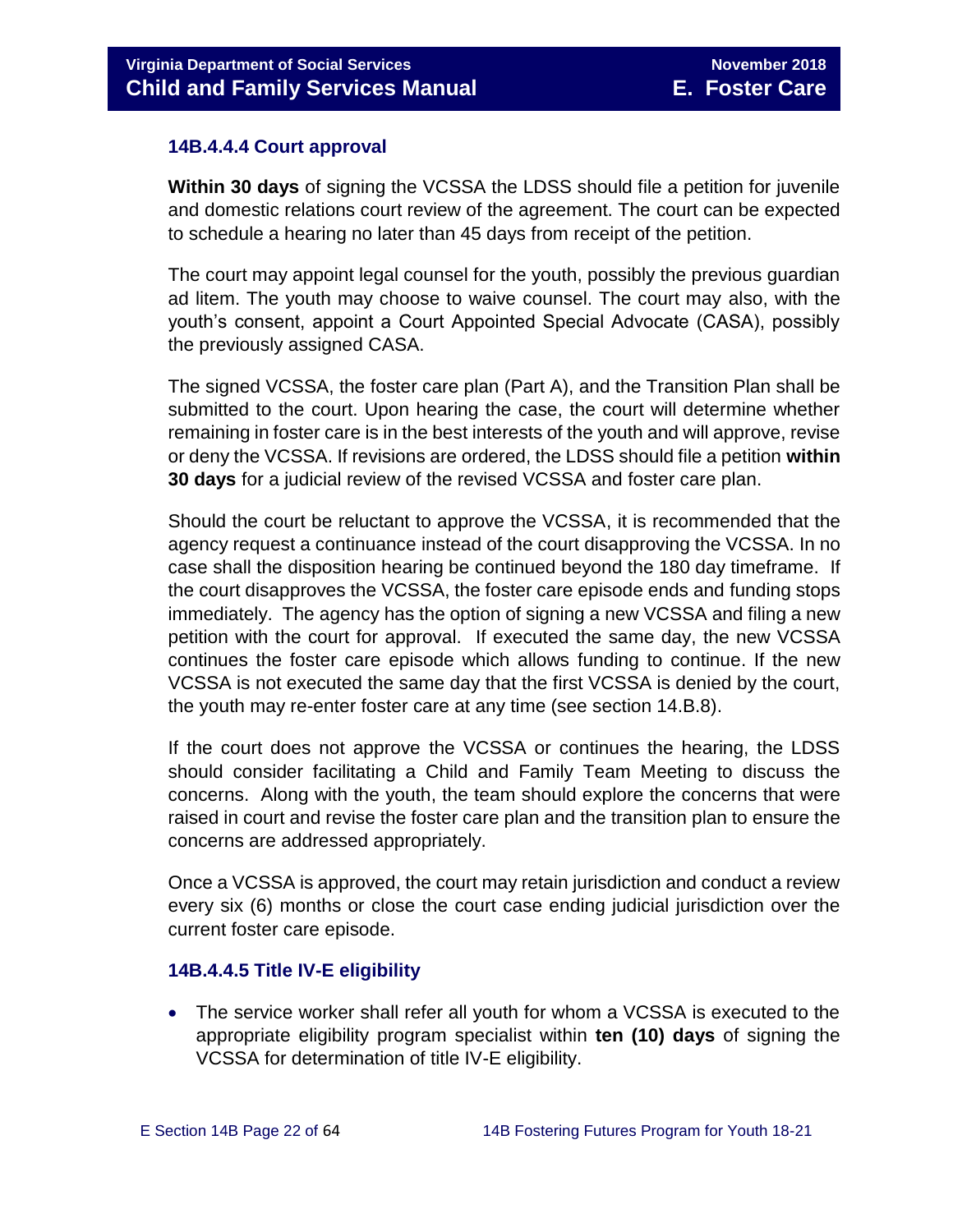### 14B.4.4.4 Court approval

**Within 30 days** of signing the VCSSA the LDSS should file a petition for juvenile and domestic relations court review of the agreement. The court can be expected to schedule a hearing no later than 45 days from receipt of the petition.

The court may appoint legal counsel for the youth, possibly the previous guardian ad litem. The youth may choose to waive counsel. The court may also, with the youth's consent, appoint a Court Appointed Special Advocate (CASA), possibly the previously assigned CASA.

The signed VCSSA, the foster care plan (Part A), and the Transition Plan shall be submitted to the court. Upon hearing the case, the court will determine whether remaining in foster care is in the best interests of the youth and will approve, revise or deny the VCSSA. If revisions are ordered, the LDSS should file a petition **within 30 days** for a judicial review of the revised VCSSA and foster care plan.

Should the court be reluctant to approve the VCSSA, it is recommended that the agency request a continuance instead of the court disapproving the VCSSA. In no case shall the disposition hearing be continued beyond the 180 day timeframe. If the court disapproves the VCSSA, the foster care episode ends and funding stops immediately. The agency has the option of signing a new VCSSA and filing a new petition with the court for approval. If executed the same day, the new VCSSA continues the foster care episode which allows funding to continue. If the new VCSSA is not executed the same day that the first VCSSA is denied by the court, the youth may re-enter foster care at any time (see section 14.B.8).

If the court does not approve the VCSSA or continues the hearing, the LDSS should consider facilitating a Child and Family Team Meeting to discuss the concerns. Along with the youth, the team should explore the concerns that were raised in court and revise the foster care plan and the transition plan to ensure the concerns are addressed appropriately.

Once a VCSSA is approved, the court may retain jurisdiction and conduct a review every six (6) months or close the court case ending judicial jurisdiction over the current foster care episode.

### 14B.4.4.5 Title IV-E eligibility

- The service worker shall refer all youth for whom a VCSSA is executed to the appropriate eligibility program specialist within **ten (10) days** of signing the VCSSA for determination of title IV-E eligibility.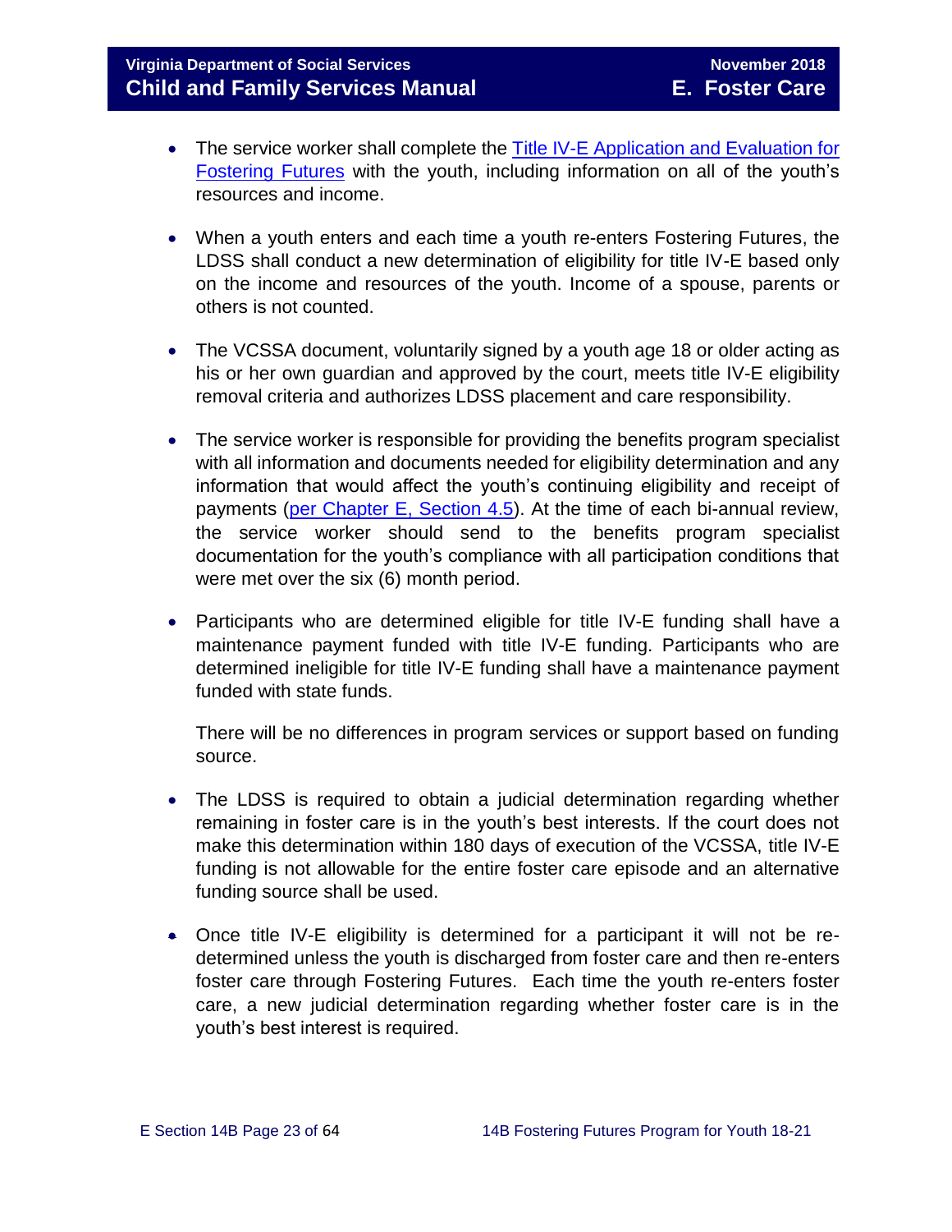- The service worker shall complete the [Title IV-E Application and Evaluation for Fostering Futures] with the youth, including information on all of the youth's resources and income.

- When a youth enters and each time a youth re-enters Fostering Futures, the LDSS shall conduct a new determination of eligibility for title IV-E based only on the income and resources of the youth. Income of a spouse, parents or others is not counted.

- The VCSSA document, voluntarily signed by a youth age 18 or older acting as his or her own guardian and approved by the court, meets title IV-E eligibility removal criteria and authorizes LDSS placement and care responsibility.

- The service worker is responsible for providing the benefits program specialist with all information and documents needed for eligibility determination and any information that would affect the youth's continuing eligibility and receipt of payments ([per Chapter E, Section 4.5]). At the time of each bi-annual review, the service worker should send to the benefits program specialist documentation for the youth's compliance with all participation conditions that were met over the six (6) month period.

- Participants who are determined eligible for title IV-E funding shall have a maintenance payment funded with title IV-E funding. Participants who are determined ineligible for title IV-E funding shall have a maintenance payment funded with state funds.

  There will be no differences in program services or support based on funding source.

- The LDSS is required to obtain a judicial determination regarding whether remaining in foster care is in the youth's best interests. If the court does not make this determination within 180 days of execution of the VCSSA, title IV-E funding is not allowable for the entire foster care episode and an alternative funding source shall be used.

- Once title IV-E eligibility is determined for a participant it will not be re-determined unless the youth is discharged from foster care and then re-enters foster care through Fostering Futures. Each time the youth re-enters foster care, a new judicial determination regarding whether foster care is in the youth's best interest is required.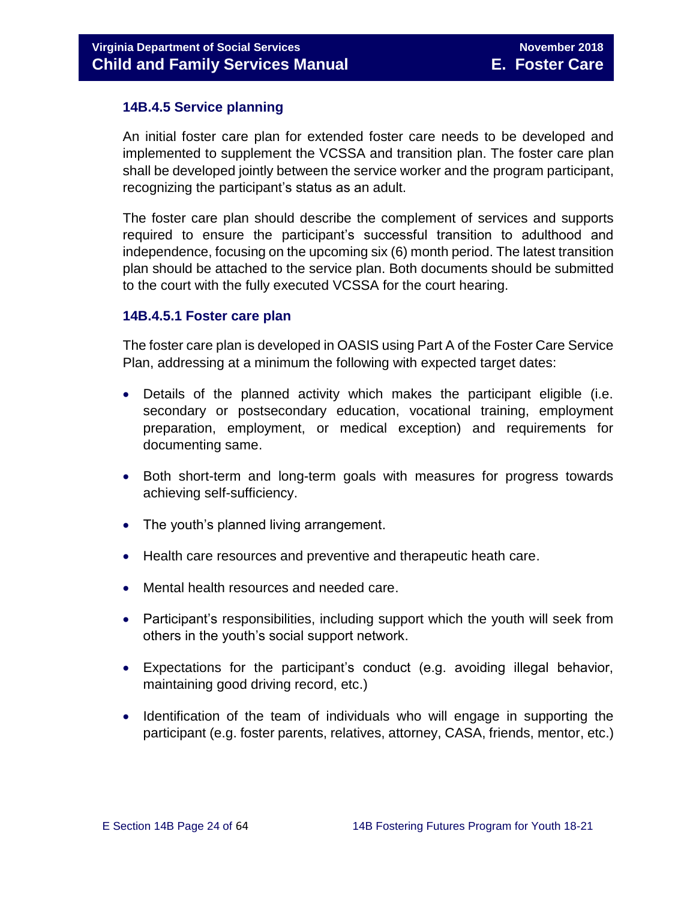### 14B.4.5 Service planning

An initial foster care plan for extended foster care needs to be developed and implemented to supplement the VCSSA and transition plan. The foster care plan shall be developed jointly between the service worker and the program participant, recognizing the participant's status as an adult.

The foster care plan should describe the complement of services and supports required to ensure the participant's successful transition to adulthood and independence, focusing on the upcoming six (6) month period. The latest transition plan should be attached to the service plan. Both documents should be submitted to the court with the fully executed VCSSA for the court hearing.

#### 14B.4.5.1 Foster care plan

The foster care plan is developed in OASIS using Part A of the Foster Care Service Plan, addressing at a minimum the following with expected target dates:

- Details of the planned activity which makes the participant eligible (i.e. secondary or postsecondary education, vocational training, employment preparation, employment, or medical exception) and requirements for documenting same.
- Both short-term and long-term goals with measures for progress towards achieving self-sufficiency.
- The youth's planned living arrangement.
- Health care resources and preventive and therapeutic heath care.
- Mental health resources and needed care.
- Participant's responsibilities, including support which the youth will seek from others in the youth's social support network.
- Expectations for the participant's conduct (e.g. avoiding illegal behavior, maintaining good driving record, etc.)
- Identification of the team of individuals who will engage in supporting the participant (e.g. foster parents, relatives, attorney, CASA, friends, mentor, etc.)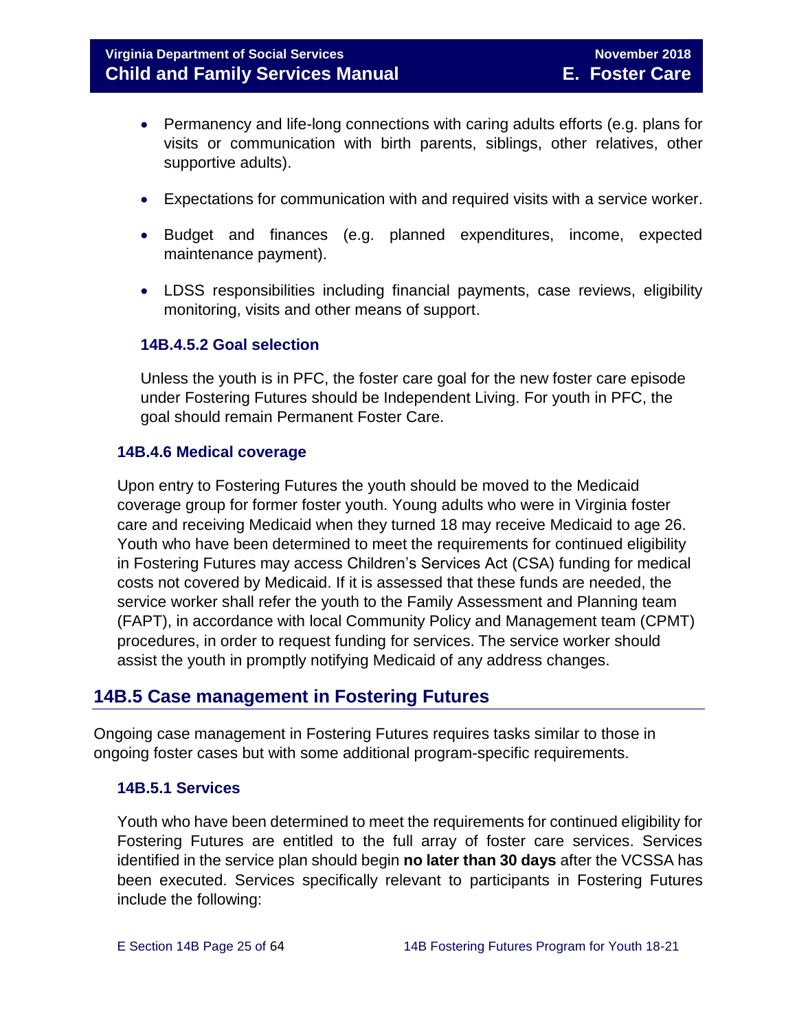- Permanency and life-long connections with caring adults efforts (e.g. plans for visits or communication with birth parents, siblings, other relatives, other supportive adults).

- Expectations for communication with and required visits with a service worker.

- Budget and finances (e.g. planned expenditures, income, expected maintenance payment).

- LDSS responsibilities including financial payments, case reviews, eligibility monitoring, visits and other means of support.

#### 14B.4.5.2 Goal selection

Unless the youth is in PFC, the foster care goal for the new foster care episode under Fostering Futures should be Independent Living. For youth in PFC, the goal should remain Permanent Foster Care.

### 14B.4.6 Medical coverage

Upon entry to Fostering Futures the youth should be moved to the Medicaid coverage group for former foster youth. Young adults who were in Virginia foster care and receiving Medicaid when they turned 18 may receive Medicaid to age 26. Youth who have been determined to meet the requirements for continued eligibility in Fostering Futures may access Children's Services Act (CSA) funding for medical costs not covered by Medicaid. If it is assessed that these funds are needed, the service worker shall refer the youth to the Family Assessment and Planning team (FAPT), in accordance with local Community Policy and Management team (CPMT) procedures, in order to request funding for services. The service worker should assist the youth in promptly notifying Medicaid of any address changes.

## 14B.5 Case management in Fostering Futures

Ongoing case management in Fostering Futures requires tasks similar to those in ongoing foster cases but with some additional program-specific requirements.

### 14B.5.1 Services

Youth who have been determined to meet the requirements for continued eligibility for Fostering Futures are entitled to the full array of foster care services. Services identified in the service plan should begin **no later than 30 days** after the VCSSA has been executed. Services specifically relevant to participants in Fostering Futures include the following: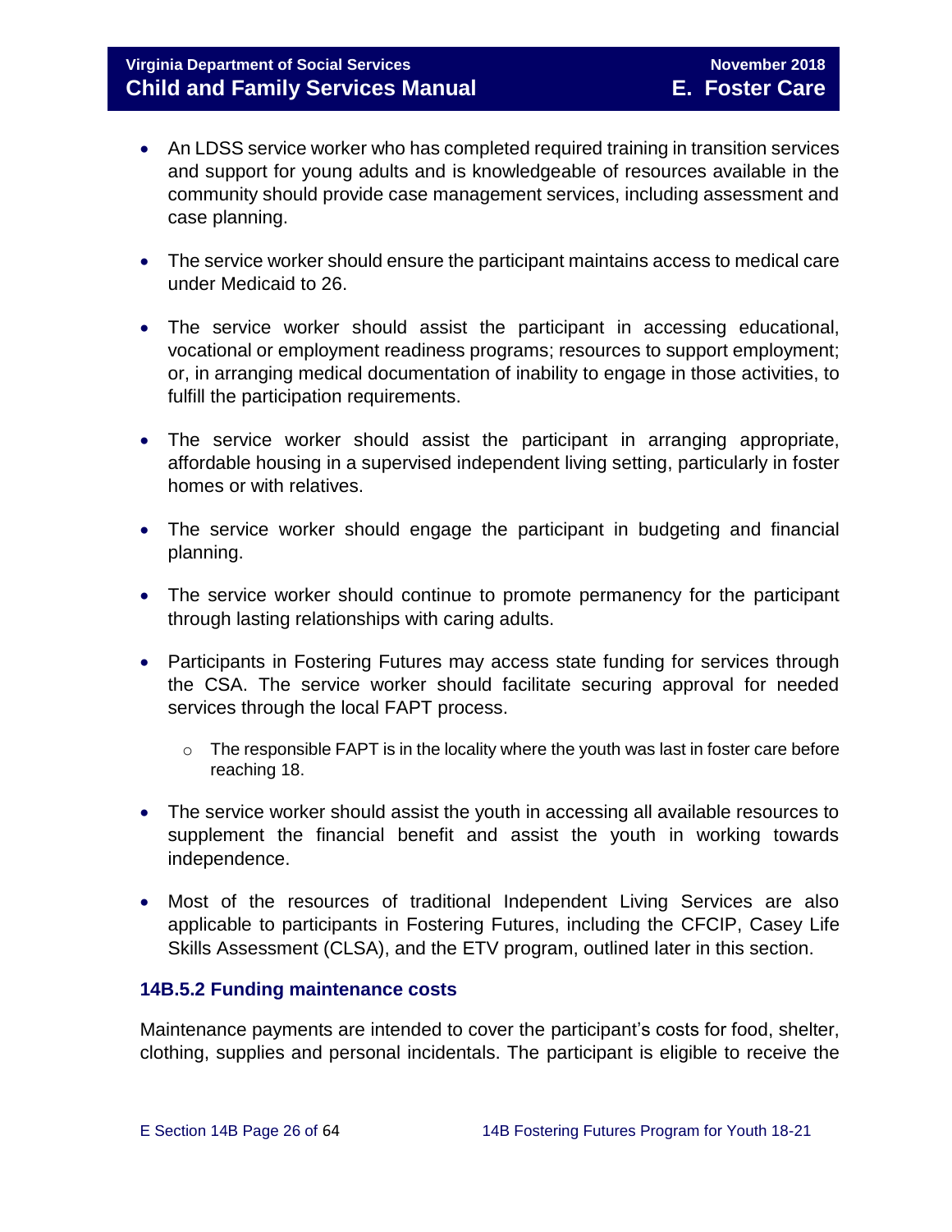- An LDSS service worker who has completed required training in transition services and support for young adults and is knowledgeable of resources available in the community should provide case management services, including assessment and case planning.

- The service worker should ensure the participant maintains access to medical care under Medicaid to 26.

- The service worker should assist the participant in accessing educational, vocational or employment readiness programs; resources to support employment; or, in arranging medical documentation of inability to engage in those activities, to fulfill the participation requirements.

- The service worker should assist the participant in arranging appropriate, affordable housing in a supervised independent living setting, particularly in foster homes or with relatives.

- The service worker should engage the participant in budgeting and financial planning.

- The service worker should continue to promote permanency for the participant through lasting relationships with caring adults.

- Participants in Fostering Futures may access state funding for services through the CSA. The service worker should facilitate securing approval for needed services through the local FAPT process.
    - The responsible FAPT is in the locality where the youth was last in foster care before reaching 18.

- The service worker should assist the youth in accessing all available resources to supplement the financial benefit and assist the youth in working towards independence.

- Most of the resources of traditional Independent Living Services are also applicable to participants in Fostering Futures, including the CFCIP, Casey Life Skills Assessment (CLSA), and the ETV program, outlined later in this section.

### 14B.5.2 Funding maintenance costs

Maintenance payments are intended to cover the participant's costs for food, shelter, clothing, supplies and personal incidentals. The participant is eligible to receive the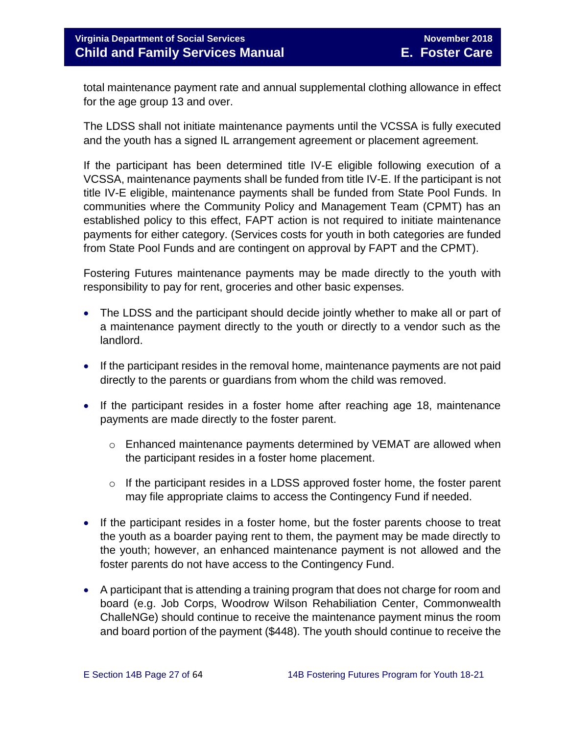total maintenance payment rate and annual supplemental clothing allowance in effect for the age group 13 and over.

The LDSS shall not initiate maintenance payments until the VCSSA is fully executed and the youth has a signed IL arrangement agreement or placement agreement.

If the participant has been determined title IV-E eligible following execution of a VCSSA, maintenance payments shall be funded from title IV-E. If the participant is not title IV-E eligible, maintenance payments shall be funded from State Pool Funds. In communities where the Community Policy and Management Team (CPMT) has an established policy to this effect, FAPT action is not required to initiate maintenance payments for either category. (Services costs for youth in both categories are funded from State Pool Funds and are contingent on approval by FAPT and the CPMT).

Fostering Futures maintenance payments may be made directly to the youth with responsibility to pay for rent, groceries and other basic expenses.

- The LDSS and the participant should decide jointly whether to make all or part of a maintenance payment directly to the youth or directly to a vendor such as the landlord.
- If the participant resides in the removal home, maintenance payments are not paid directly to the parents or guardians from whom the child was removed.
- If the participant resides in a foster home after reaching age 18, maintenance payments are made directly to the foster parent.
    - Enhanced maintenance payments determined by VEMAT are allowed when the participant resides in a foster home placement.
    - If the participant resides in a LDSS approved foster home, the foster parent may file appropriate claims to access the Contingency Fund if needed.
- If the participant resides in a foster home, but the foster parents choose to treat the youth as a boarder paying rent to them, the payment may be made directly to the youth; however, an enhanced maintenance payment is not allowed and the foster parents do not have access to the Contingency Fund.
- A participant that is attending a training program that does not charge for room and board (e.g. Job Corps, Woodrow Wilson Rehabiliation Center, Commonwealth ChalleNGe) should continue to receive the maintenance payment minus the room and board portion of the payment ($448). The youth should continue to receive the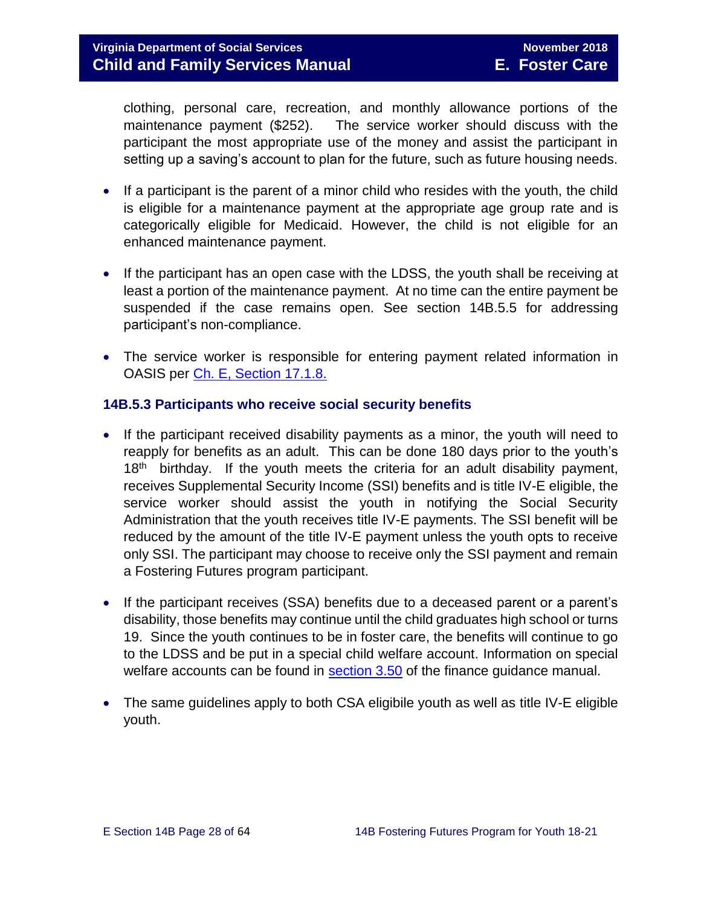clothing, personal care, recreation, and monthly allowance portions of the maintenance payment ($252). The service worker should discuss with the participant the most appropriate use of the money and assist the participant in setting up a saving's account to plan for the future, such as future housing needs.

- If a participant is the parent of a minor child who resides with the youth, the child is eligible for a maintenance payment at the appropriate age group rate and is categorically eligible for Medicaid. However, the child is not eligible for an enhanced maintenance payment.

- If the participant has an open case with the LDSS, the youth shall be receiving at least a portion of the maintenance payment. At no time can the entire payment be suspended if the case remains open. See section 14B.5.5 for addressing participant's non-compliance.

- The service worker is responsible for entering payment related information in OASIS per [Ch. E, Section 17.1.8.](#)

### 14B.5.3 Participants who receive social security benefits

- If the participant received disability payments as a minor, the youth will need to reapply for benefits as an adult. This can be done 180 days prior to the youth's 18th birthday. If the youth meets the criteria for an adult disability payment, receives Supplemental Security Income (SSI) benefits and is title IV-E eligible, the service worker should assist the youth in notifying the Social Security Administration that the youth receives title IV-E payments. The SSI benefit will be reduced by the amount of the title IV-E payment unless the youth opts to receive only SSI. The participant may choose to receive only the SSI payment and remain a Fostering Futures program participant.

- If the participant receives (SSA) benefits due to a deceased parent or a parent's disability, those benefits may continue until the child graduates high school or turns 19. Since the youth continues to be in foster care, the benefits will continue to go to the LDSS and be put in a special child welfare account. Information on special welfare accounts can be found in [section 3.50](#) of the finance guidance manual.

- The same guidelines apply to both CSA eligibile youth as well as title IV-E eligible youth.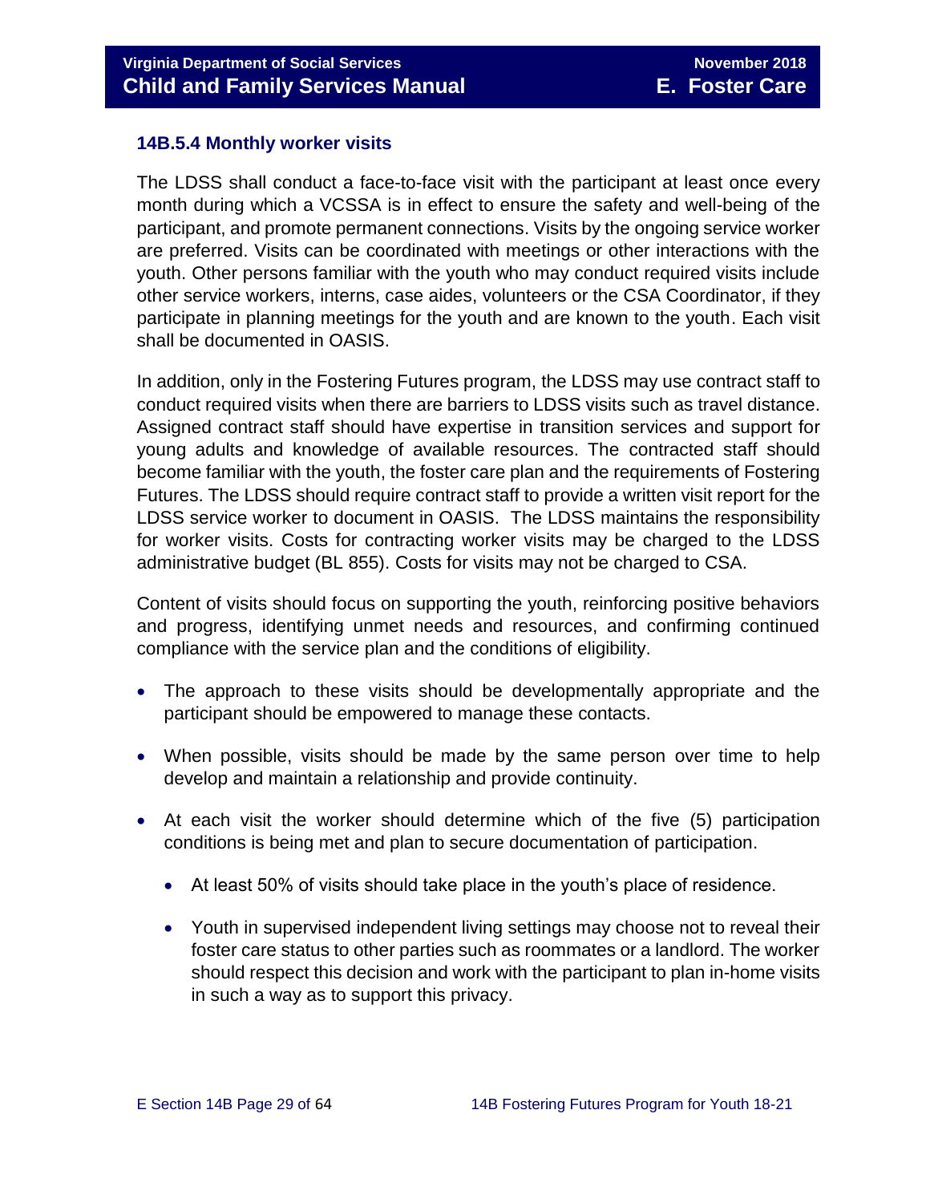### 14B.5.4 Monthly worker visits

The LDSS shall conduct a face-to-face visit with the participant at least once every month during which a VCSSA is in effect to ensure the safety and well-being of the participant, and promote permanent connections. Visits by the ongoing service worker are preferred. Visits can be coordinated with meetings or other interactions with the youth. Other persons familiar with the youth who may conduct required visits include other service workers, interns, case aides, volunteers or the CSA Coordinator, if they participate in planning meetings for the youth and are known to the youth. Each visit shall be documented in OASIS.

In addition, only in the Fostering Futures program, the LDSS may use contract staff to conduct required visits when there are barriers to LDSS visits such as travel distance. Assigned contract staff should have expertise in transition services and support for young adults and knowledge of available resources. The contracted staff should become familiar with the youth, the foster care plan and the requirements of Fostering Futures. The LDSS should require contract staff to provide a written visit report for the LDSS service worker to document in OASIS. The LDSS maintains the responsibility for worker visits. Costs for contracting worker visits may be charged to the LDSS administrative budget (BL 855). Costs for visits may not be charged to CSA.

Content of visits should focus on supporting the youth, reinforcing positive behaviors and progress, identifying unmet needs and resources, and confirming continued compliance with the service plan and the conditions of eligibility.

- The approach to these visits should be developmentally appropriate and the participant should be empowered to manage these contacts.
- When possible, visits should be made by the same person over time to help develop and maintain a relationship and provide continuity.
- At each visit the worker should determine which of the five (5) participation conditions is being met and plan to secure documentation of participation.
  - At least 50% of visits should take place in the youth's place of residence.
  - Youth in supervised independent living settings may choose not to reveal their foster care status to other parties such as roommates or a landlord. The worker should respect this decision and work with the participant to plan in-home visits in such a way as to support this privacy.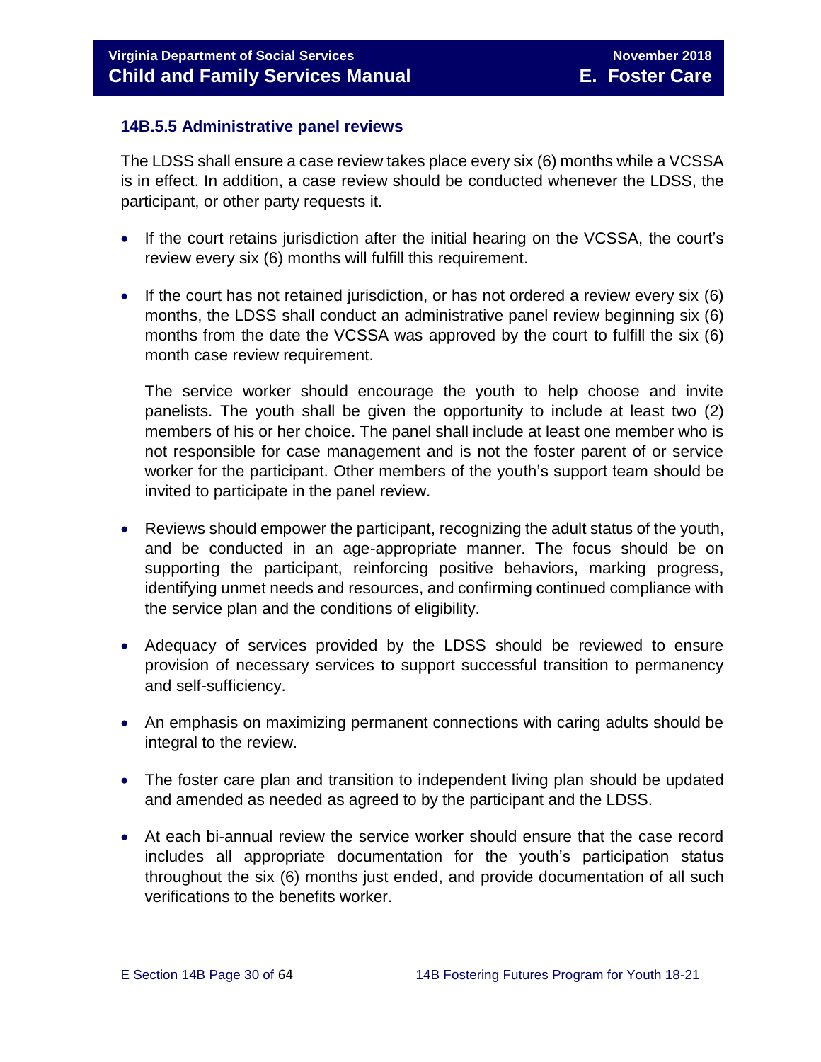### 14B.5.5 Administrative panel reviews

The LDSS shall ensure a case review takes place every six (6) months while a VCSSA is in effect. In addition, a case review should be conducted whenever the LDSS, the participant, or other party requests it.

- If the court retains jurisdiction after the initial hearing on the VCSSA, the court's review every six (6) months will fulfill this requirement.
- If the court has not retained jurisdiction, or has not ordered a review every six (6) months, the LDSS shall conduct an administrative panel review beginning six (6) months from the date the VCSSA was approved by the court to fulfill the six (6) month case review requirement.

  The service worker should encourage the youth to help choose and invite panelists. The youth shall be given the opportunity to include at least two (2) members of his or her choice. The panel shall include at least one member who is not responsible for case management and is not the foster parent of or service worker for the participant. Other members of the youth's support team should be invited to participate in the panel review.

- Reviews should empower the participant, recognizing the adult status of the youth, and be conducted in an age-appropriate manner. The focus should be on supporting the participant, reinforcing positive behaviors, marking progress, identifying unmet needs and resources, and confirming continued compliance with the service plan and the conditions of eligibility.
- Adequacy of services provided by the LDSS should be reviewed to ensure provision of necessary services to support successful transition to permanency and self-sufficiency.
- An emphasis on maximizing permanent connections with caring adults should be integral to the review.
- The foster care plan and transition to independent living plan should be updated and amended as needed as agreed to by the participant and the LDSS.
- At each bi-annual review the service worker should ensure that the case record includes all appropriate documentation for the youth's participation status throughout the six (6) months just ended, and provide documentation of all such verifications to the benefits worker.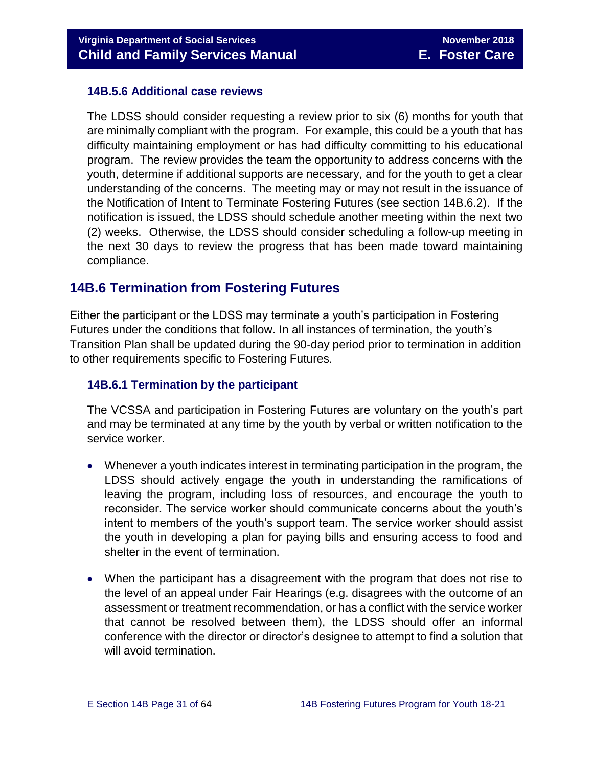### 14B.5.6 Additional case reviews

The LDSS should consider requesting a review prior to six (6) months for youth that are minimally compliant with the program. For example, this could be a youth that has difficulty maintaining employment or has had difficulty committing to his educational program. The review provides the team the opportunity to address concerns with the youth, determine if additional supports are necessary, and for the youth to get a clear understanding of the concerns. The meeting may or may not result in the issuance of the Notification of Intent to Terminate Fostering Futures (see section 14B.6.2). If the notification is issued, the LDSS should schedule another meeting within the next two (2) weeks. Otherwise, the LDSS should consider scheduling a follow-up meeting in the next 30 days to review the progress that has been made toward maintaining compliance.

## 14B.6 Termination from Fostering Futures

Either the participant or the LDSS may terminate a youth's participation in Fostering Futures under the conditions that follow. In all instances of termination, the youth's Transition Plan shall be updated during the 90-day period prior to termination in addition to other requirements specific to Fostering Futures.

### 14B.6.1 Termination by the participant

The VCSSA and participation in Fostering Futures are voluntary on the youth's part and may be terminated at any time by the youth by verbal or written notification to the service worker.

- Whenever a youth indicates interest in terminating participation in the program, the LDSS should actively engage the youth in understanding the ramifications of leaving the program, including loss of resources, and encourage the youth to reconsider. The service worker should communicate concerns about the youth's intent to members of the youth's support team. The service worker should assist the youth in developing a plan for paying bills and ensuring access to food and shelter in the event of termination.
- When the participant has a disagreement with the program that does not rise to the level of an appeal under Fair Hearings (e.g. disagrees with the outcome of an assessment or treatment recommendation, or has a conflict with the service worker that cannot be resolved between them), the LDSS should offer an informal conference with the director or director's designee to attempt to find a solution that will avoid termination.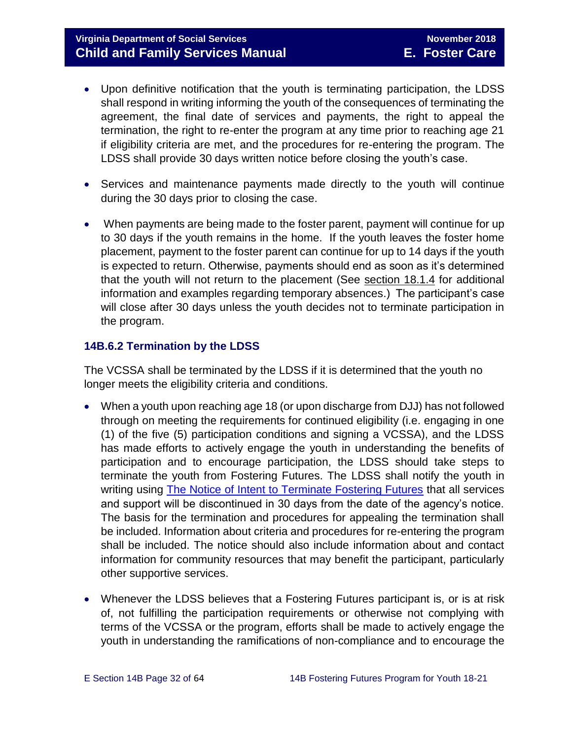- Upon definitive notification that the youth is terminating participation, the LDSS shall respond in writing informing the youth of the consequences of terminating the agreement, the final date of services and payments, the right to appeal the termination, the right to re-enter the program at any time prior to reaching age 21 if eligibility criteria are met, and the procedures for re-entering the program. The LDSS shall provide 30 days written notice before closing the youth's case.

- Services and maintenance payments made directly to the youth will continue during the 30 days prior to closing the case.

- When payments are being made to the foster parent, payment will continue for up to 30 days if the youth remains in the home. If the youth leaves the foster home placement, payment to the foster parent can continue for up to 14 days if the youth is expected to return. Otherwise, payments should end as soon as it's determined that the youth will not return to the placement (See section 18.1.4 for additional information and examples regarding temporary absences.) The participant's case will close after 30 days unless the youth decides not to terminate participation in the program.

### 14B.6.2 Termination by the LDSS

The VCSSA shall be terminated by the LDSS if it is determined that the youth no longer meets the eligibility criteria and conditions.

- When a youth upon reaching age 18 (or upon discharge from DJJ) has not followed through on meeting the requirements for continued eligibility (i.e. engaging in one (1) of the five (5) participation conditions and signing a VCSSA), and the LDSS has made efforts to actively engage the youth in understanding the benefits of participation and to encourage participation, the LDSS should take steps to terminate the youth from Fostering Futures. The LDSS shall notify the youth in writing using The Notice of Intent to Terminate Fostering Futures that all services and support will be discontinued in 30 days from the date of the agency's notice. The basis for the termination and procedures for appealing the termination shall be included. Information about criteria and procedures for re-entering the program shall be included. The notice should also include information about and contact information for community resources that may benefit the participant, particularly other supportive services.

- Whenever the LDSS believes that a Fostering Futures participant is, or is at risk of, not fulfilling the participation requirements or otherwise not complying with terms of the VCSSA or the program, efforts shall be made to actively engage the youth in understanding the ramifications of non-compliance and to encourage the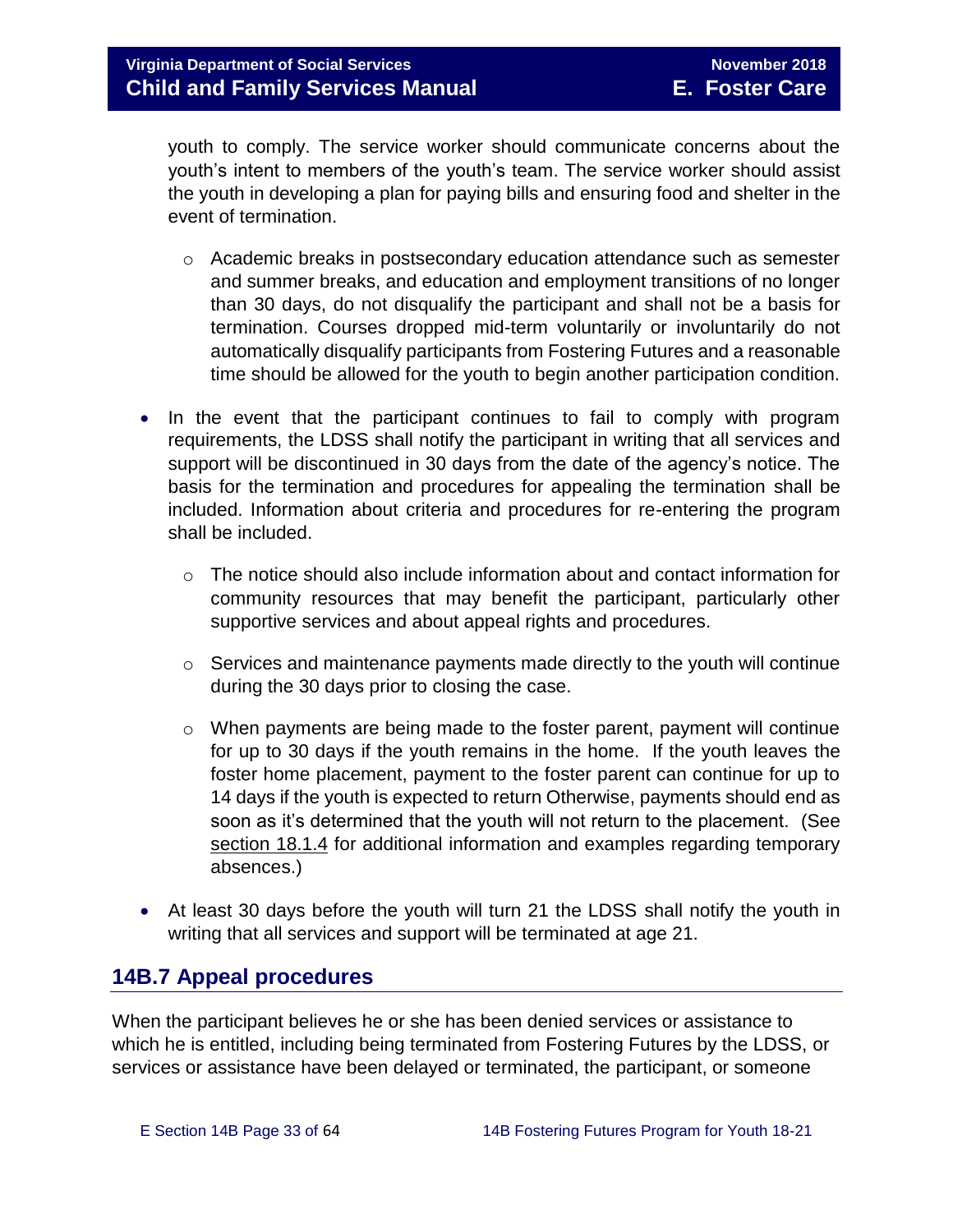youth to comply. The service worker should communicate concerns about the youth's intent to members of the youth's team. The service worker should assist the youth in developing a plan for paying bills and ensuring food and shelter in the event of termination.

  - Academic breaks in postsecondary education attendance such as semester and summer breaks, and education and employment transitions of no longer than 30 days, do not disqualify the participant and shall not be a basis for termination. Courses dropped mid-term voluntarily or involuntarily do not automatically disqualify participants from Fostering Futures and a reasonable time should be allowed for the youth to begin another participation condition.

- In the event that the participant continues to fail to comply with program requirements, the LDSS shall notify the participant in writing that all services and support will be discontinued in 30 days from the date of the agency's notice. The basis for the termination and procedures for appealing the termination shall be included. Information about criteria and procedures for re-entering the program shall be included.
  - The notice should also include information about and contact information for community resources that may benefit the participant, particularly other supportive services and about appeal rights and procedures.
  - Services and maintenance payments made directly to the youth will continue during the 30 days prior to closing the case.
  - When payments are being made to the foster parent, payment will continue for up to 30 days if the youth remains in the home. If the youth leaves the foster home placement, payment to the foster parent can continue for up to 14 days if the youth is expected to return Otherwise, payments should end as soon as it's determined that the youth will not return to the placement. (See section 18.1.4 for additional information and examples regarding temporary absences.)
- At least 30 days before the youth will turn 21 the LDSS shall notify the youth in writing that all services and support will be terminated at age 21.

## 14B.7 Appeal procedures

When the participant believes he or she has been denied services or assistance to which he is entitled, including being terminated from Fostering Futures by the LDSS, or services or assistance have been delayed or terminated, the participant, or someone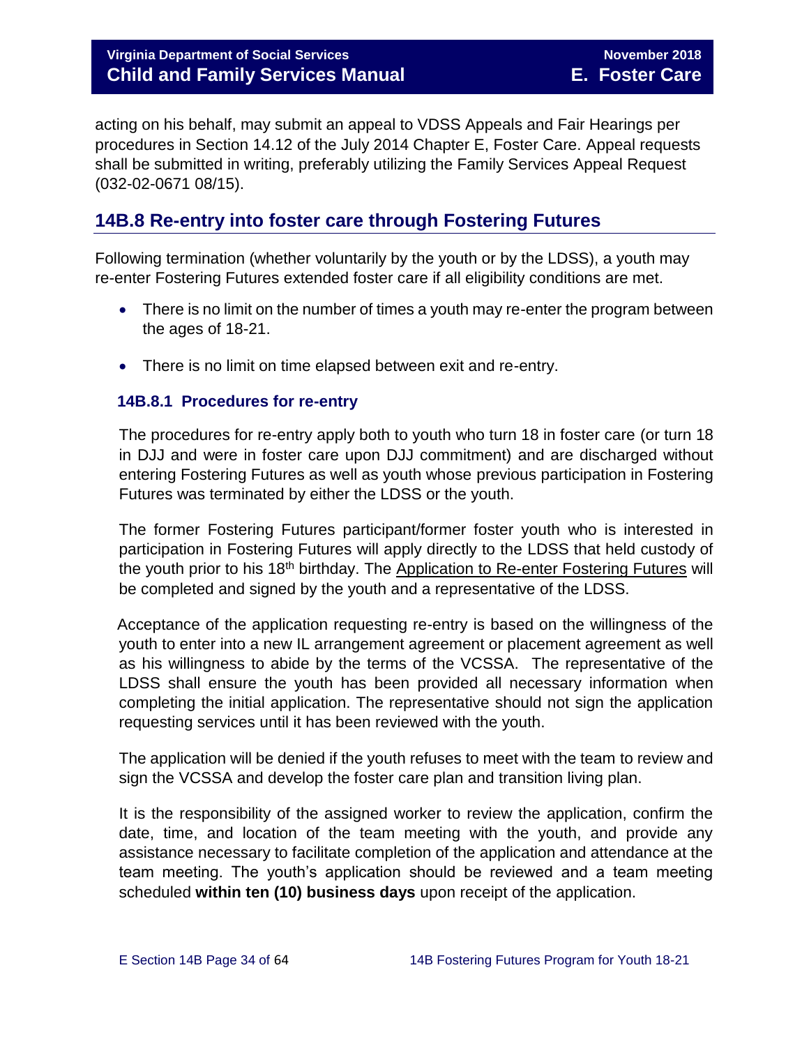acting on his behalf, may submit an appeal to VDSS Appeals and Fair Hearings per procedures in Section 14.12 of the July 2014 Chapter E, Foster Care. Appeal requests shall be submitted in writing, preferably utilizing the Family Services Appeal Request (032-02-0671 08/15).

## 14B.8 Re-entry into foster care through Fostering Futures

Following termination (whether voluntarily by the youth or by the LDSS), a youth may re-enter Fostering Futures extended foster care if all eligibility conditions are met.

- There is no limit on the number of times a youth may re-enter the program between the ages of 18-21.
- There is no limit on time elapsed between exit and re-entry.

### 14B.8.1 Procedures for re-entry

The procedures for re-entry apply both to youth who turn 18 in foster care (or turn 18 in DJJ and were in foster care upon DJJ commitment) and are discharged without entering Fostering Futures as well as youth whose previous participation in Fostering Futures was terminated by either the LDSS or the youth.

The former Fostering Futures participant/former foster youth who is interested in participation in Fostering Futures will apply directly to the LDSS that held custody of the youth prior to his 18th birthday. The Application to Re-enter Fostering Futures will be completed and signed by the youth and a representative of the LDSS.

Acceptance of the application requesting re-entry is based on the willingness of the youth to enter into a new IL arrangement agreement or placement agreement as well as his willingness to abide by the terms of the VCSSA. The representative of the LDSS shall ensure the youth has been provided all necessary information when completing the initial application. The representative should not sign the application requesting services until it has been reviewed with the youth.

The application will be denied if the youth refuses to meet with the team to review and sign the VCSSA and develop the foster care plan and transition living plan.

It is the responsibility of the assigned worker to review the application, confirm the date, time, and location of the team meeting with the youth, and provide any assistance necessary to facilitate completion of the application and attendance at the team meeting. The youth's application should be reviewed and a team meeting scheduled **within ten (10) business days** upon receipt of the application.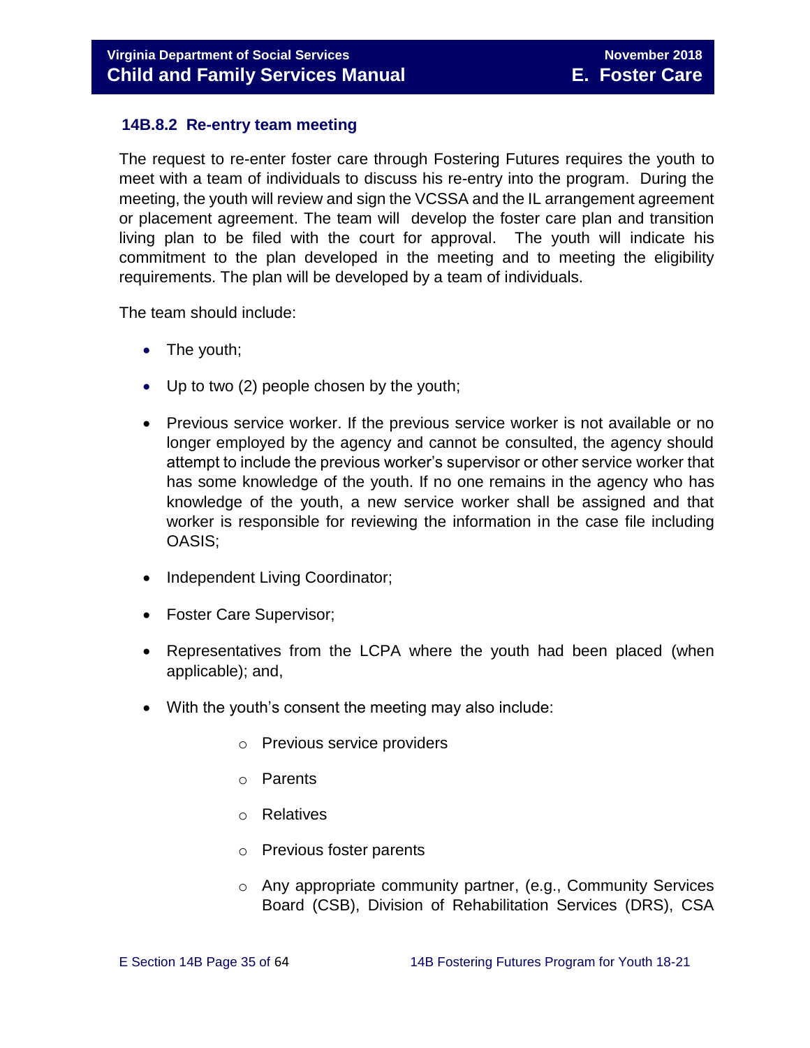### 14B.8.2 Re-entry team meeting

The request to re-enter foster care through Fostering Futures requires the youth to meet with a team of individuals to discuss his re-entry into the program. During the meeting, the youth will review and sign the VCSSA and the IL arrangement agreement or placement agreement. The team will develop the foster care plan and transition living plan to be filed with the court for approval. The youth will indicate his commitment to the plan developed in the meeting and to meeting the eligibility requirements. The plan will be developed by a team of individuals.

The team should include:

- The youth;
- Up to two (2) people chosen by the youth;
- Previous service worker. If the previous service worker is not available or no longer employed by the agency and cannot be consulted, the agency should attempt to include the previous worker's supervisor or other service worker that has some knowledge of the youth. If no one remains in the agency who has knowledge of the youth, a new service worker shall be assigned and that worker is responsible for reviewing the information in the case file including OASIS;
- Independent Living Coordinator;
- Foster Care Supervisor;
- Representatives from the LCPA where the youth had been placed (when applicable); and,
- With the youth's consent the meeting may also include:
    - Previous service providers
    - Parents
    - Relatives
    - Previous foster parents
    - Any appropriate community partner, (e.g., Community Services Board (CSB), Division of Rehabilitation Services (DRS), CSA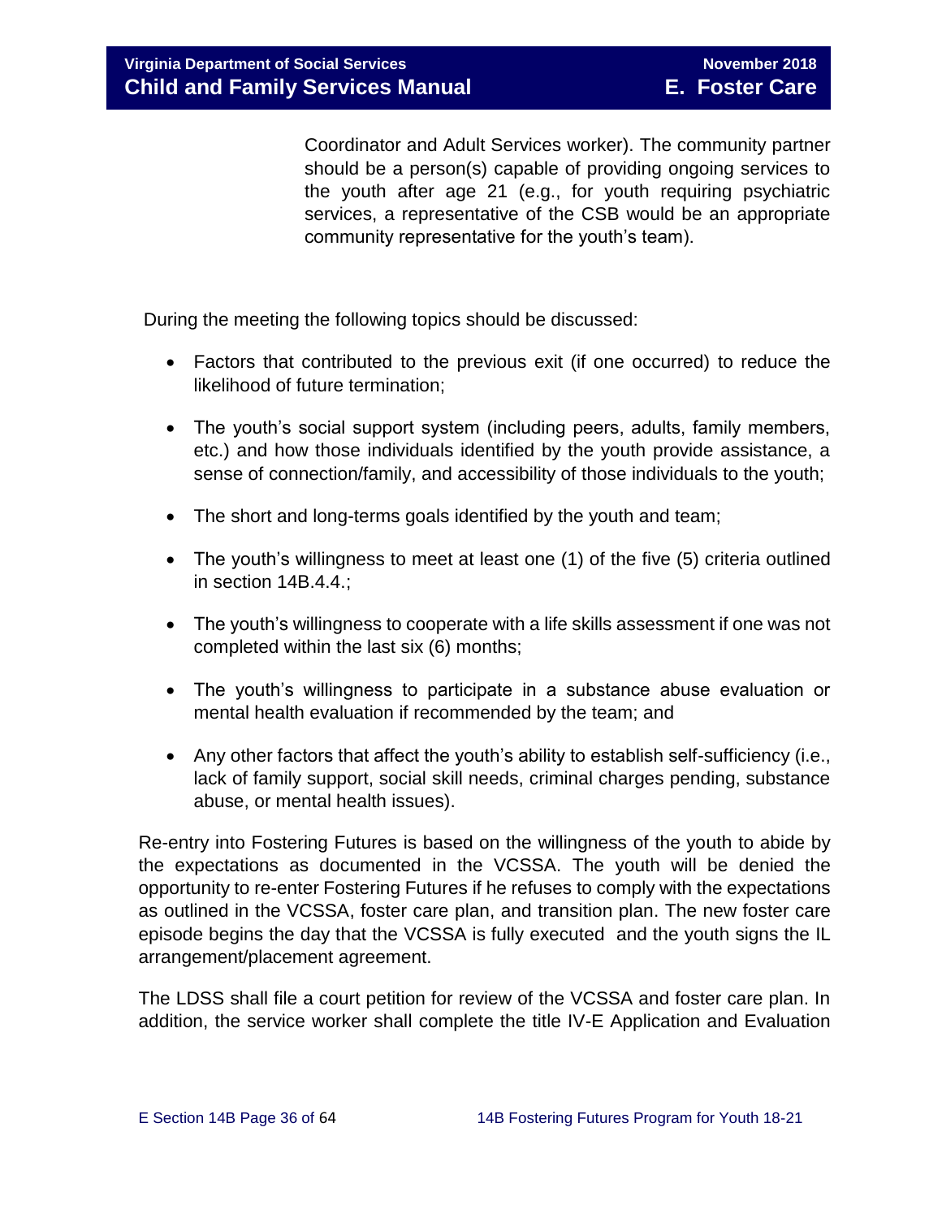Coordinator and Adult Services worker). The community partner should be a person(s) capable of providing ongoing services to the youth after age 21 (e.g., for youth requiring psychiatric services, a representative of the CSB would be an appropriate community representative for the youth's team).

During the meeting the following topics should be discussed:

- Factors that contributed to the previous exit (if one occurred) to reduce the likelihood of future termination;
- The youth's social support system (including peers, adults, family members, etc.) and how those individuals identified by the youth provide assistance, a sense of connection/family, and accessibility of those individuals to the youth;
- The short and long-terms goals identified by the youth and team;
- The youth's willingness to meet at least one (1) of the five (5) criteria outlined in section 14B.4.4.;
- The youth's willingness to cooperate with a life skills assessment if one was not completed within the last six (6) months;
- The youth's willingness to participate in a substance abuse evaluation or mental health evaluation if recommended by the team; and
- Any other factors that affect the youth's ability to establish self-sufficiency (i.e., lack of family support, social skill needs, criminal charges pending, substance abuse, or mental health issues).

Re-entry into Fostering Futures is based on the willingness of the youth to abide by the expectations as documented in the VCSSA. The youth will be denied the opportunity to re-enter Fostering Futures if he refuses to comply with the expectations as outlined in the VCSSA, foster care plan, and transition plan. The new foster care episode begins the day that the VCSSA is fully executed and the youth signs the IL arrangement/placement agreement.

The LDSS shall file a court petition for review of the VCSSA and foster care plan. In addition, the service worker shall complete the title IV-E Application and Evaluation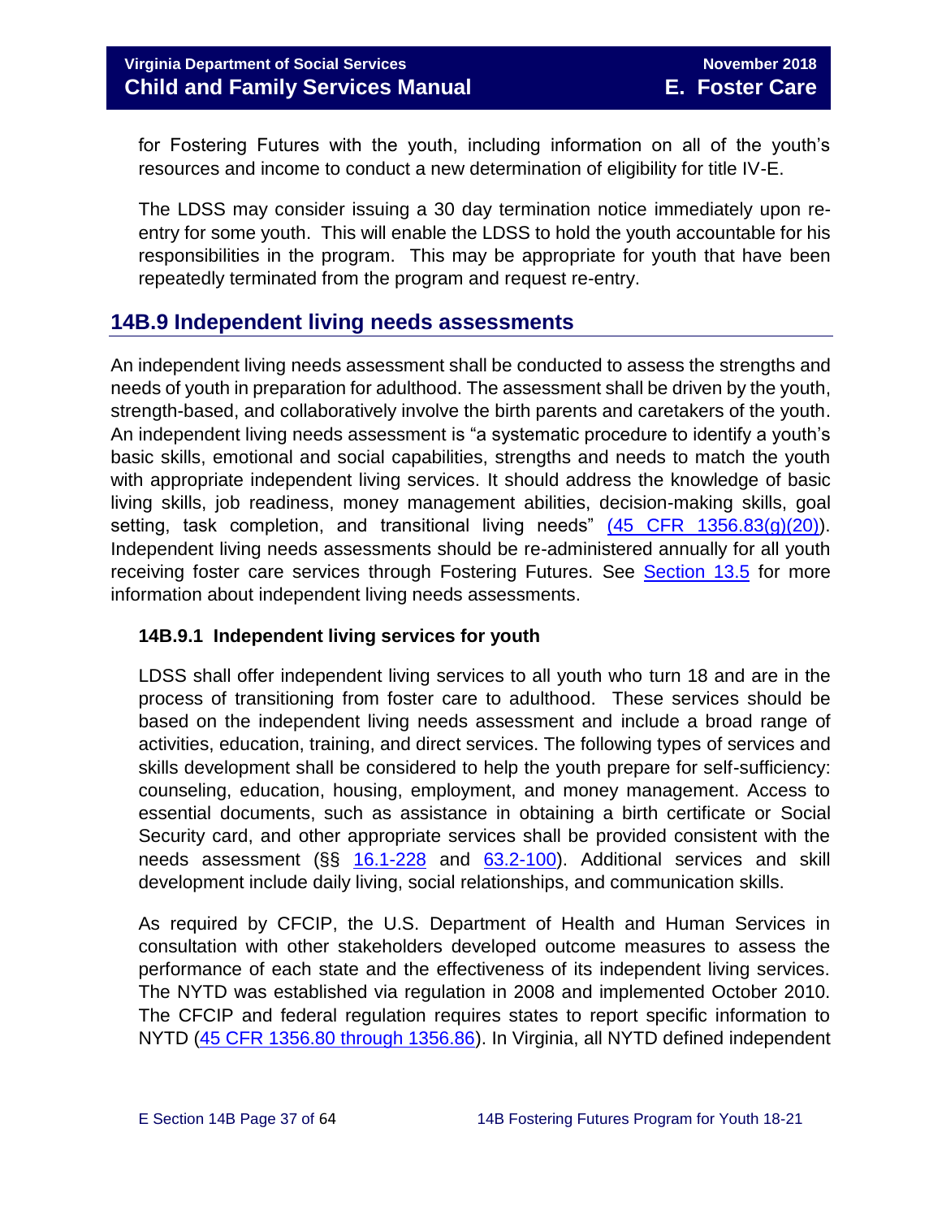for Fostering Futures with the youth, including information on all of the youth's resources and income to conduct a new determination of eligibility for title IV-E.

The LDSS may consider issuing a 30 day termination notice immediately upon re-entry for some youth. This will enable the LDSS to hold the youth accountable for his responsibilities in the program. This may be appropriate for youth that have been repeatedly terminated from the program and request re-entry.

## 14B.9 Independent living needs assessments

An independent living needs assessment shall be conducted to assess the strengths and needs of youth in preparation for adulthood. The assessment shall be driven by the youth, strength-based, and collaboratively involve the birth parents and caretakers of the youth. An independent living needs assessment is "a systematic procedure to identify a youth's basic skills, emotional and social capabilities, strengths and needs to match the youth with appropriate independent living services. It should address the knowledge of basic living skills, job readiness, money management abilities, decision-making skills, goal setting, task completion, and transitional living needs" (45 CFR 1356.83(g)(20)). Independent living needs assessments should be re-administered annually for all youth receiving foster care services through Fostering Futures. See Section 13.5 for more information about independent living needs assessments.

### 14B.9.1 Independent living services for youth

LDSS shall offer independent living services to all youth who turn 18 and are in the process of transitioning from foster care to adulthood. These services should be based on the independent living needs assessment and include a broad range of activities, education, training, and direct services. The following types of services and skills development shall be considered to help the youth prepare for self-sufficiency: counseling, education, housing, employment, and money management. Access to essential documents, such as assistance in obtaining a birth certificate or Social Security card, and other appropriate services shall be provided consistent with the needs assessment (§§ 16.1-228 and 63.2-100). Additional services and skill development include daily living, social relationships, and communication skills.

As required by CFCIP, the U.S. Department of Health and Human Services in consultation with other stakeholders developed outcome measures to assess the performance of each state and the effectiveness of its independent living services. The NYTD was established via regulation in 2008 and implemented October 2010. The CFCIP and federal regulation requires states to report specific information to NYTD (45 CFR 1356.80 through 1356.86). In Virginia, all NYTD defined independent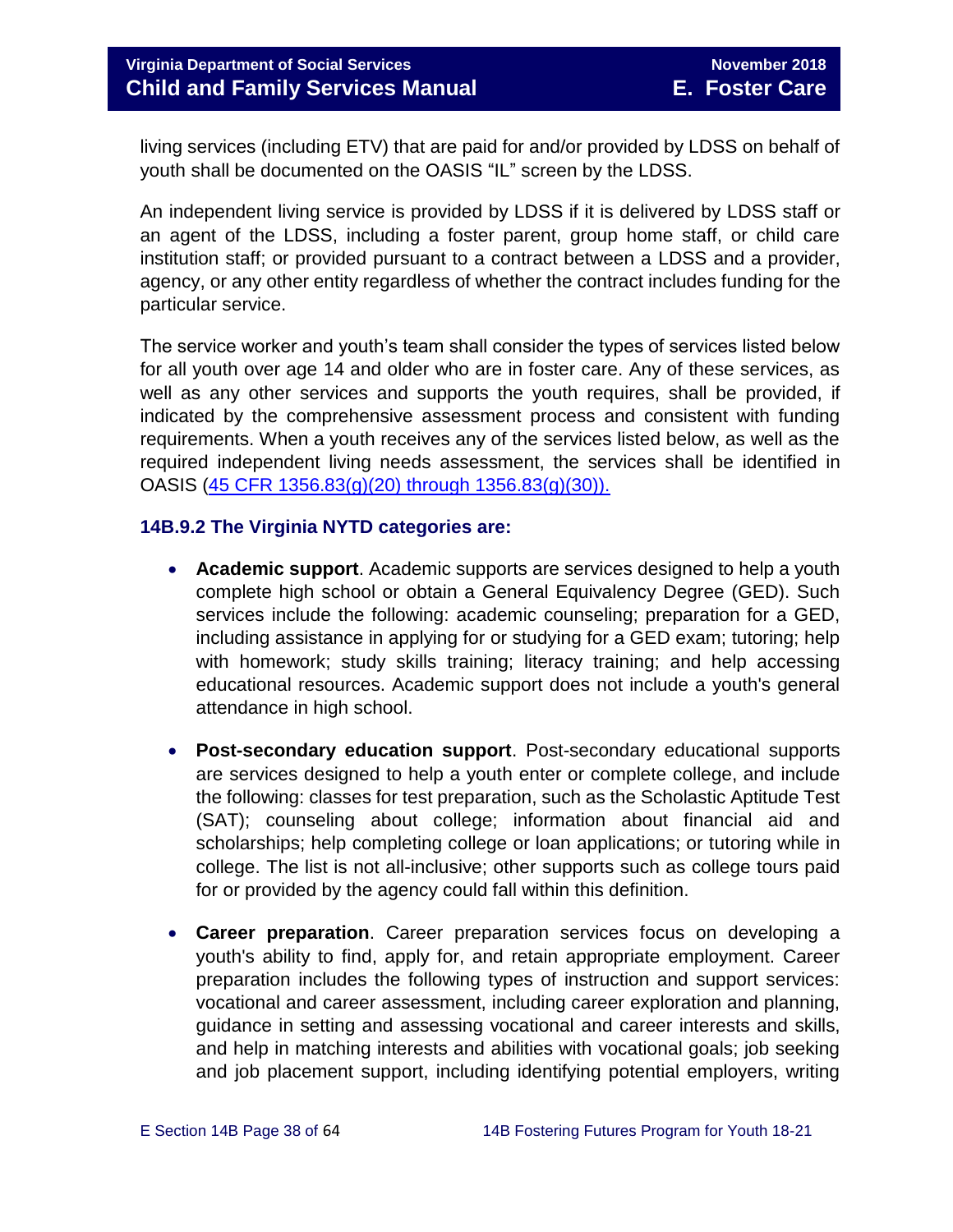living services (including ETV) that are paid for and/or provided by LDSS on behalf of youth shall be documented on the OASIS "IL" screen by the LDSS.

An independent living service is provided by LDSS if it is delivered by LDSS staff or an agent of the LDSS, including a foster parent, group home staff, or child care institution staff; or provided pursuant to a contract between a LDSS and a provider, agency, or any other entity regardless of whether the contract includes funding for the particular service.

The service worker and youth's team shall consider the types of services listed below for all youth over age 14 and older who are in foster care. Any of these services, as well as any other services and supports the youth requires, shall be provided, if indicated by the comprehensive assessment process and consistent with funding requirements. When a youth receives any of the services listed below, as well as the required independent living needs assessment, the services shall be identified in OASIS (45 CFR 1356.83(g)(20) through 1356.83(g)(30)).

### 14B.9.2 The Virginia NYTD categories are:

- **Academic support**. Academic supports are services designed to help a youth complete high school or obtain a General Equivalency Degree (GED). Such services include the following: academic counseling; preparation for a GED, including assistance in applying for or studying for a GED exam; tutoring; help with homework; study skills training; literacy training; and help accessing educational resources. Academic support does not include a youth's general attendance in high school.

- **Post-secondary education support**. Post-secondary educational supports are services designed to help a youth enter or complete college, and include the following: classes for test preparation, such as the Scholastic Aptitude Test (SAT); counseling about college; information about financial aid and scholarships; help completing college or loan applications; or tutoring while in college. The list is not all-inclusive; other supports such as college tours paid for or provided by the agency could fall within this definition.

- **Career preparation**. Career preparation services focus on developing a youth's ability to find, apply for, and retain appropriate employment. Career preparation includes the following types of instruction and support services: vocational and career assessment, including career exploration and planning, guidance in setting and assessing vocational and career interests and skills, and help in matching interests and abilities with vocational goals; job seeking and job placement support, including identifying potential employers, writing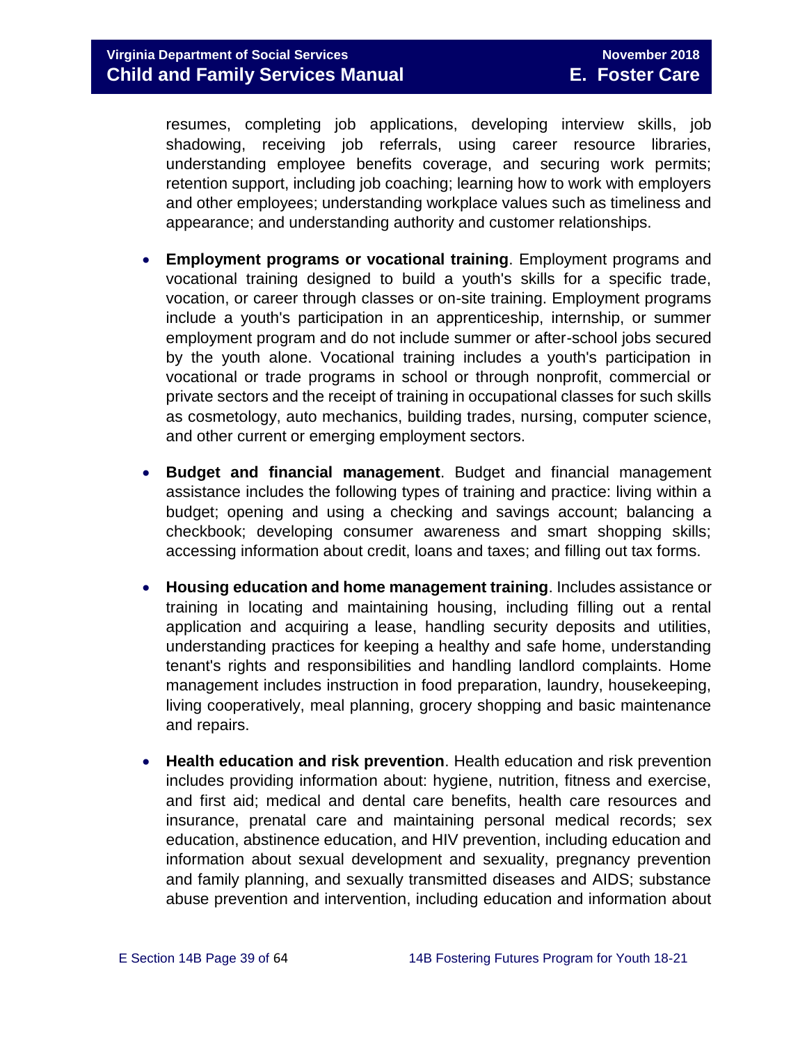resumes, completing job applications, developing interview skills, job shadowing, receiving job referrals, using career resource libraries, understanding employee benefits coverage, and securing work permits; retention support, including job coaching; learning how to work with employers and other employees; understanding workplace values such as timeliness and appearance; and understanding authority and customer relationships.

- **Employment programs or vocational training**. Employment programs and vocational training designed to build a youth's skills for a specific trade, vocation, or career through classes or on-site training. Employment programs include a youth's participation in an apprenticeship, internship, or summer employment program and do not include summer or after-school jobs secured by the youth alone. Vocational training includes a youth's participation in vocational or trade programs in school or through nonprofit, commercial or private sectors and the receipt of training in occupational classes for such skills as cosmetology, auto mechanics, building trades, nursing, computer science, and other current or emerging employment sectors.

- **Budget and financial management**. Budget and financial management assistance includes the following types of training and practice: living within a budget; opening and using a checking and savings account; balancing a checkbook; developing consumer awareness and smart shopping skills; accessing information about credit, loans and taxes; and filling out tax forms.

- **Housing education and home management training**. Includes assistance or training in locating and maintaining housing, including filling out a rental application and acquiring a lease, handling security deposits and utilities, understanding practices for keeping a healthy and safe home, understanding tenant's rights and responsibilities and handling landlord complaints. Home management includes instruction in food preparation, laundry, housekeeping, living cooperatively, meal planning, grocery shopping and basic maintenance and repairs.

- **Health education and risk prevention**. Health education and risk prevention includes providing information about: hygiene, nutrition, fitness and exercise, and first aid; medical and dental care benefits, health care resources and insurance, prenatal care and maintaining personal medical records; sex education, abstinence education, and HIV prevention, including education and information about sexual development and sexuality, pregnancy prevention and family planning, and sexually transmitted diseases and AIDS; substance abuse prevention and intervention, including education and information about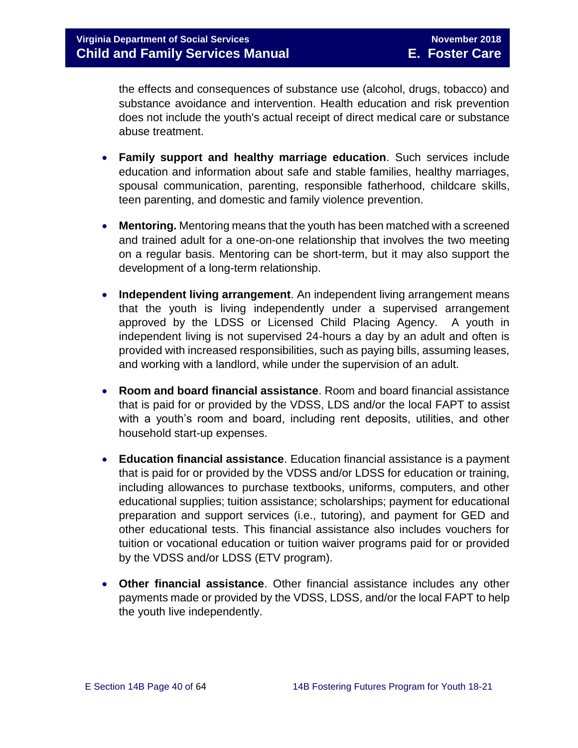the effects and consequences of substance use (alcohol, drugs, tobacco) and substance avoidance and intervention. Health education and risk prevention does not include the youth's actual receipt of direct medical care or substance abuse treatment.

- **Family support and healthy marriage education**. Such services include education and information about safe and stable families, healthy marriages, spousal communication, parenting, responsible fatherhood, childcare skills, teen parenting, and domestic and family violence prevention.

- **Mentoring.** Mentoring means that the youth has been matched with a screened and trained adult for a one-on-one relationship that involves the two meeting on a regular basis. Mentoring can be short-term, but it may also support the development of a long-term relationship.

- **Independent living arrangement**. An independent living arrangement means that the youth is living independently under a supervised arrangement approved by the LDSS or Licensed Child Placing Agency. A youth in independent living is not supervised 24-hours a day by an adult and often is provided with increased responsibilities, such as paying bills, assuming leases, and working with a landlord, while under the supervision of an adult.

- **Room and board financial assistance**. Room and board financial assistance that is paid for or provided by the VDSS, LDS and/or the local FAPT to assist with a youth's room and board, including rent deposits, utilities, and other household start-up expenses.

- **Education financial assistance**. Education financial assistance is a payment that is paid for or provided by the VDSS and/or LDSS for education or training, including allowances to purchase textbooks, uniforms, computers, and other educational supplies; tuition assistance; scholarships; payment for educational preparation and support services (i.e., tutoring), and payment for GED and other educational tests. This financial assistance also includes vouchers for tuition or vocational education or tuition waiver programs paid for or provided by the VDSS and/or LDSS (ETV program).

- **Other financial assistance**. Other financial assistance includes any other payments made or provided by the VDSS, LDSS, and/or the local FAPT to help the youth live independently.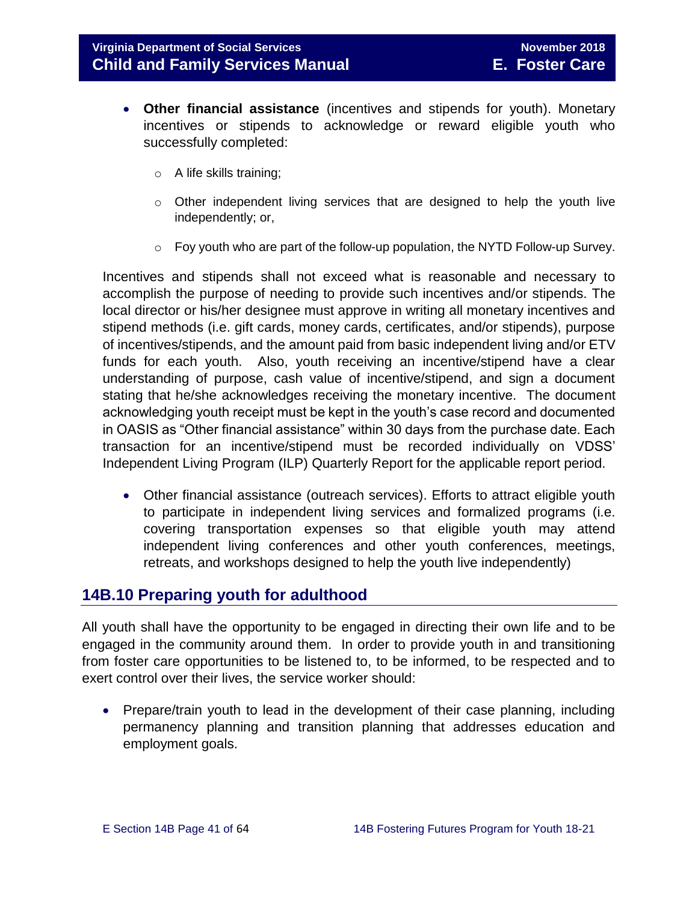- **Other financial assistance** (incentives and stipends for youth). Monetary incentives or stipends to acknowledge or reward eligible youth who successfully completed:
  - A life skills training;
  - Other independent living services that are designed to help the youth live independently; or,
  - Foy youth who are part of the follow-up population, the NYTD Follow-up Survey.

Incentives and stipends shall not exceed what is reasonable and necessary to accomplish the purpose of needing to provide such incentives and/or stipends. The local director or his/her designee must approve in writing all monetary incentives and stipend methods (i.e. gift cards, money cards, certificates, and/or stipends), purpose of incentives/stipends, and the amount paid from basic independent living and/or ETV funds for each youth. Also, youth receiving an incentive/stipend have a clear understanding of purpose, cash value of incentive/stipend, and sign a document stating that he/she acknowledges receiving the monetary incentive. The document acknowledging youth receipt must be kept in the youth's case record and documented in OASIS as "Other financial assistance" within 30 days from the purchase date. Each transaction for an incentive/stipend must be recorded individually on VDSS' Independent Living Program (ILP) Quarterly Report for the applicable report period.

- Other financial assistance (outreach services). Efforts to attract eligible youth to participate in independent living services and formalized programs (i.e. covering transportation expenses so that eligible youth may attend independent living conferences and other youth conferences, meetings, retreats, and workshops designed to help the youth live independently)

## 14B.10 Preparing youth for adulthood

All youth shall have the opportunity to be engaged in directing their own life and to be engaged in the community around them. In order to provide youth in and transitioning from foster care opportunities to be listened to, to be informed, to be respected and to exert control over their lives, the service worker should:

- Prepare/train youth to lead in the development of their case planning, including permanency planning and transition planning that addresses education and employment goals.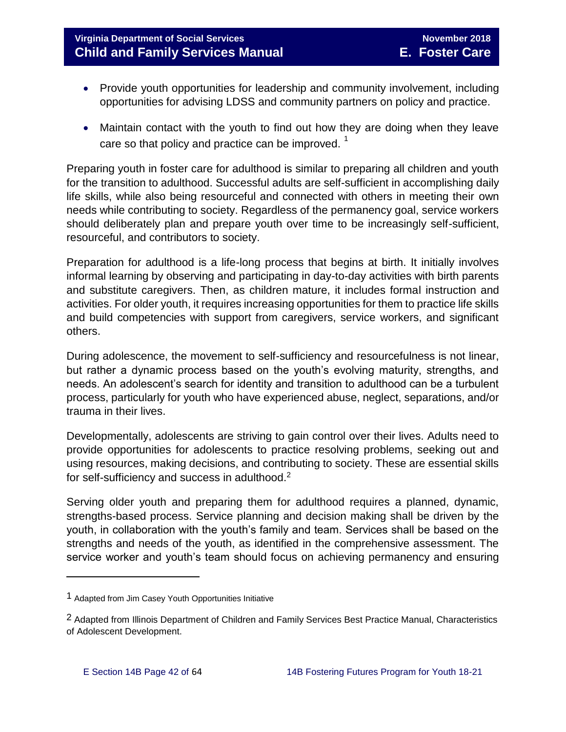- Provide youth opportunities for leadership and community involvement, including opportunities for advising LDSS and community partners on policy and practice.

- Maintain contact with the youth to find out how they are doing when they leave care so that policy and practice can be improved. [1]

Preparing youth in foster care for adulthood is similar to preparing all children and youth for the transition to adulthood. Successful adults are self-sufficient in accomplishing daily life skills, while also being resourceful and connected with others in meeting their own needs while contributing to society. Regardless of the permanency goal, service workers should deliberately plan and prepare youth over time to be increasingly self-sufficient, resourceful, and contributors to society.

Preparation for adulthood is a life-long process that begins at birth. It initially involves informal learning by observing and participating in day-to-day activities with birth parents and substitute caregivers. Then, as children mature, it includes formal instruction and activities. For older youth, it requires increasing opportunities for them to practice life skills and build competencies with support from caregivers, service workers, and significant others.

During adolescence, the movement to self-sufficiency and resourcefulness is not linear, but rather a dynamic process based on the youth's evolving maturity, strengths, and needs. An adolescent's search for identity and transition to adulthood can be a turbulent process, particularly for youth who have experienced abuse, neglect, separations, and/or trauma in their lives.

Developmentally, adolescents are striving to gain control over their lives. Adults need to provide opportunities for adolescents to practice resolving problems, seeking out and using resources, making decisions, and contributing to society. These are essential skills for self-sufficiency and success in adulthood.[2]

Serving older youth and preparing them for adulthood requires a planned, dynamic, strengths-based process. Service planning and decision making shall be driven by the youth, in collaboration with the youth's family and team. Services shall be based on the strengths and needs of the youth, as identified in the comprehensive assessment. The service worker and youth's team should focus on achieving permanency and ensuring

---

[1] Adapted from Jim Casey Youth Opportunities Initiative

[2] Adapted from Illinois Department of Children and Family Services Best Practice Manual, Characteristics of Adolescent Development.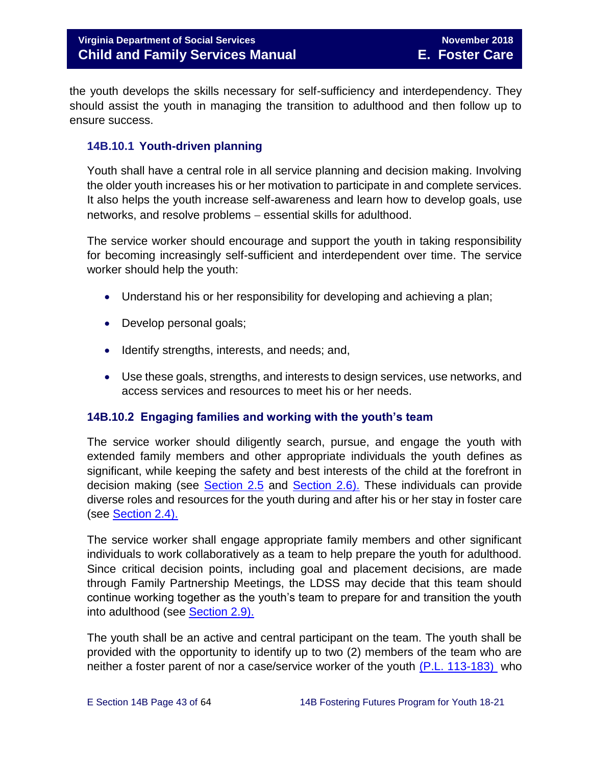the youth develops the skills necessary for self-sufficiency and interdependency. They should assist the youth in managing the transition to adulthood and then follow up to ensure success.

### 14B.10.1 Youth-driven planning

Youth shall have a central role in all service planning and decision making. Involving the older youth increases his or her motivation to participate in and complete services. It also helps the youth increase self-awareness and learn how to develop goals, use networks, and resolve problems – essential skills for adulthood.

The service worker should encourage and support the youth in taking responsibility for becoming increasingly self-sufficient and interdependent over time. The service worker should help the youth:

- Understand his or her responsibility for developing and achieving a plan;
- Develop personal goals;
- Identify strengths, interests, and needs; and,
- Use these goals, strengths, and interests to design services, use networks, and access services and resources to meet his or her needs.

### 14B.10.2 Engaging families and working with the youth's team

The service worker should diligently search, pursue, and engage the youth with extended family members and other appropriate individuals the youth defines as significant, while keeping the safety and best interests of the child at the forefront in decision making (see Section 2.5 and Section 2.6). These individuals can provide diverse roles and resources for the youth during and after his or her stay in foster care (see Section 2.4).

The service worker shall engage appropriate family members and other significant individuals to work collaboratively as a team to help prepare the youth for adulthood. Since critical decision points, including goal and placement decisions, are made through Family Partnership Meetings, the LDSS may decide that this team should continue working together as the youth's team to prepare for and transition the youth into adulthood (see Section 2.9).

The youth shall be an active and central participant on the team. The youth shall be provided with the opportunity to identify up to two (2) members of the team who are neither a foster parent of nor a case/service worker of the youth (P.L. 113-183) who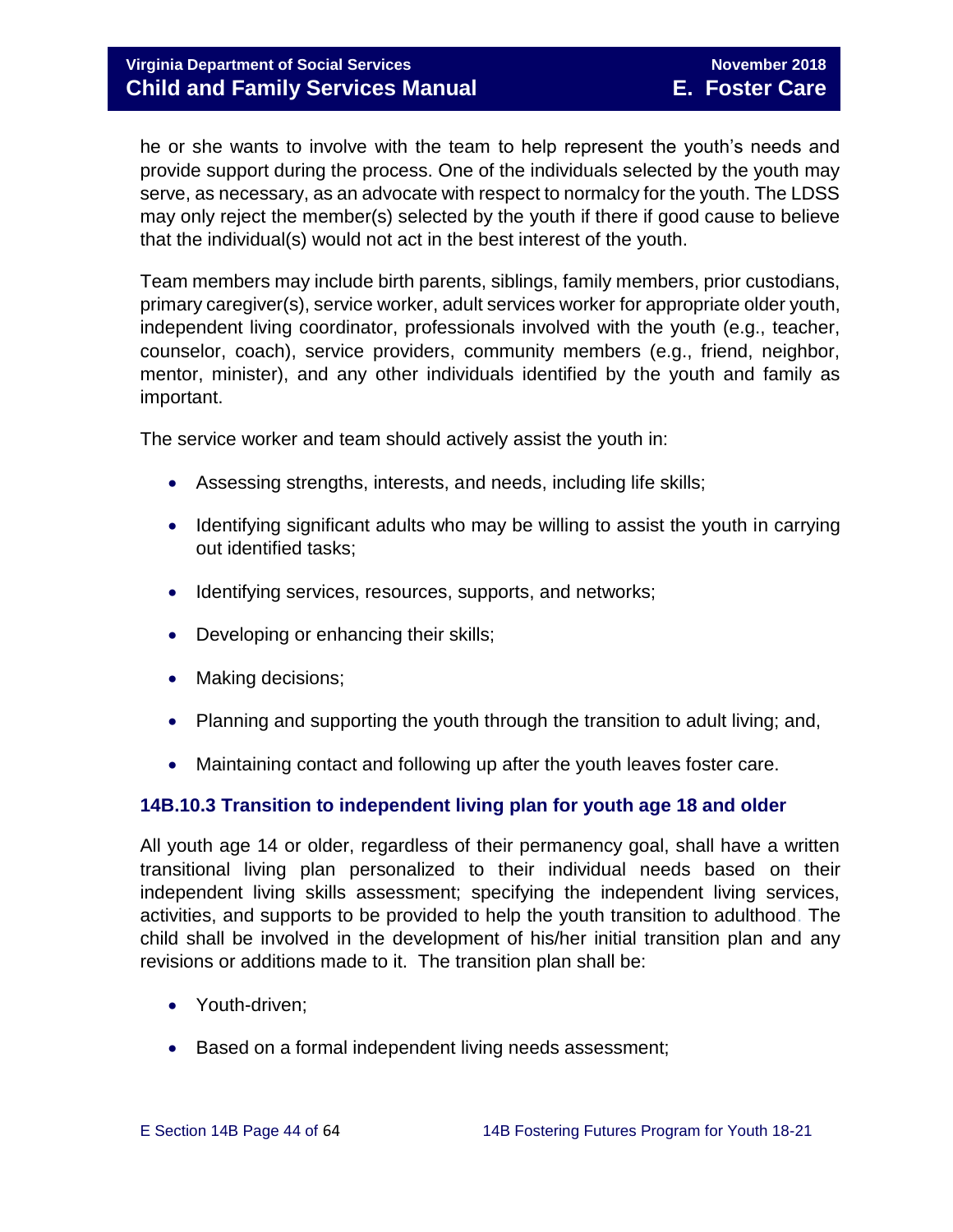he or she wants to involve with the team to help represent the youth's needs and provide support during the process. One of the individuals selected by the youth may serve, as necessary, as an advocate with respect to normalcy for the youth. The LDSS may only reject the member(s) selected by the youth if there if good cause to believe that the individual(s) would not act in the best interest of the youth.

Team members may include birth parents, siblings, family members, prior custodians, primary caregiver(s), service worker, adult services worker for appropriate older youth, independent living coordinator, professionals involved with the youth (e.g., teacher, counselor, coach), service providers, community members (e.g., friend, neighbor, mentor, minister), and any other individuals identified by the youth and family as important.

The service worker and team should actively assist the youth in:

- Assessing strengths, interests, and needs, including life skills;
- Identifying significant adults who may be willing to assist the youth in carrying out identified tasks;
- Identifying services, resources, supports, and networks;
- Developing or enhancing their skills;
- Making decisions;
- Planning and supporting the youth through the transition to adult living; and,
- Maintaining contact and following up after the youth leaves foster care.

### 14B.10.3 Transition to independent living plan for youth age 18 and older

All youth age 14 or older, regardless of their permanency goal, shall have a written transitional living plan personalized to their individual needs based on their independent living skills assessment; specifying the independent living services, activities, and supports to be provided to help the youth transition to adulthood. The child shall be involved in the development of his/her initial transition plan and any revisions or additions made to it. The transition plan shall be:

- Youth-driven;
- Based on a formal independent living needs assessment;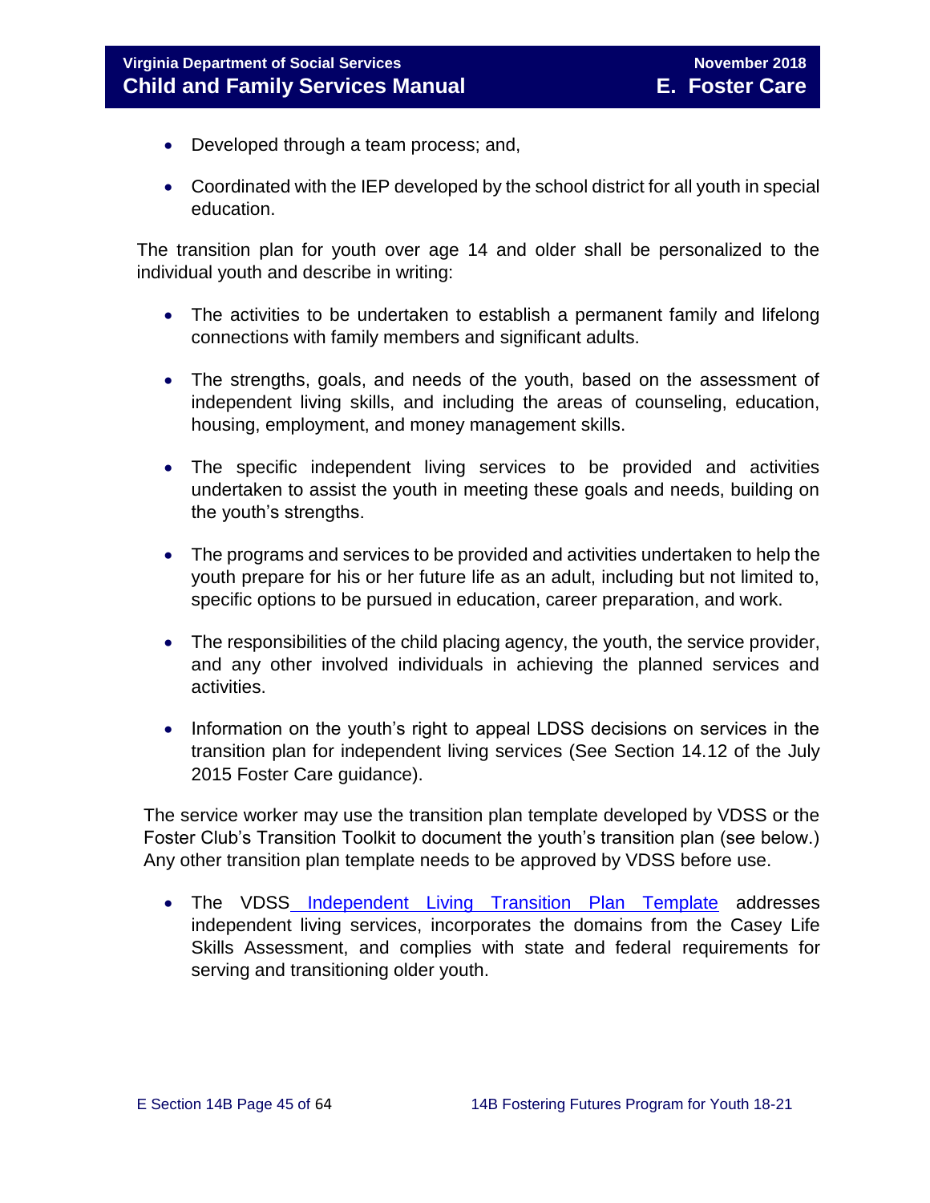- Developed through a team process; and,
- Coordinated with the IEP developed by the school district for all youth in special education.

The transition plan for youth over age 14 and older shall be personalized to the individual youth and describe in writing:

- The activities to be undertaken to establish a permanent family and lifelong connections with family members and significant adults.
- The strengths, goals, and needs of the youth, based on the assessment of independent living skills, and including the areas of counseling, education, housing, employment, and money management skills.
- The specific independent living services to be provided and activities undertaken to assist the youth in meeting these goals and needs, building on the youth's strengths.
- The programs and services to be provided and activities undertaken to help the youth prepare for his or her future life as an adult, including but not limited to, specific options to be pursued in education, career preparation, and work.
- The responsibilities of the child placing agency, the youth, the service provider, and any other involved individuals in achieving the planned services and activities.
- Information on the youth's right to appeal LDSS decisions on services in the transition plan for independent living services (See Section 14.12 of the July 2015 Foster Care guidance).

The service worker may use the transition plan template developed by VDSS or the Foster Club's Transition Toolkit to document the youth's transition plan (see below.) Any other transition plan template needs to be approved by VDSS before use.

- The VDSS Independent Living Transition Plan Template addresses independent living services, incorporates the domains from the Casey Life Skills Assessment, and complies with state and federal requirements for serving and transitioning older youth.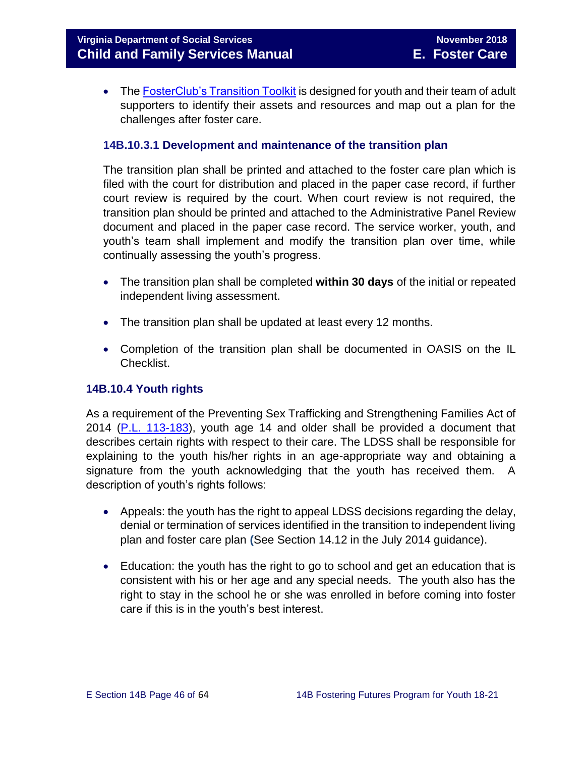- The FosterClub's Transition Toolkit is designed for youth and their team of adult supporters to identify their assets and resources and map out a plan for the challenges after foster care.

#### 14B.10.3.1 Development and maintenance of the transition plan

The transition plan shall be printed and attached to the foster care plan which is filed with the court for distribution and placed in the paper case record, if further court review is required by the court. When court review is not required, the transition plan should be printed and attached to the Administrative Panel Review document and placed in the paper case record. The service worker, youth, and youth's team shall implement and modify the transition plan over time, while continually assessing the youth's progress.

- The transition plan shall be completed **within 30 days** of the initial or repeated independent living assessment.
- The transition plan shall be updated at least every 12 months.
- Completion of the transition plan shall be documented in OASIS on the IL Checklist.

### 14B.10.4 Youth rights

As a requirement of the Preventing Sex Trafficking and Strengthening Families Act of 2014 (P.L. 113-183), youth age 14 and older shall be provided a document that describes certain rights with respect to their care. The LDSS shall be responsible for explaining to the youth his/her rights in an age-appropriate way and obtaining a signature from the youth acknowledging that the youth has received them. A description of youth's rights follows:

- Appeals: the youth has the right to appeal LDSS decisions regarding the delay, denial or termination of services identified in the transition to independent living plan and foster care plan (See Section 14.12 in the July 2014 guidance).
- Education: the youth has the right to go to school and get an education that is consistent with his or her age and any special needs. The youth also has the right to stay in the school he or she was enrolled in before coming into foster care if this is in the youth's best interest.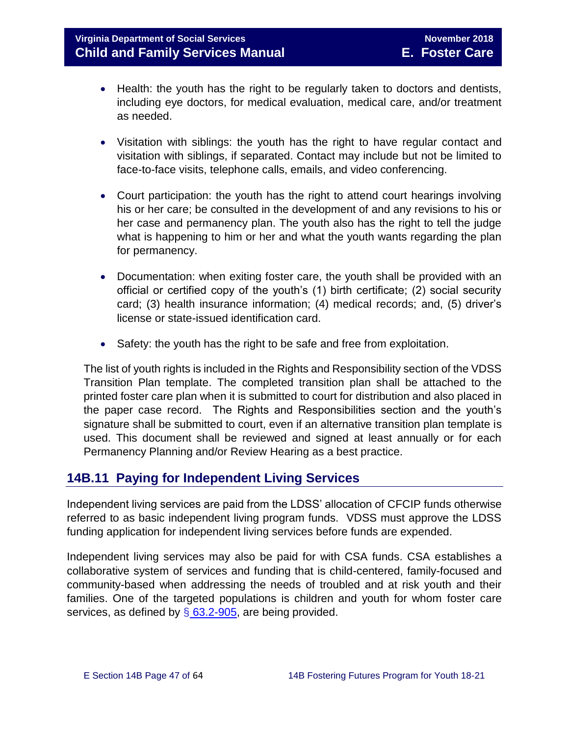- Health: the youth has the right to be regularly taken to doctors and dentists, including eye doctors, for medical evaluation, medical care, and/or treatment as needed.

- Visitation with siblings: the youth has the right to have regular contact and visitation with siblings, if separated. Contact may include but not be limited to face-to-face visits, telephone calls, emails, and video conferencing.

- Court participation: the youth has the right to attend court hearings involving his or her care; be consulted in the development of and any revisions to his or her case and permanency plan. The youth also has the right to tell the judge what is happening to him or her and what the youth wants regarding the plan for permanency.

- Documentation: when exiting foster care, the youth shall be provided with an official or certified copy of the youth's (1) birth certificate; (2) social security card; (3) health insurance information; (4) medical records; and, (5) driver's license or state-issued identification card.

- Safety: the youth has the right to be safe and free from exploitation.

The list of youth rights is included in the Rights and Responsibility section of the VDSS Transition Plan template. The completed transition plan shall be attached to the printed foster care plan when it is submitted to court for distribution and also placed in the paper case record. The Rights and Responsibilities section and the youth's signature shall be submitted to court, even if an alternative transition plan template is used. This document shall be reviewed and signed at least annually or for each Permanency Planning and/or Review Hearing as a best practice.

## 14B.11 Paying for Independent Living Services

Independent living services are paid from the LDSS' allocation of CFCIP funds otherwise referred to as basic independent living program funds. VDSS must approve the LDSS funding application for independent living services before funds are expended.

Independent living services may also be paid for with CSA funds. CSA establishes a collaborative system of services and funding that is child-centered, family-focused and community-based when addressing the needs of troubled and at risk youth and their families. One of the targeted populations is children and youth for whom foster care services, as defined by § 63.2-905, are being provided.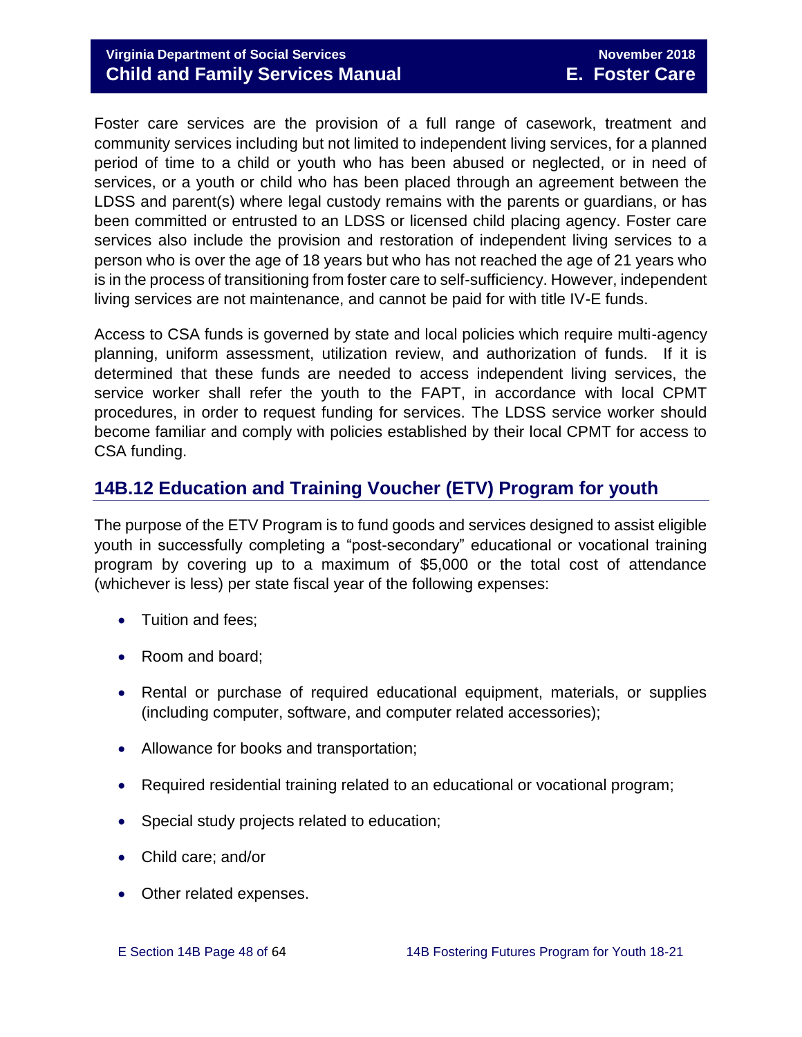Foster care services are the provision of a full range of casework, treatment and community services including but not limited to independent living services, for a planned period of time to a child or youth who has been abused or neglected, or in need of services, or a youth or child who has been placed through an agreement between the LDSS and parent(s) where legal custody remains with the parents or guardians, or has been committed or entrusted to an LDSS or licensed child placing agency. Foster care services also include the provision and restoration of independent living services to a person who is over the age of 18 years but who has not reached the age of 21 years who is in the process of transitioning from foster care to self-sufficiency. However, independent living services are not maintenance, and cannot be paid for with title IV-E funds.

Access to CSA funds is governed by state and local policies which require multi-agency planning, uniform assessment, utilization review, and authorization of funds. If it is determined that these funds are needed to access independent living services, the service worker shall refer the youth to the FAPT, in accordance with local CPMT procedures, in order to request funding for services. The LDSS service worker should become familiar and comply with policies established by their local CPMT for access to CSA funding.

## 14B.12 Education and Training Voucher (ETV) Program for youth

The purpose of the ETV Program is to fund goods and services designed to assist eligible youth in successfully completing a "post-secondary" educational or vocational training program by covering up to a maximum of $5,000 or the total cost of attendance (whichever is less) per state fiscal year of the following expenses:

- Tuition and fees;
- Room and board;
- Rental or purchase of required educational equipment, materials, or supplies (including computer, software, and computer related accessories);
- Allowance for books and transportation;
- Required residential training related to an educational or vocational program;
- Special study projects related to education;
- Child care; and/or
- Other related expenses.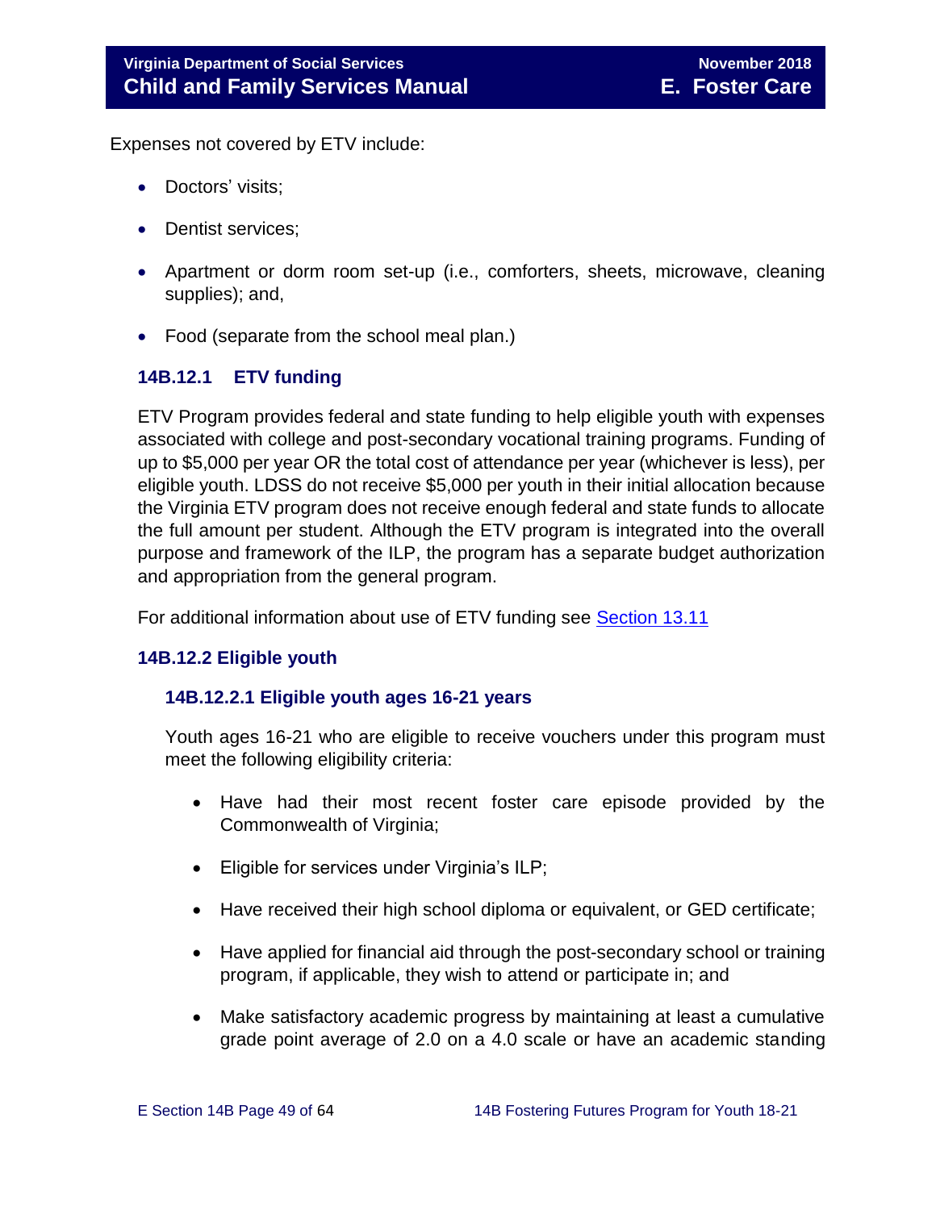Expenses not covered by ETV include:

- Doctors' visits;
- Dentist services;
- Apartment or dorm room set-up (i.e., comforters, sheets, microwave, cleaning supplies); and,
- Food (separate from the school meal plan.)

### 14B.12.1 ETV funding

ETV Program provides federal and state funding to help eligible youth with expenses associated with college and post-secondary vocational training programs. Funding of up to $5,000 per year OR the total cost of attendance per year (whichever is less), per eligible youth. LDSS do not receive $5,000 per youth in their initial allocation because the Virginia ETV program does not receive enough federal and state funds to allocate the full amount per student. Although the ETV program is integrated into the overall purpose and framework of the ILP, the program has a separate budget authorization and appropriation from the general program.

For additional information about use of ETV funding see [Section 13.11]

### 14B.12.2 Eligible youth

#### 14B.12.2.1 Eligible youth ages 16-21 years

Youth ages 16-21 who are eligible to receive vouchers under this program must meet the following eligibility criteria:

- Have had their most recent foster care episode provided by the Commonwealth of Virginia;
- Eligible for services under Virginia's ILP;
- Have received their high school diploma or equivalent, or GED certificate;
- Have applied for financial aid through the post-secondary school or training program, if applicable, they wish to attend or participate in; and
- Make satisfactory academic progress by maintaining at least a cumulative grade point average of 2.0 on a 4.0 scale or have an academic standing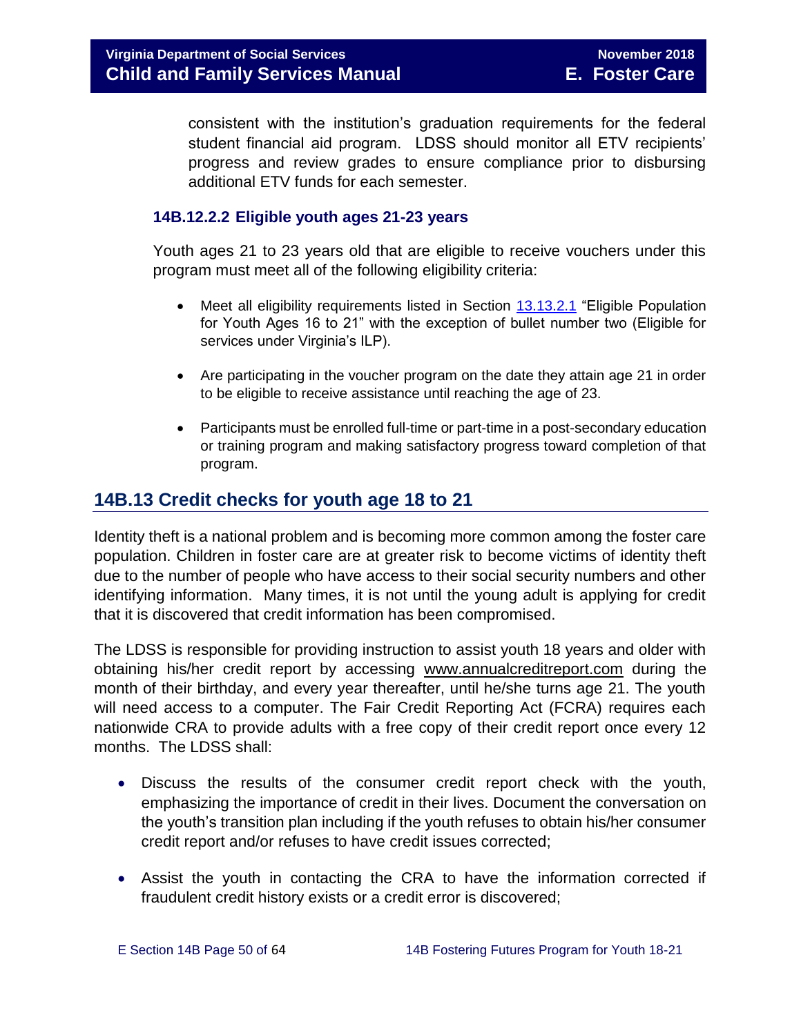consistent with the institution's graduation requirements for the federal student financial aid program. LDSS should monitor all ETV recipients' progress and review grades to ensure compliance prior to disbursing additional ETV funds for each semester.

### 14B.12.2.2 Eligible youth ages 21-23 years

Youth ages 21 to 23 years old that are eligible to receive vouchers under this program must meet all of the following eligibility criteria:

- Meet all eligibility requirements listed in Section 13.13.2.1 "Eligible Population for Youth Ages 16 to 21" with the exception of bullet number two (Eligible for services under Virginia's ILP).
- Are participating in the voucher program on the date they attain age 21 in order to be eligible to receive assistance until reaching the age of 23.
- Participants must be enrolled full-time or part-time in a post-secondary education or training program and making satisfactory progress toward completion of that program.

## 14B.13 Credit checks for youth age 18 to 21

Identity theft is a national problem and is becoming more common among the foster care population. Children in foster care are at greater risk to become victims of identity theft due to the number of people who have access to their social security numbers and other identifying information. Many times, it is not until the young adult is applying for credit that it is discovered that credit information has been compromised.

The LDSS is responsible for providing instruction to assist youth 18 years and older with obtaining his/her credit report by accessing www.annualcreditreport.com during the month of their birthday, and every year thereafter, until he/she turns age 21. The youth will need access to a computer. The Fair Credit Reporting Act (FCRA) requires each nationwide CRA to provide adults with a free copy of their credit report once every 12 months. The LDSS shall:

- Discuss the results of the consumer credit report check with the youth, emphasizing the importance of credit in their lives. Document the conversation on the youth's transition plan including if the youth refuses to obtain his/her consumer credit report and/or refuses to have credit issues corrected;
- Assist the youth in contacting the CRA to have the information corrected if fraudulent credit history exists or a credit error is discovered;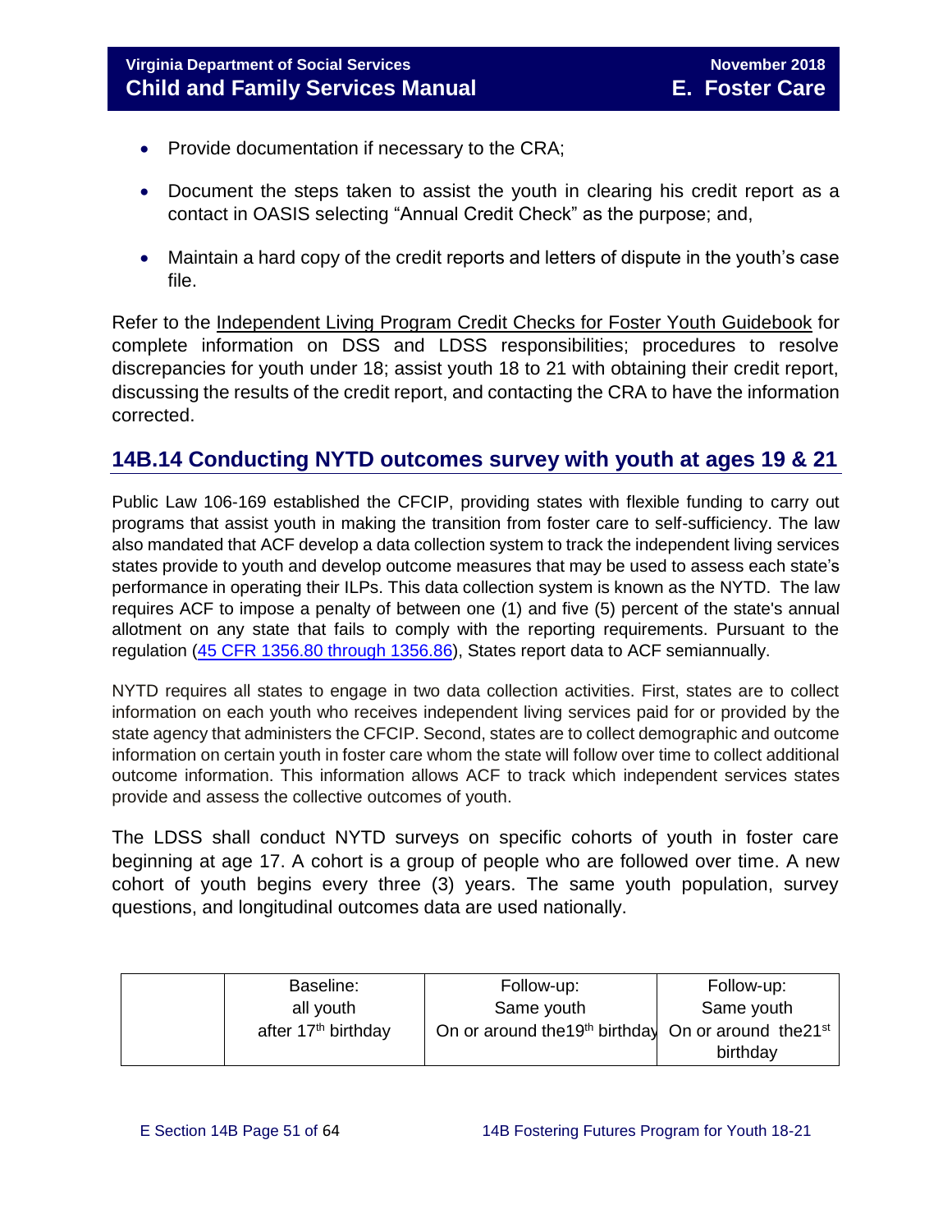- Provide documentation if necessary to the CRA;
- Document the steps taken to assist the youth in clearing his credit report as a contact in OASIS selecting "Annual Credit Check" as the purpose; and,
- Maintain a hard copy of the credit reports and letters of dispute in the youth's case file.

Refer to the Independent Living Program Credit Checks for Foster Youth Guidebook for complete information on DSS and LDSS responsibilities; procedures to resolve discrepancies for youth under 18; assist youth 18 to 21 with obtaining their credit report, discussing the results of the credit report, and contacting the CRA to have the information corrected.

## 14B.14 Conducting NYTD outcomes survey with youth at ages 19 & 21

Public Law 106-169 established the CFCIP, providing states with flexible funding to carry out programs that assist youth in making the transition from foster care to self-sufficiency. The law also mandated that ACF develop a data collection system to track the independent living services states provide to youth and develop outcome measures that may be used to assess each state's performance in operating their ILPs. This data collection system is known as the NYTD. The law requires ACF to impose a penalty of between one (1) and five (5) percent of the state's annual allotment on any state that fails to comply with the reporting requirements. Pursuant to the regulation (45 CFR 1356.80 through 1356.86), States report data to ACF semiannually.

NYTD requires all states to engage in two data collection activities. First, states are to collect information on each youth who receives independent living services paid for or provided by the state agency that administers the CFCIP. Second, states are to collect demographic and outcome information on certain youth in foster care whom the state will follow over time to collect additional outcome information. This information allows ACF to track which independent services states provide and assess the collective outcomes of youth.

The LDSS shall conduct NYTD surveys on specific cohorts of youth in foster care beginning at age 17. A cohort is a group of people who are followed over time. A new cohort of youth begins every three (3) years. The same youth population, survey questions, and longitudinal outcomes data are used nationally.

| | Baseline: all youth after 17th birthday | Follow-up: Same youth On or around the19th birthday | Follow-up: Same youth On or around the21st birthday |
|---|---|---|---|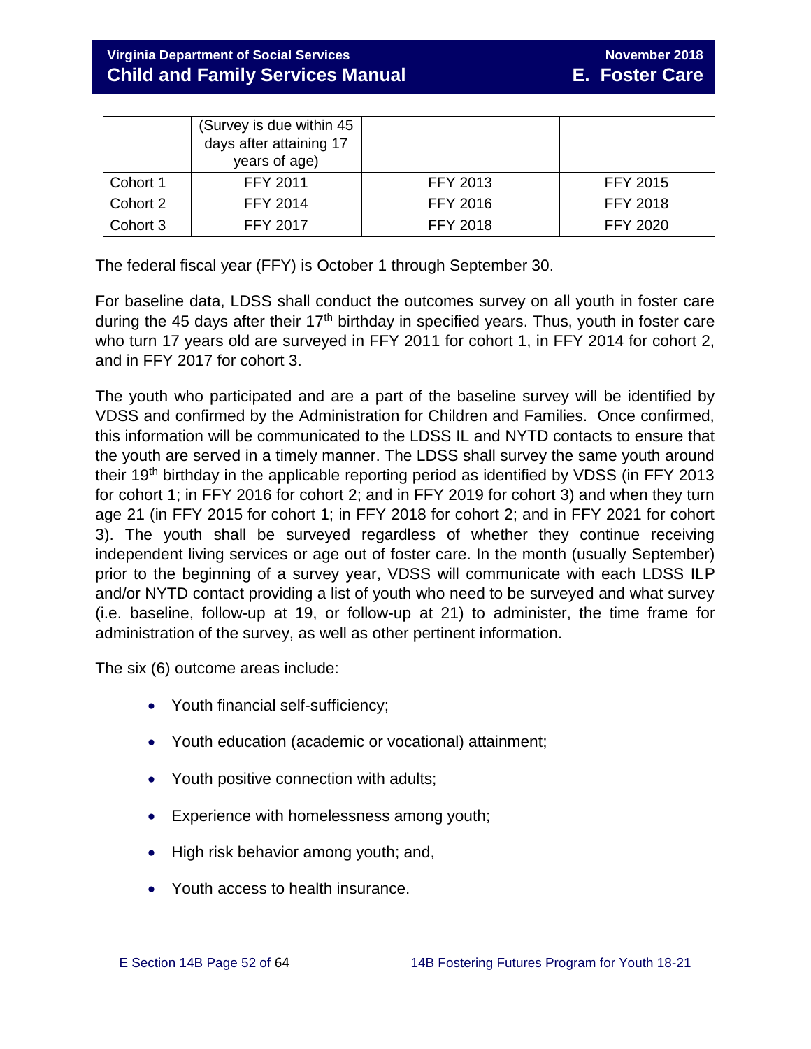| | (Survey is due within 45 days after attaining 17 years of age) | | |
|---|---|---|---|
| Cohort 1 | FFY 2011 | FFY 2013 | FFY 2015 |
| Cohort 2 | FFY 2014 | FFY 2016 | FFY 2018 |
| Cohort 3 | FFY 2017 | FFY 2018 | FFY 2020 |

The federal fiscal year (FFY) is October 1 through September 30.

For baseline data, LDSS shall conduct the outcomes survey on all youth in foster care during the 45 days after their 17th birthday in specified years. Thus, youth in foster care who turn 17 years old are surveyed in FFY 2011 for cohort 1, in FFY 2014 for cohort 2, and in FFY 2017 for cohort 3.

The youth who participated and are a part of the baseline survey will be identified by VDSS and confirmed by the Administration for Children and Families. Once confirmed, this information will be communicated to the LDSS IL and NYTD contacts to ensure that the youth are served in a timely manner. The LDSS shall survey the same youth around their 19th birthday in the applicable reporting period as identified by VDSS (in FFY 2013 for cohort 1; in FFY 2016 for cohort 2; and in FFY 2019 for cohort 3) and when they turn age 21 (in FFY 2015 for cohort 1; in FFY 2018 for cohort 2; and in FFY 2021 for cohort 3). The youth shall be surveyed regardless of whether they continue receiving independent living services or age out of foster care. In the month (usually September) prior to the beginning of a survey year, VDSS will communicate with each LDSS ILP and/or NYTD contact providing a list of youth who need to be surveyed and what survey (i.e. baseline, follow-up at 19, or follow-up at 21) to administer, the time frame for administration of the survey, as well as other pertinent information.

The six (6) outcome areas include:

- Youth financial self-sufficiency;
- Youth education (academic or vocational) attainment;
- Youth positive connection with adults;
- Experience with homelessness among youth;
- High risk behavior among youth; and,
- Youth access to health insurance.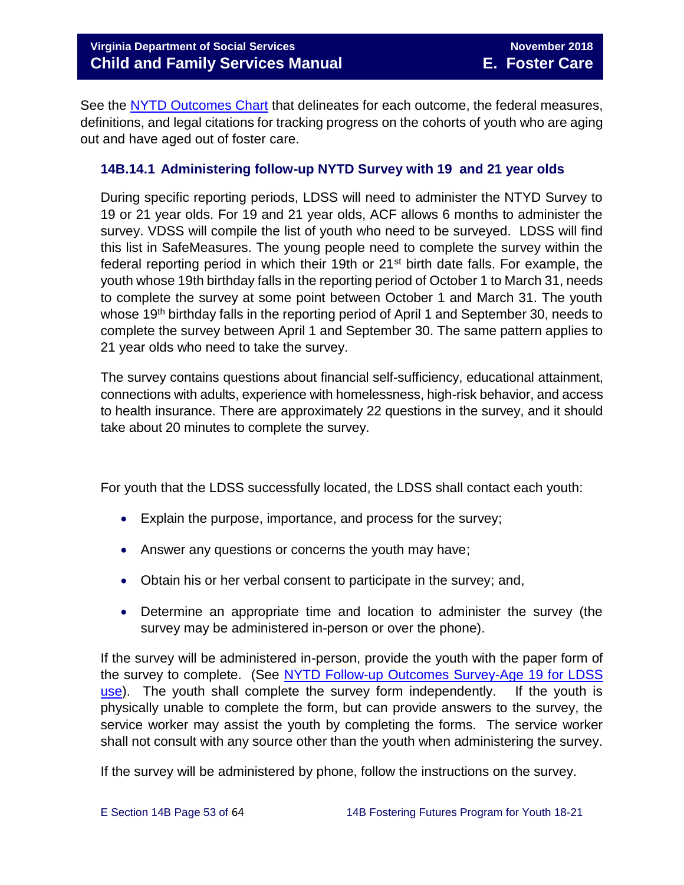See the NYTD Outcomes Chart that delineates for each outcome, the federal measures, definitions, and legal citations for tracking progress on the cohorts of youth who are aging out and have aged out of foster care.

### 14B.14.1 Administering follow-up NYTD Survey with 19 and 21 year olds

During specific reporting periods, LDSS will need to administer the NTYD Survey to 19 or 21 year olds. For 19 and 21 year olds, ACF allows 6 months to administer the survey. VDSS will compile the list of youth who need to be surveyed. LDSS will find this list in SafeMeasures. The young people need to complete the survey within the federal reporting period in which their 19th or 21st birth date falls. For example, the youth whose 19th birthday falls in the reporting period of October 1 to March 31, needs to complete the survey at some point between October 1 and March 31. The youth whose 19th birthday falls in the reporting period of April 1 and September 30, needs to complete the survey between April 1 and September 30. The same pattern applies to 21 year olds who need to take the survey.

The survey contains questions about financial self-sufficiency, educational attainment, connections with adults, experience with homelessness, high-risk behavior, and access to health insurance. There are approximately 22 questions in the survey, and it should take about 20 minutes to complete the survey.

For youth that the LDSS successfully located, the LDSS shall contact each youth:

- Explain the purpose, importance, and process for the survey;
- Answer any questions or concerns the youth may have;
- Obtain his or her verbal consent to participate in the survey; and,
- Determine an appropriate time and location to administer the survey (the survey may be administered in-person or over the phone).

If the survey will be administered in-person, provide the youth with the paper form of the survey to complete. (See NYTD Follow-up Outcomes Survey-Age 19 for LDSS use). The youth shall complete the survey form independently. If the youth is physically unable to complete the form, but can provide answers to the survey, the service worker may assist the youth by completing the forms. The service worker shall not consult with any source other than the youth when administering the survey.

If the survey will be administered by phone, follow the instructions on the survey.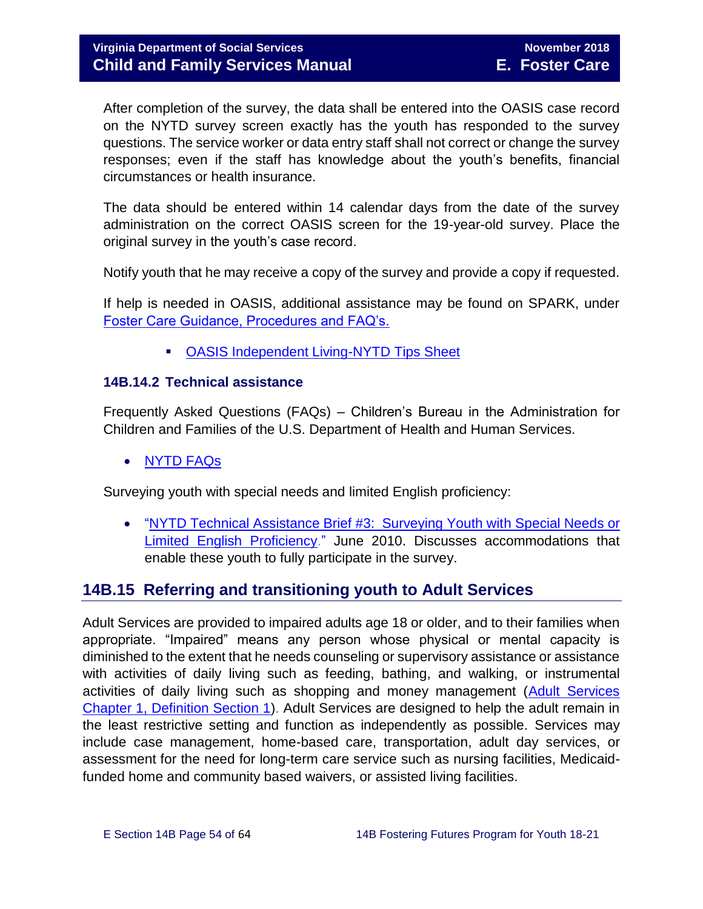After completion of the survey, the data shall be entered into the OASIS case record on the NYTD survey screen exactly has the youth has responded to the survey questions. The service worker or data entry staff shall not correct or change the survey responses; even if the staff has knowledge about the youth's benefits, financial circumstances or health insurance.

The data should be entered within 14 calendar days from the date of the survey administration on the correct OASIS screen for the 19-year-old survey. Place the original survey in the youth's case record.

Notify youth that he may receive a copy of the survey and provide a copy if requested.

If help is needed in OASIS, additional assistance may be found on SPARK, under Foster Care Guidance, Procedures and FAQ's.

- OASIS Independent Living-NYTD Tips Sheet

### 14B.14.2 Technical assistance

Frequently Asked Questions (FAQs) – Children's Bureau in the Administration for Children and Families of the U.S. Department of Health and Human Services.

- NYTD FAQs

Surveying youth with special needs and limited English proficiency:

- "NYTD Technical Assistance Brief #3: Surveying Youth with Special Needs or Limited English Proficiency." June 2010. Discusses accommodations that enable these youth to fully participate in the survey.

## 14B.15 Referring and transitioning youth to Adult Services

Adult Services are provided to impaired adults age 18 or older, and to their families when appropriate. "Impaired" means any person whose physical or mental capacity is diminished to the extent that he needs counseling or supervisory assistance or assistance with activities of daily living such as feeding, bathing, and walking, or instrumental activities of daily living such as shopping and money management (Adult Services Chapter 1, Definition Section 1). Adult Services are designed to help the adult remain in the least restrictive setting and function as independently as possible. Services may include case management, home-based care, transportation, adult day services, or assessment for the need for long-term care service such as nursing facilities, Medicaid-funded home and community based waivers, or assisted living facilities.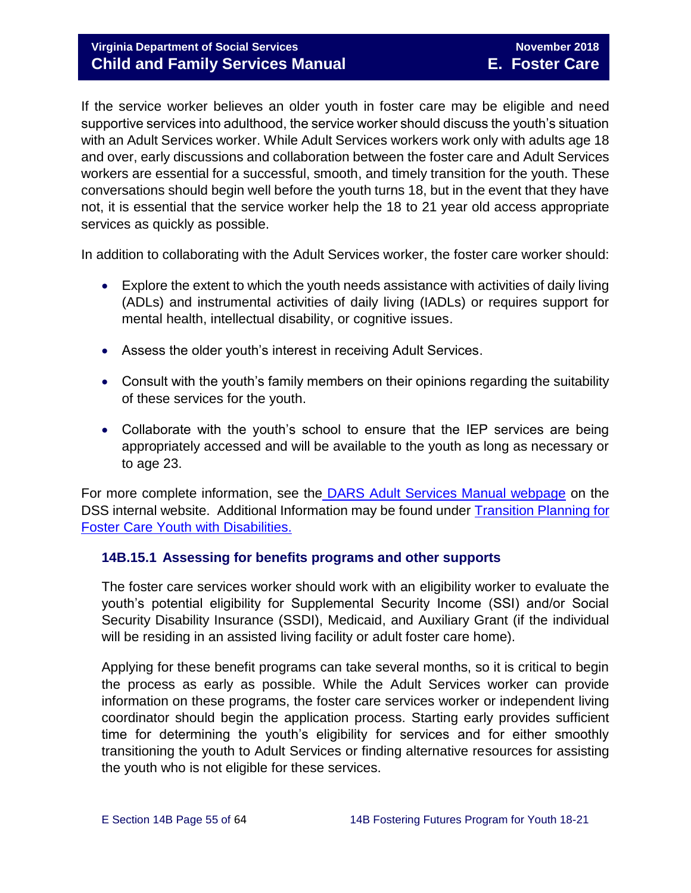If the service worker believes an older youth in foster care may be eligible and need supportive services into adulthood, the service worker should discuss the youth's situation with an Adult Services worker. While Adult Services workers work only with adults age 18 and over, early discussions and collaboration between the foster care and Adult Services workers are essential for a successful, smooth, and timely transition for the youth. These conversations should begin well before the youth turns 18, but in the event that they have not, it is essential that the service worker help the 18 to 21 year old access appropriate services as quickly as possible.

In addition to collaborating with the Adult Services worker, the foster care worker should:

- Explore the extent to which the youth needs assistance with activities of daily living (ADLs) and instrumental activities of daily living (IADLs) or requires support for mental health, intellectual disability, or cognitive issues.
- Assess the older youth's interest in receiving Adult Services.
- Consult with the youth's family members on their opinions regarding the suitability of these services for the youth.
- Collaborate with the youth's school to ensure that the IEP services are being appropriately accessed and will be available to the youth as long as necessary or to age 23.

For more complete information, see the DARS Adult Services Manual webpage on the DSS internal website. Additional Information may be found under Transition Planning for Foster Care Youth with Disabilities.

### 14B.15.1 Assessing for benefits programs and other supports

The foster care services worker should work with an eligibility worker to evaluate the youth's potential eligibility for Supplemental Security Income (SSI) and/or Social Security Disability Insurance (SSDI), Medicaid, and Auxiliary Grant (if the individual will be residing in an assisted living facility or adult foster care home).

Applying for these benefit programs can take several months, so it is critical to begin the process as early as possible. While the Adult Services worker can provide information on these programs, the foster care services worker or independent living coordinator should begin the application process. Starting early provides sufficient time for determining the youth's eligibility for services and for either smoothly transitioning the youth to Adult Services or finding alternative resources for assisting the youth who is not eligible for these services.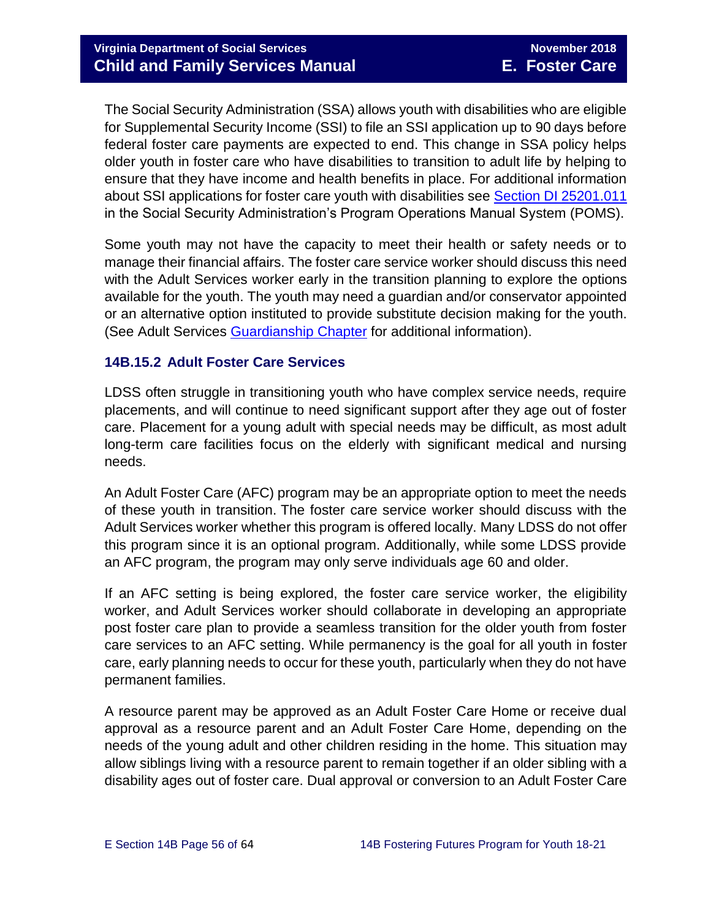The Social Security Administration (SSA) allows youth with disabilities who are eligible for Supplemental Security Income (SSI) to file an SSI application up to 90 days before federal foster care payments are expected to end. This change in SSA policy helps older youth in foster care who have disabilities to transition to adult life by helping to ensure that they have income and health benefits in place. For additional information about SSI applications for foster care youth with disabilities see [Section DI 25201.011](#) in the Social Security Administration's Program Operations Manual System (POMS).

Some youth may not have the capacity to meet their health or safety needs or to manage their financial affairs. The foster care service worker should discuss this need with the Adult Services worker early in the transition planning to explore the options available for the youth. The youth may need a guardian and/or conservator appointed or an alternative option instituted to provide substitute decision making for the youth. (See Adult Services [Guardianship Chapter](#) for additional information).

### 14B.15.2 Adult Foster Care Services

LDSS often struggle in transitioning youth who have complex service needs, require placements, and will continue to need significant support after they age out of foster care. Placement for a young adult with special needs may be difficult, as most adult long-term care facilities focus on the elderly with significant medical and nursing needs.

An Adult Foster Care (AFC) program may be an appropriate option to meet the needs of these youth in transition. The foster care service worker should discuss with the Adult Services worker whether this program is offered locally. Many LDSS do not offer this program since it is an optional program. Additionally, while some LDSS provide an AFC program, the program may only serve individuals age 60 and older.

If an AFC setting is being explored, the foster care service worker, the eligibility worker, and Adult Services worker should collaborate in developing an appropriate post foster care plan to provide a seamless transition for the older youth from foster care services to an AFC setting. While permanency is the goal for all youth in foster care, early planning needs to occur for these youth, particularly when they do not have permanent families.

A resource parent may be approved as an Adult Foster Care Home or receive dual approval as a resource parent and an Adult Foster Care Home, depending on the needs of the young adult and other children residing in the home. This situation may allow siblings living with a resource parent to remain together if an older sibling with a disability ages out of foster care. Dual approval or conversion to an Adult Foster Care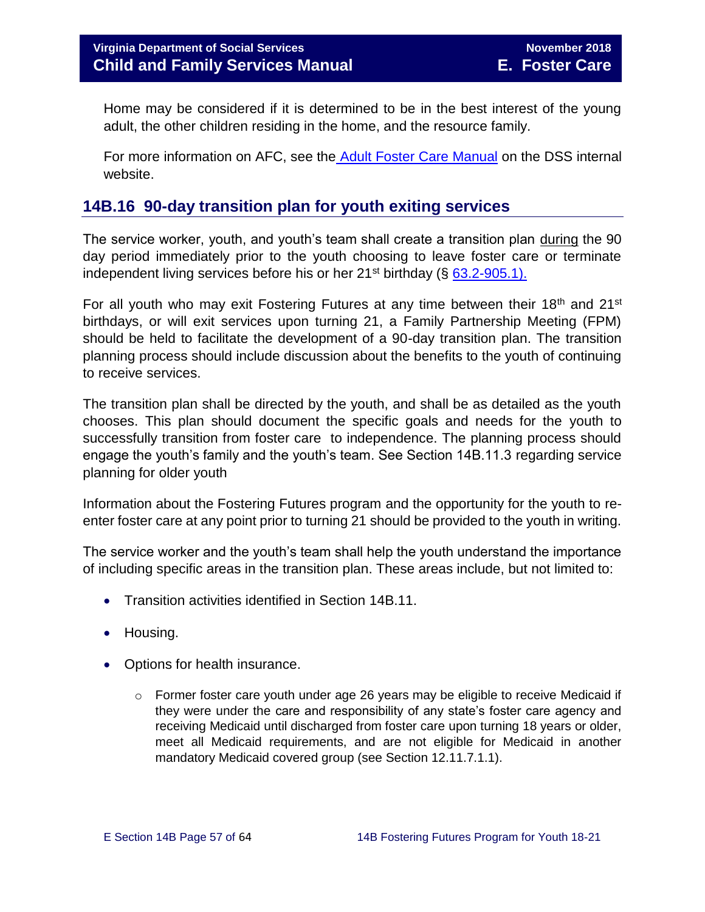Home may be considered if it is determined to be in the best interest of the young adult, the other children residing in the home, and the resource family.

For more information on AFC, see the Adult Foster Care Manual on the DSS internal website.

## 14B.16 90-day transition plan for youth exiting services

The service worker, youth, and youth's team shall create a transition plan during the 90 day period immediately prior to the youth choosing to leave foster care or terminate independent living services before his or her 21st birthday (§ 63.2-905.1).

For all youth who may exit Fostering Futures at any time between their 18th and 21st birthdays, or will exit services upon turning 21, a Family Partnership Meeting (FPM) should be held to facilitate the development of a 90-day transition plan. The transition planning process should include discussion about the benefits to the youth of continuing to receive services.

The transition plan shall be directed by the youth, and shall be as detailed as the youth chooses. This plan should document the specific goals and needs for the youth to successfully transition from foster care to independence. The planning process should engage the youth's family and the youth's team. See Section 14B.11.3 regarding service planning for older youth

Information about the Fostering Futures program and the opportunity for the youth to re-enter foster care at any point prior to turning 21 should be provided to the youth in writing.

The service worker and the youth's team shall help the youth understand the importance of including specific areas in the transition plan. These areas include, but not limited to:

- Transition activities identified in Section 14B.11.
- Housing.
- Options for health insurance.
  - Former foster care youth under age 26 years may be eligible to receive Medicaid if they were under the care and responsibility of any state's foster care agency and receiving Medicaid until discharged from foster care upon turning 18 years or older, meet all Medicaid requirements, and are not eligible for Medicaid in another mandatory Medicaid covered group (see Section 12.11.7.1.1).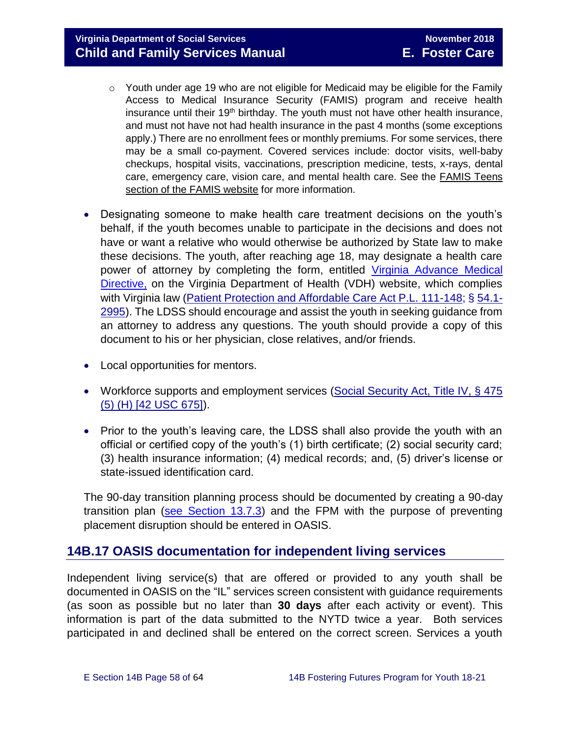- Youth under age 19 who are not eligible for Medicaid may be eligible for the Family Access to Medical Insurance Security (FAMIS) program and receive health insurance until their 19th birthday. The youth must not have other health insurance, and must not have not had health insurance in the past 4 months (some exceptions apply.) There are no enrollment fees or monthly premiums. For some services, there may be a small co-payment. Covered services include: doctor visits, well-baby checkups, hospital visits, vaccinations, prescription medicine, tests, x-rays, dental care, emergency care, vision care, and mental health care. See the FAMIS Teens section of the FAMIS website for more information.

- Designating someone to make health care treatment decisions on the youth's behalf, if the youth becomes unable to participate in the decisions and does not have or want a relative who would otherwise be authorized by State law to make these decisions. The youth, after reaching age 18, may designate a health care power of attorney by completing the form, entitled Virginia Advance Medical Directive, on the Virginia Department of Health (VDH) website, which complies with Virginia law (Patient Protection and Affordable Care Act P.L. 111-148; § 54.1-2995). The LDSS should encourage and assist the youth in seeking guidance from an attorney to address any questions. The youth should provide a copy of this document to his or her physician, close relatives, and/or friends.

- Local opportunities for mentors.

- Workforce supports and employment services (Social Security Act, Title IV, § 475 (5) (H) [42 USC 675]).

- Prior to the youth's leaving care, the LDSS shall also provide the youth with an official or certified copy of the youth's (1) birth certificate; (2) social security card; (3) health insurance information; (4) medical records; and, (5) driver's license or state-issued identification card.

The 90-day transition planning process should be documented by creating a 90-day transition plan (see Section 13.7.3) and the FPM with the purpose of preventing placement disruption should be entered in OASIS.

## 14B.17 OASIS documentation for independent living services

Independent living service(s) that are offered or provided to any youth shall be documented in OASIS on the "IL" services screen consistent with guidance requirements (as soon as possible but no later than **30 days** after each activity or event). This information is part of the data submitted to the NYTD twice a year. Both services participated in and declined shall be entered on the correct screen. Services a youth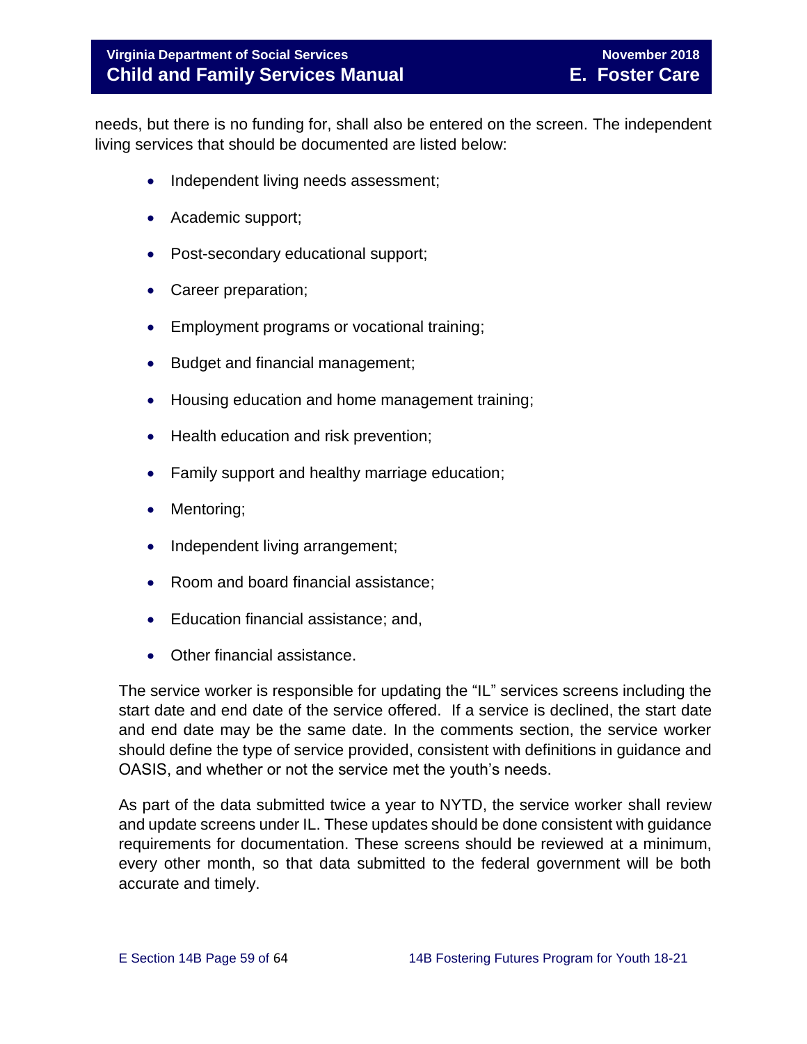needs, but there is no funding for, shall also be entered on the screen. The independent living services that should be documented are listed below:

- Independent living needs assessment;
- Academic support;
- Post-secondary educational support;
- Career preparation;
- Employment programs or vocational training;
- Budget and financial management;
- Housing education and home management training;
- Health education and risk prevention;
- Family support and healthy marriage education;
- Mentoring;
- Independent living arrangement;
- Room and board financial assistance;
- Education financial assistance; and,
- Other financial assistance.

The service worker is responsible for updating the "IL" services screens including the start date and end date of the service offered. If a service is declined, the start date and end date may be the same date. In the comments section, the service worker should define the type of service provided, consistent with definitions in guidance and OASIS, and whether or not the service met the youth's needs.

As part of the data submitted twice a year to NYTD, the service worker shall review and update screens under IL. These updates should be done consistent with guidance requirements for documentation. These screens should be reviewed at a minimum, every other month, so that data submitted to the federal government will be both accurate and timely.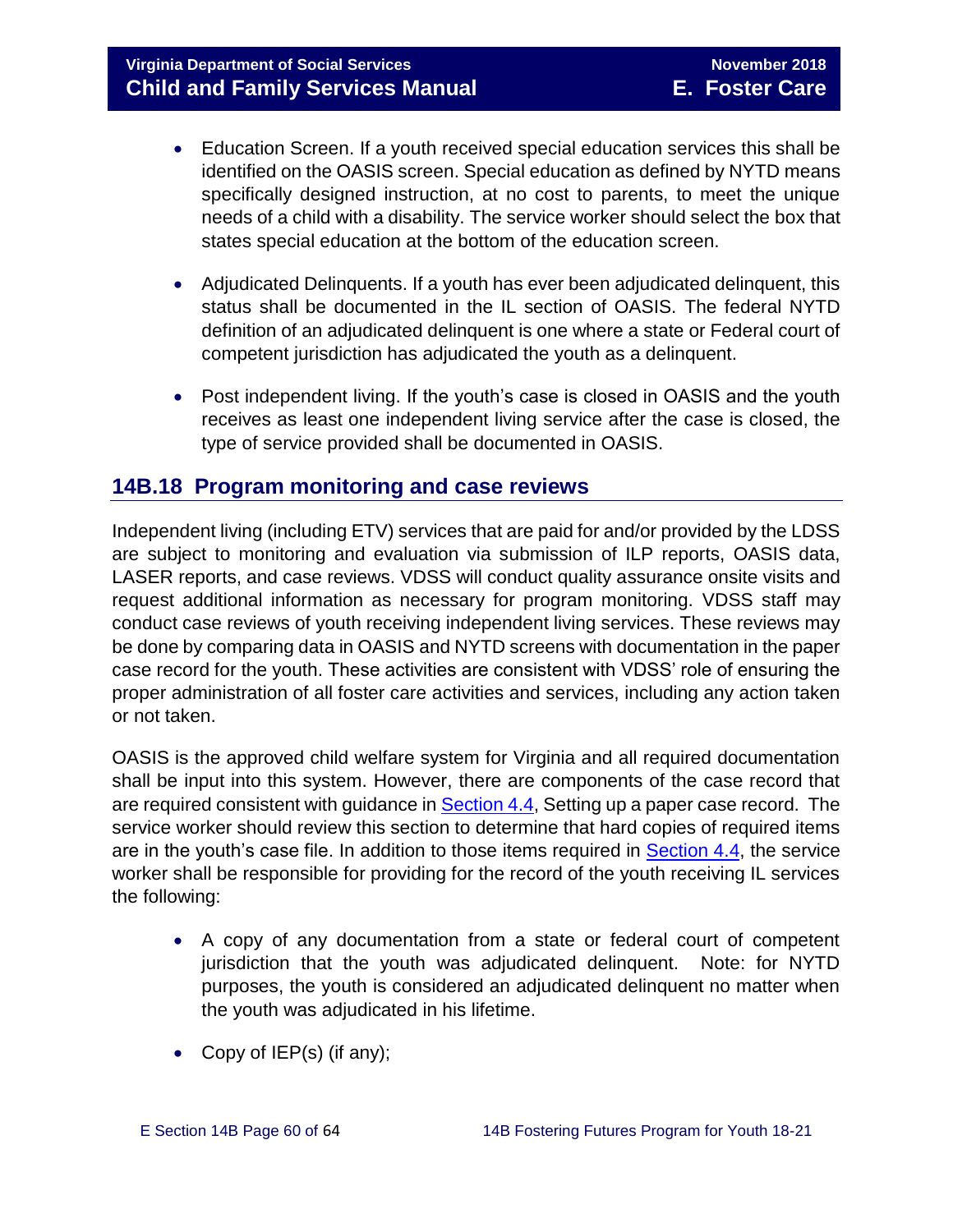- Education Screen. If a youth received special education services this shall be identified on the OASIS screen. Special education as defined by NYTD means specifically designed instruction, at no cost to parents, to meet the unique needs of a child with a disability. The service worker should select the box that states special education at the bottom of the education screen.

- Adjudicated Delinquents. If a youth has ever been adjudicated delinquent, this status shall be documented in the IL section of OASIS. The federal NYTD definition of an adjudicated delinquent is one where a state or Federal court of competent jurisdiction has adjudicated the youth as a delinquent.

- Post independent living. If the youth's case is closed in OASIS and the youth receives as least one independent living service after the case is closed, the type of service provided shall be documented in OASIS.

## 14B.18 Program monitoring and case reviews

Independent living (including ETV) services that are paid for and/or provided by the LDSS are subject to monitoring and evaluation via submission of ILP reports, OASIS data, LASER reports, and case reviews. VDSS will conduct quality assurance onsite visits and request additional information as necessary for program monitoring. VDSS staff may conduct case reviews of youth receiving independent living services. These reviews may be done by comparing data in OASIS and NYTD screens with documentation in the paper case record for the youth. These activities are consistent with VDSS' role of ensuring the proper administration of all foster care activities and services, including any action taken or not taken.

OASIS is the approved child welfare system for Virginia and all required documentation shall be input into this system. However, there are components of the case record that are required consistent with guidance in Section 4.4, Setting up a paper case record. The service worker should review this section to determine that hard copies of required items are in the youth's case file. In addition to those items required in Section 4.4, the service worker shall be responsible for providing for the record of the youth receiving IL services the following:

- A copy of any documentation from a state or federal court of competent jurisdiction that the youth was adjudicated delinquent. Note: for NYTD purposes, the youth is considered an adjudicated delinquent no matter when the youth was adjudicated in his lifetime.

- Copy of IEP(s) (if any);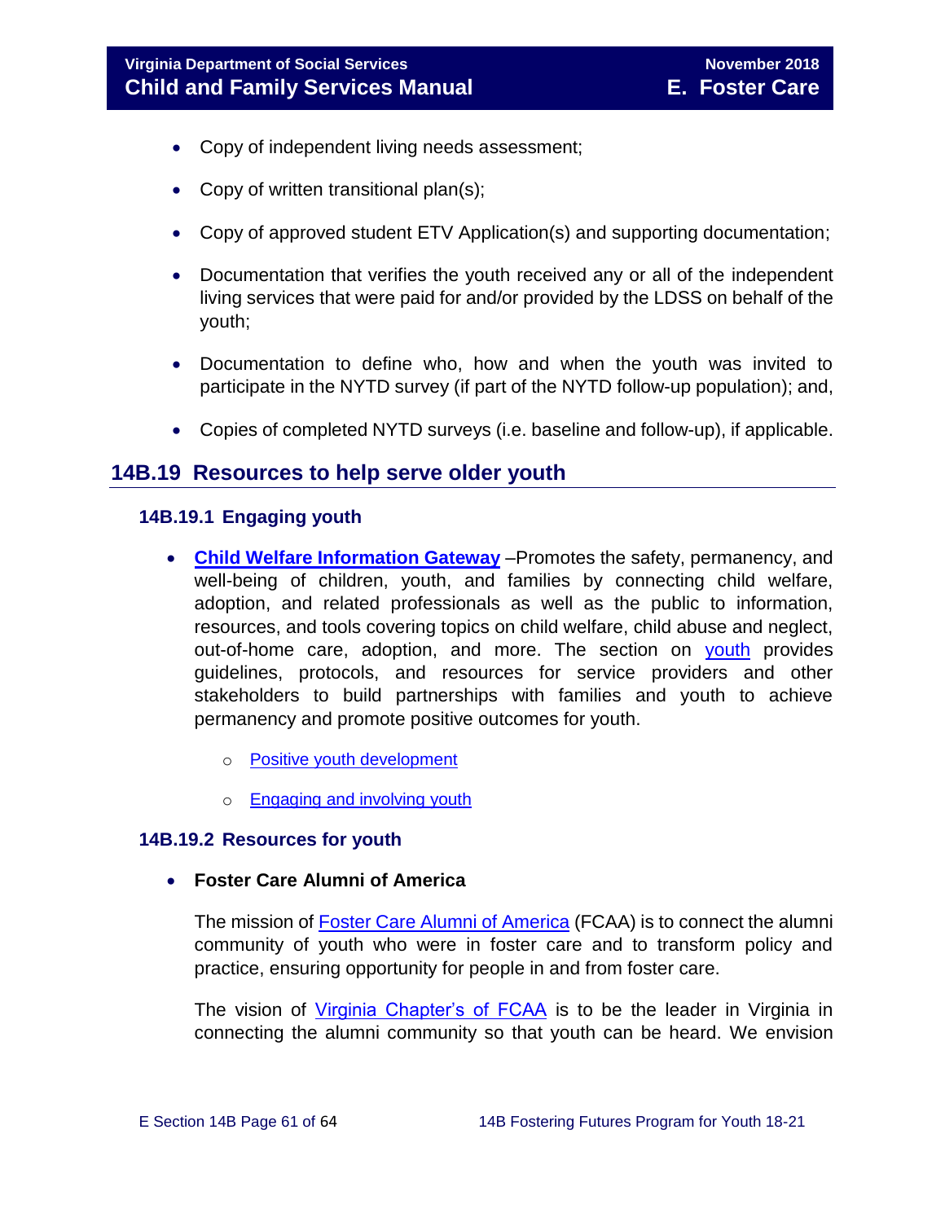- Copy of independent living needs assessment;
- Copy of written transitional plan(s);
- Copy of approved student ETV Application(s) and supporting documentation;
- Documentation that verifies the youth received any or all of the independent living services that were paid for and/or provided by the LDSS on behalf of the youth;
- Documentation to define who, how and when the youth was invited to participate in the NYTD survey (if part of the NYTD follow-up population); and,
- Copies of completed NYTD surveys (i.e. baseline and follow-up), if applicable.

## 14B.19 Resources to help serve older youth

### 14B.19.1 Engaging youth

- **Child Welfare Information Gateway** –Promotes the safety, permanency, and well-being of children, youth, and families by connecting child welfare, adoption, and related professionals as well as the public to information, resources, and tools covering topics on child welfare, child abuse and neglect, out-of-home care, adoption, and more. The section on youth provides guidelines, protocols, and resources for service providers and other stakeholders to build partnerships with families and youth to achieve permanency and promote positive outcomes for youth.
  - Positive youth development
  - Engaging and involving youth

### 14B.19.2 Resources for youth

- **Foster Care Alumni of America**

  The mission of Foster Care Alumni of America (FCAA) is to connect the alumni community of youth who were in foster care and to transform policy and practice, ensuring opportunity for people in and from foster care.

  The vision of Virginia Chapter's of FCAA is to be the leader in Virginia in connecting the alumni community so that youth can be heard. We envision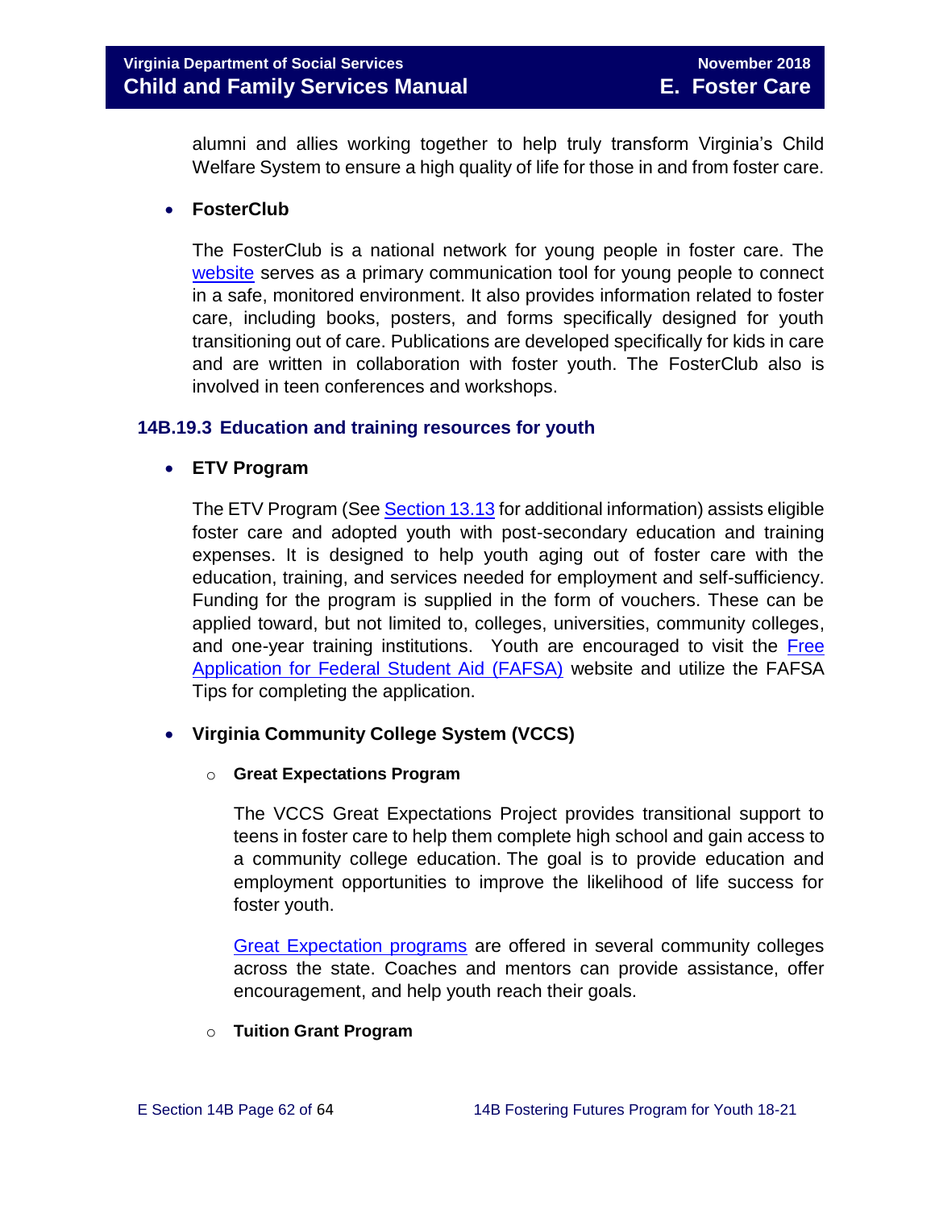alumni and allies working together to help truly transform Virginia's Child Welfare System to ensure a high quality of life for those in and from foster care.

- **FosterClub**

  The FosterClub is a national network for young people in foster care. The website serves as a primary communication tool for young people to connect in a safe, monitored environment. It also provides information related to foster care, including books, posters, and forms specifically designed for youth transitioning out of care. Publications are developed specifically for kids in care and are written in collaboration with foster youth. The FosterClub also is involved in teen conferences and workshops.

### 14B.19.3 Education and training resources for youth

- **ETV Program**

  The ETV Program (See Section 13.13 for additional information) assists eligible foster care and adopted youth with post-secondary education and training expenses. It is designed to help youth aging out of foster care with the education, training, and services needed for employment and self-sufficiency. Funding for the program is supplied in the form of vouchers. These can be applied toward, but not limited to, colleges, universities, community colleges, and one-year training institutions. Youth are encouraged to visit the Free Application for Federal Student Aid (FAFSA) website and utilize the FAFSA Tips for completing the application.

- **Virginia Community College System (VCCS)**

  - **Great Expectations Program**

    The VCCS Great Expectations Project provides transitional support to teens in foster care to help them complete high school and gain access to a community college education. The goal is to provide education and employment opportunities to improve the likelihood of life success for foster youth.

    Great Expectation programs are offered in several community colleges across the state. Coaches and mentors can provide assistance, offer encouragement, and help youth reach their goals.

  - **Tuition Grant Program**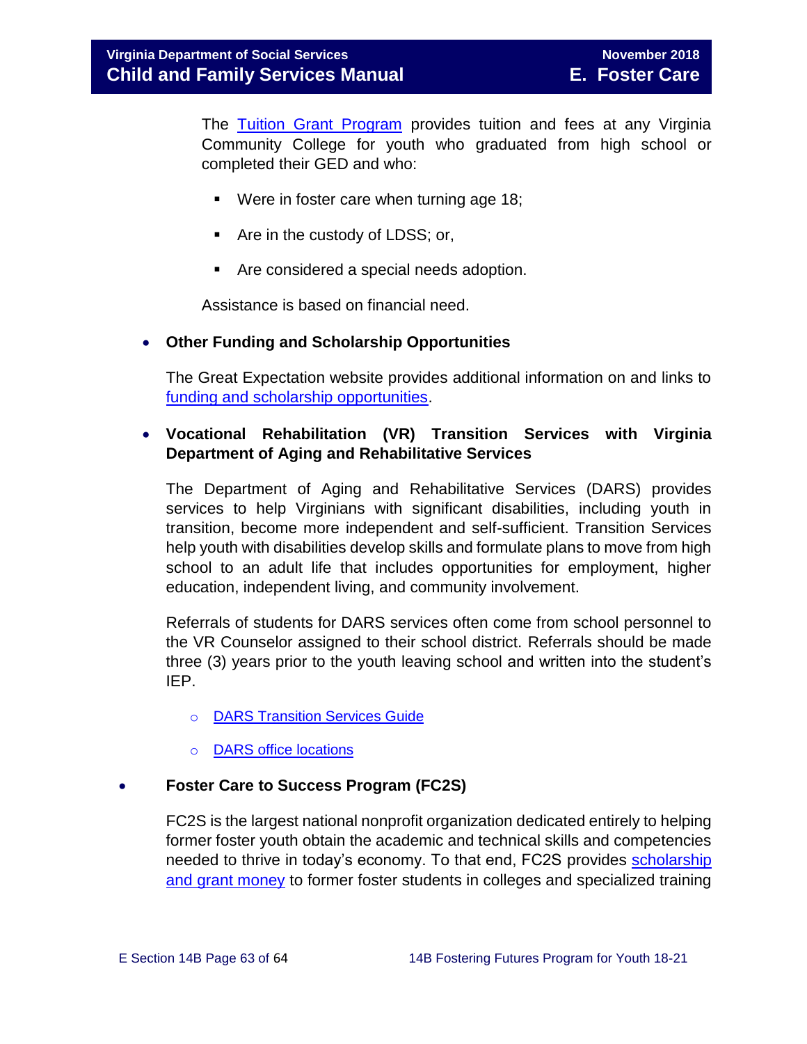The Tuition Grant Program provides tuition and fees at any Virginia Community College for youth who graduated from high school or completed their GED and who:

- Were in foster care when turning age 18;
- Are in the custody of LDSS; or,
- Are considered a special needs adoption.

Assistance is based on financial need.

- **Other Funding and Scholarship Opportunities**

  The Great Expectation website provides additional information on and links to funding and scholarship opportunities.

- **Vocational Rehabilitation (VR) Transition Services with Virginia Department of Aging and Rehabilitative Services**

  The Department of Aging and Rehabilitative Services (DARS) provides services to help Virginians with significant disabilities, including youth in transition, become more independent and self-sufficient. Transition Services help youth with disabilities develop skills and formulate plans to move from high school to an adult life that includes opportunities for employment, higher education, independent living, and community involvement.

  Referrals of students for DARS services often come from school personnel to the VR Counselor assigned to their school district. Referrals should be made three (3) years prior to the youth leaving school and written into the student's IEP.

  - DARS Transition Services Guide
  - DARS office locations

- **Foster Care to Success Program (FC2S)**

  FC2S is the largest national nonprofit organization dedicated entirely to helping former foster youth obtain the academic and technical skills and competencies needed to thrive in today's economy. To that end, FC2S provides scholarship and grant money to former foster students in colleges and specialized training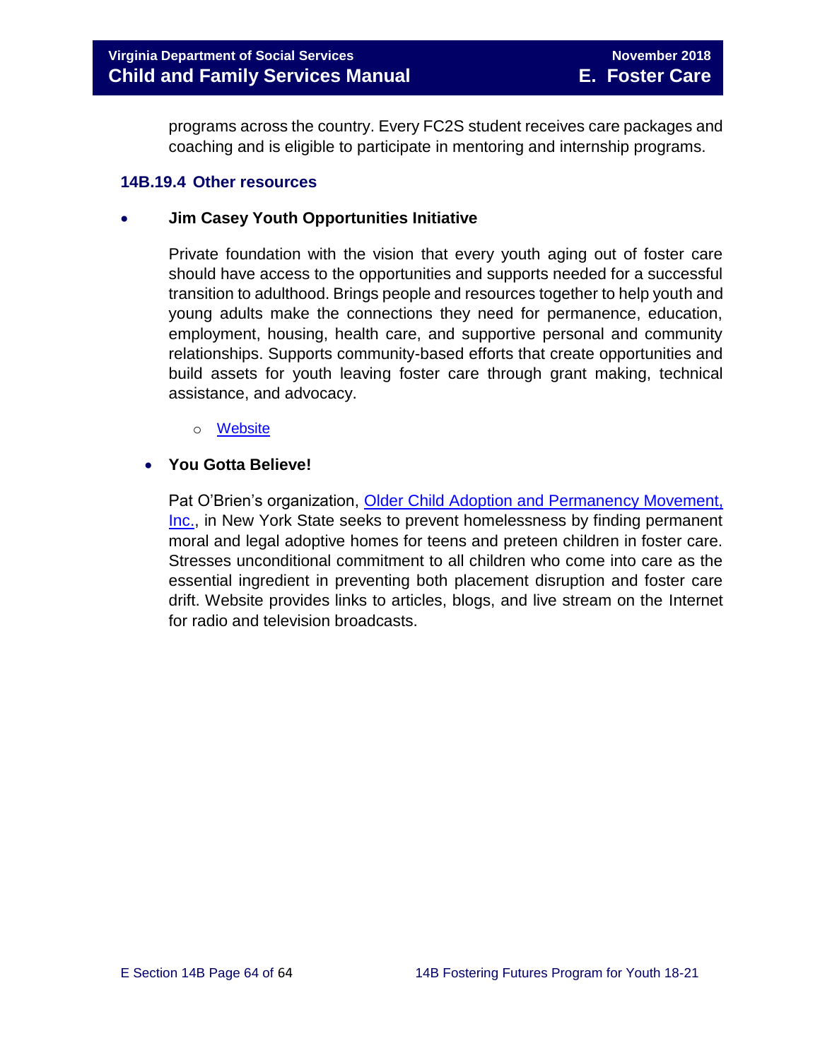programs across the country. Every FC2S student receives care packages and coaching and is eligible to participate in mentoring and internship programs.

### 14B.19.4 Other resources

- **Jim Casey Youth Opportunities Initiative**

  Private foundation with the vision that every youth aging out of foster care should have access to the opportunities and supports needed for a successful transition to adulthood. Brings people and resources together to help youth and young adults make the connections they need for permanence, education, employment, housing, health care, and supportive personal and community relationships. Supports community-based efforts that create opportunities and build assets for youth leaving foster care through grant making, technical assistance, and advocacy.

  - Website

- **You Gotta Believe!**

  Pat O'Brien's organization, Older Child Adoption and Permanency Movement, Inc., in New York State seeks to prevent homelessness by finding permanent moral and legal adoptive homes for teens and preteen children in foster care. Stresses unconditional commitment to all children who come into care as the essential ingredient in preventing both placement disruption and foster care drift. Website provides links to articles, blogs, and live stream on the Internet for radio and television broadcasts.